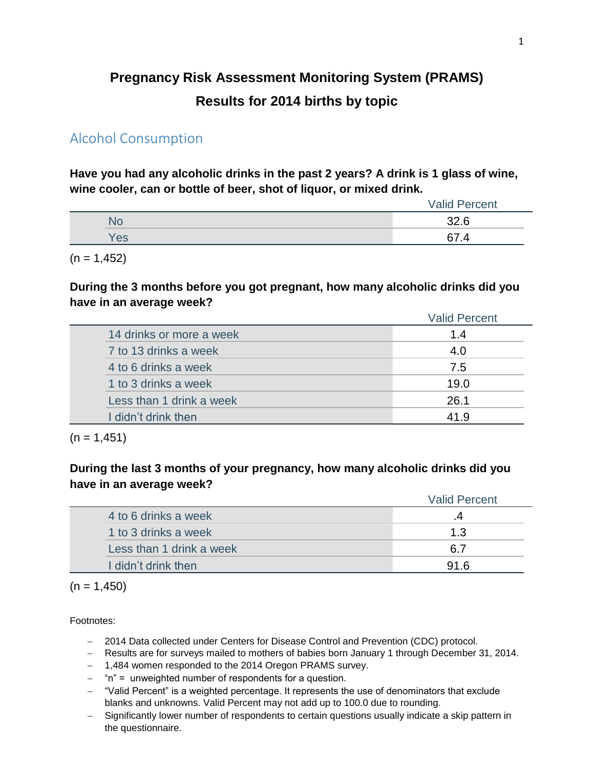# Pregnancy Risk Assessment Monitoring System (PRAMS)

# Results for 2014 births by topic

## Alcohol Consumption

**Have you had any alcoholic drinks in the past 2 years? A drink is 1 glass of wine, wine cooler, can or bottle of beer, shot of liquor, or mixed drink.**

| | Valid Percent |
|---|---|
| No | 32.6 |
| Yes | 67.4 |

(n = 1,452)

**During the 3 months before you got pregnant, how many alcoholic drinks did you have in an average week?**

| | Valid Percent |
|---|---|
| 14 drinks or more a week | 1.4 |
| 7 to 13 drinks a week | 4.0 |
| 4 to 6 drinks a week | 7.5 |
| 1 to 3 drinks a week | 19.0 |
| Less than 1 drink a week | 26.1 |
| I didn't drink then | 41.9 |

(n = 1,451)

**During the last 3 months of your pregnancy, how many alcoholic drinks did you have in an average week?**

| | Valid Percent |
|---|---|
| 4 to 6 drinks a week | .4 |
| 1 to 3 drinks a week | 1.3 |
| Less than 1 drink a week | 6.7 |
| I didn't drink then | 91.6 |

(n = 1,450)

Footnotes:

- 2014 Data collected under Centers for Disease Control and Prevention (CDC) protocol.
- Results are for surveys mailed to mothers of babies born January 1 through December 31, 2014.
- 1,484 women responded to the 2014 Oregon PRAMS survey.
- "n" = unweighted number of respondents for a question.
- "Valid Percent" is a weighted percentage. It represents the use of denominators that exclude blanks and unknowns. Valid Percent may not add up to 100.0 due to rounding.
- Significantly lower number of respondents to certain questions usually indicate a skip pattern in the questionnaire.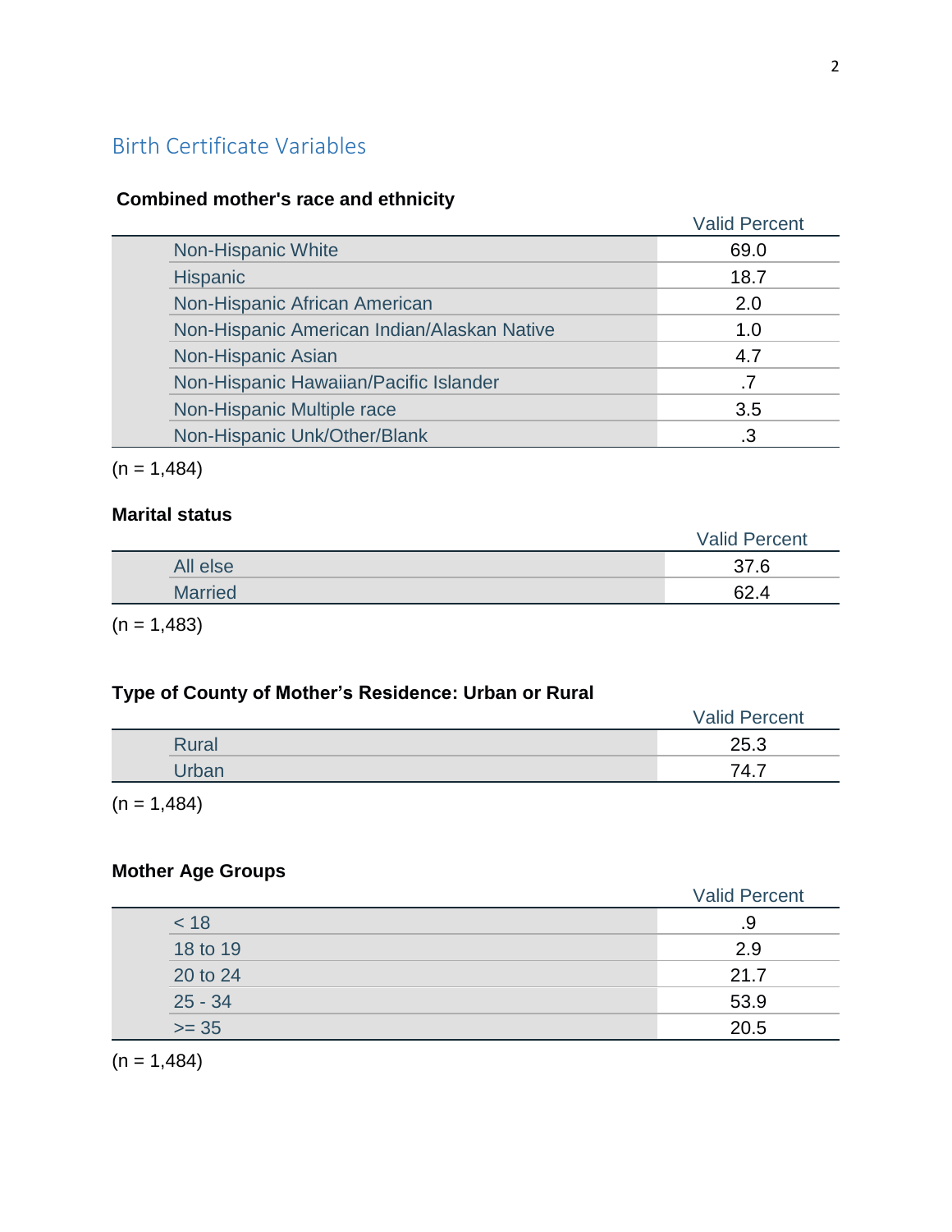## Birth Certificate Variables

**Combined mother's race and ethnicity**

| | Valid Percent |
|---|---|
| Non-Hispanic White | 69.0 |
| Hispanic | 18.7 |
| Non-Hispanic African American | 2.0 |
| Non-Hispanic American Indian/Alaskan Native | 1.0 |
| Non-Hispanic Asian | 4.7 |
| Non-Hispanic Hawaiian/Pacific Islander | .7 |
| Non-Hispanic Multiple race | 3.5 |
| Non-Hispanic Unk/Other/Blank | .3 |

(n = 1,484)

**Marital status**

| | Valid Percent |
|---|---|
| All else | 37.6 |
| Married | 62.4 |

(n = 1,483)

**Type of County of Mother's Residence: Urban or Rural**

| | Valid Percent |
|---|---|
| Rural | 25.3 |
| Urban | 74.7 |

(n = 1,484)

**Mother Age Groups**

| | Valid Percent |
|---|---|
| < 18 | .9 |
| 18 to 19 | 2.9 |
| 20 to 24 | 21.7 |
| 25 - 34 | 53.9 |
| >= 35 | 20.5 |

(n = 1,484)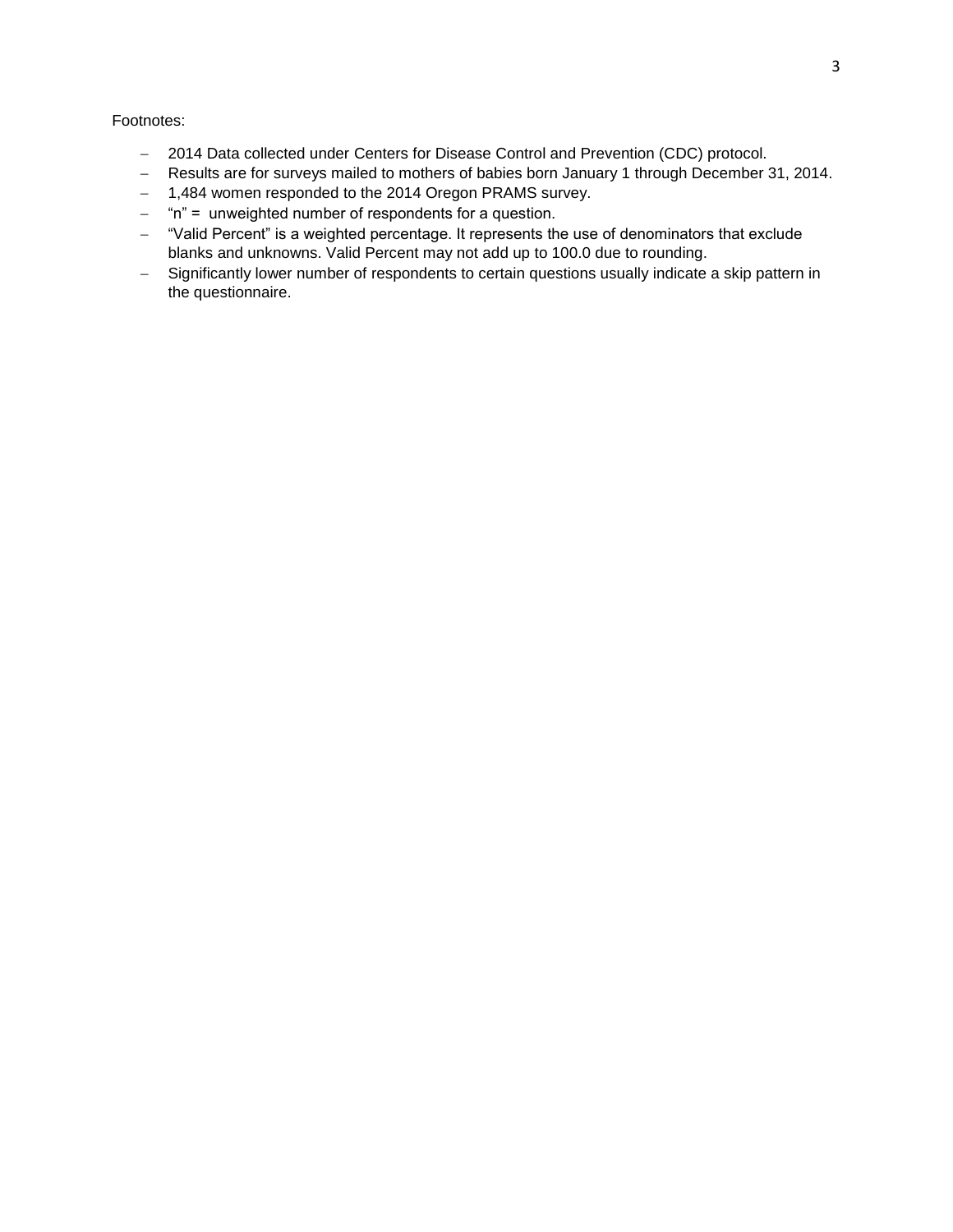Footnotes:

- 2014 Data collected under Centers for Disease Control and Prevention (CDC) protocol.
- Results are for surveys mailed to mothers of babies born January 1 through December 31, 2014.
- 1,484 women responded to the 2014 Oregon PRAMS survey.
- "n" = unweighted number of respondents for a question.
- "Valid Percent" is a weighted percentage. It represents the use of denominators that exclude blanks and unknowns. Valid Percent may not add up to 100.0 due to rounding.
- Significantly lower number of respondents to certain questions usually indicate a skip pattern in the questionnaire.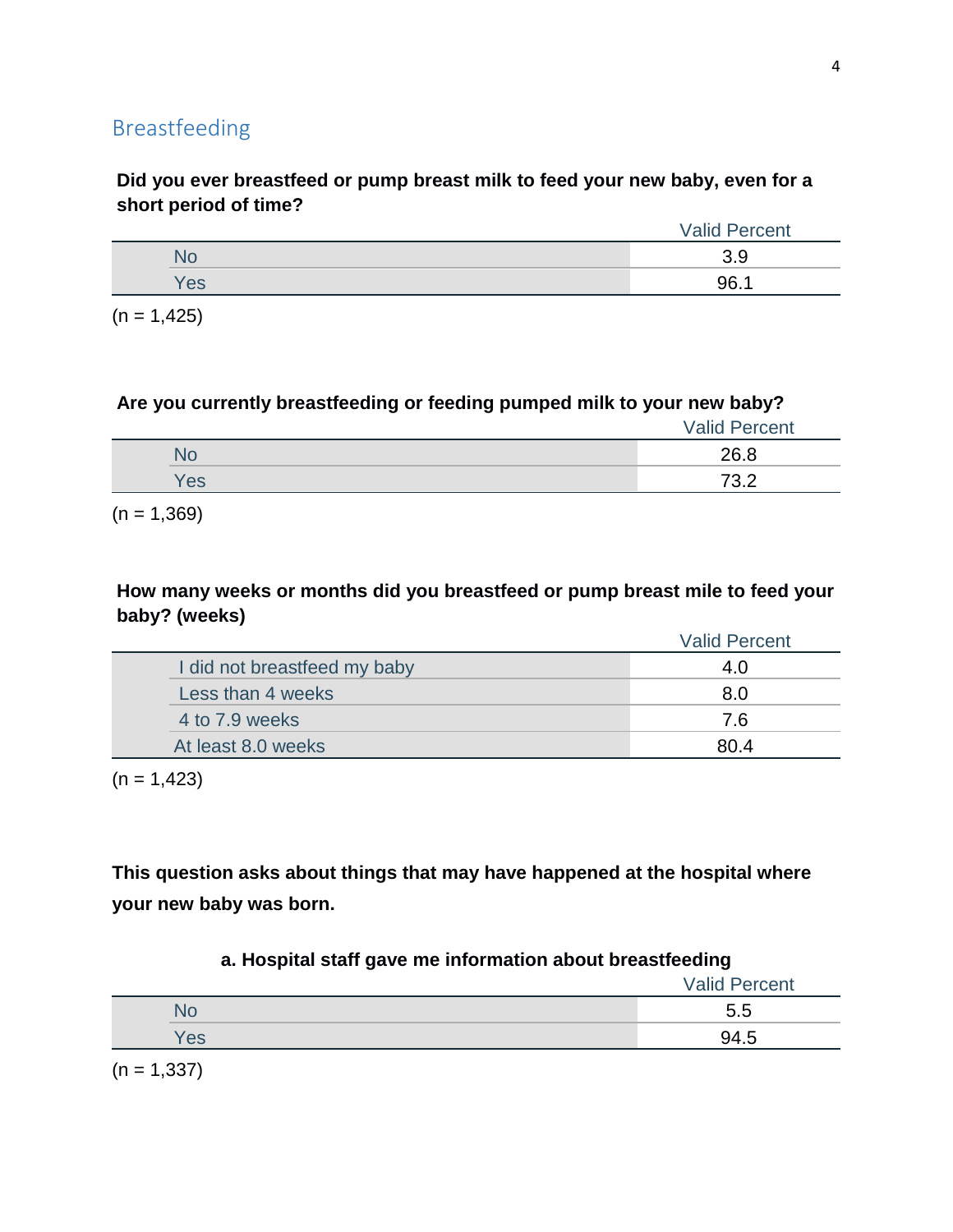## Breastfeeding

**Did you ever breastfeed or pump breast milk to feed your new baby, even for a short period of time?**

| | Valid Percent |
|---|---|
| No | 3.9 |
| Yes | 96.1 |

(n = 1,425)

**Are you currently breastfeeding or feeding pumped milk to your new baby?**

| | Valid Percent |
|---|---|
| No | 26.8 |
| Yes | 73.2 |

(n = 1,369)

**How many weeks or months did you breastfeed or pump breast mile to feed your baby? (weeks)**

| | Valid Percent |
|---|---|
| I did not breastfeed my baby | 4.0 |
| Less than 4 weeks | 8.0 |
| 4 to 7.9 weeks | 7.6 |
| At least 8.0 weeks | 80.4 |

(n = 1,423)

**This question asks about things that may have happened at the hospital where your new baby was born.**

**a. Hospital staff gave me information about breastfeeding**

| | Valid Percent |
|---|---|
| No | 5.5 |
| Yes | 94.5 |

(n = 1,337)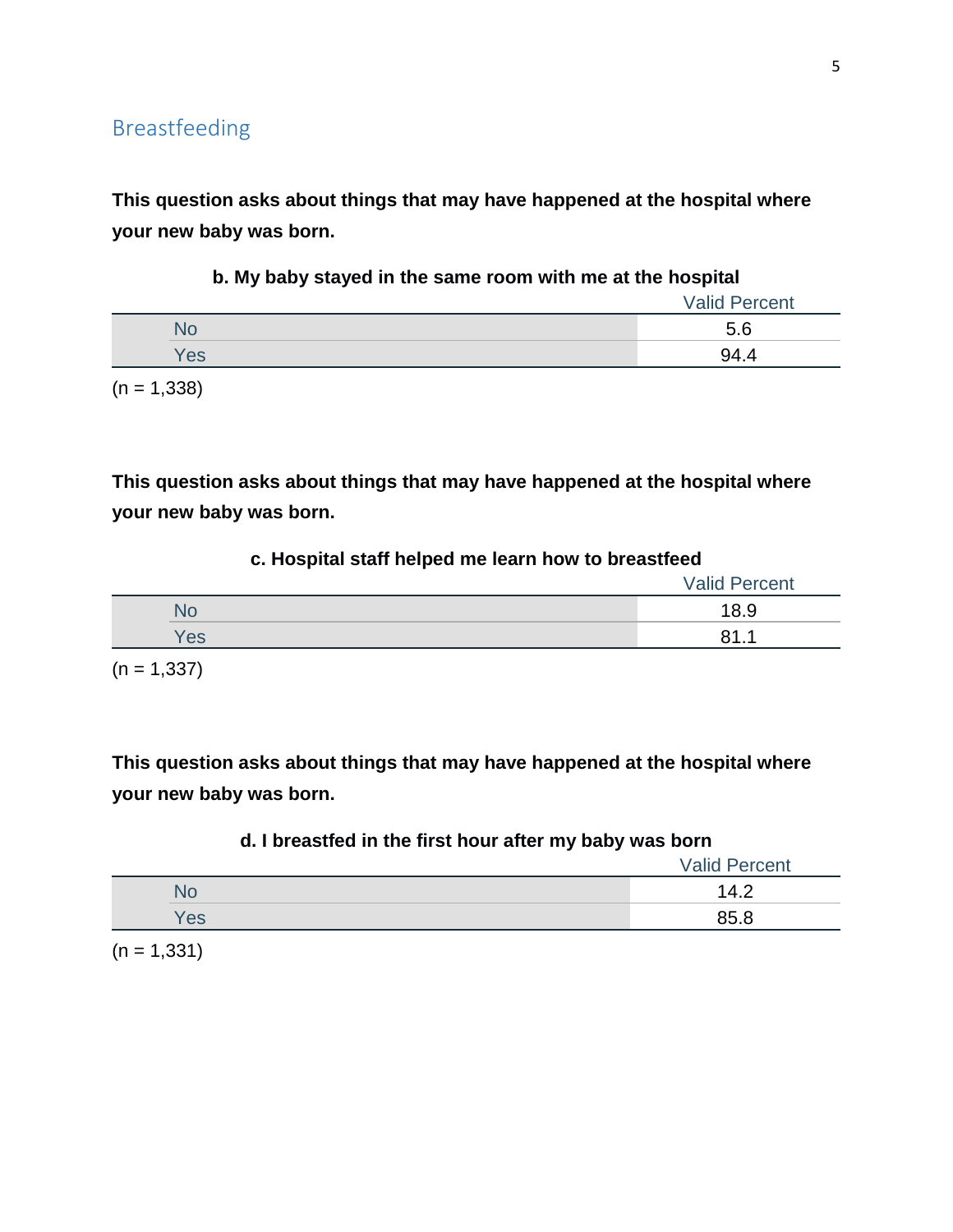## Breastfeeding

**This question asks about things that may have happened at the hospital where your new baby was born.**

**b. My baby stayed in the same room with me at the hospital**

| | Valid Percent |
|---|---|
| No | 5.6 |
| Yes | 94.4 |

(n = 1,338)

**This question asks about things that may have happened at the hospital where your new baby was born.**

**c. Hospital staff helped me learn how to breastfeed**

| | Valid Percent |
|---|---|
| No | 18.9 |
| Yes | 81.1 |

(n = 1,337)

**This question asks about things that may have happened at the hospital where your new baby was born.**

**d. I breastfed in the first hour after my baby was born**

| | Valid Percent |
|---|---|
| No | 14.2 |
| Yes | 85.8 |

(n = 1,331)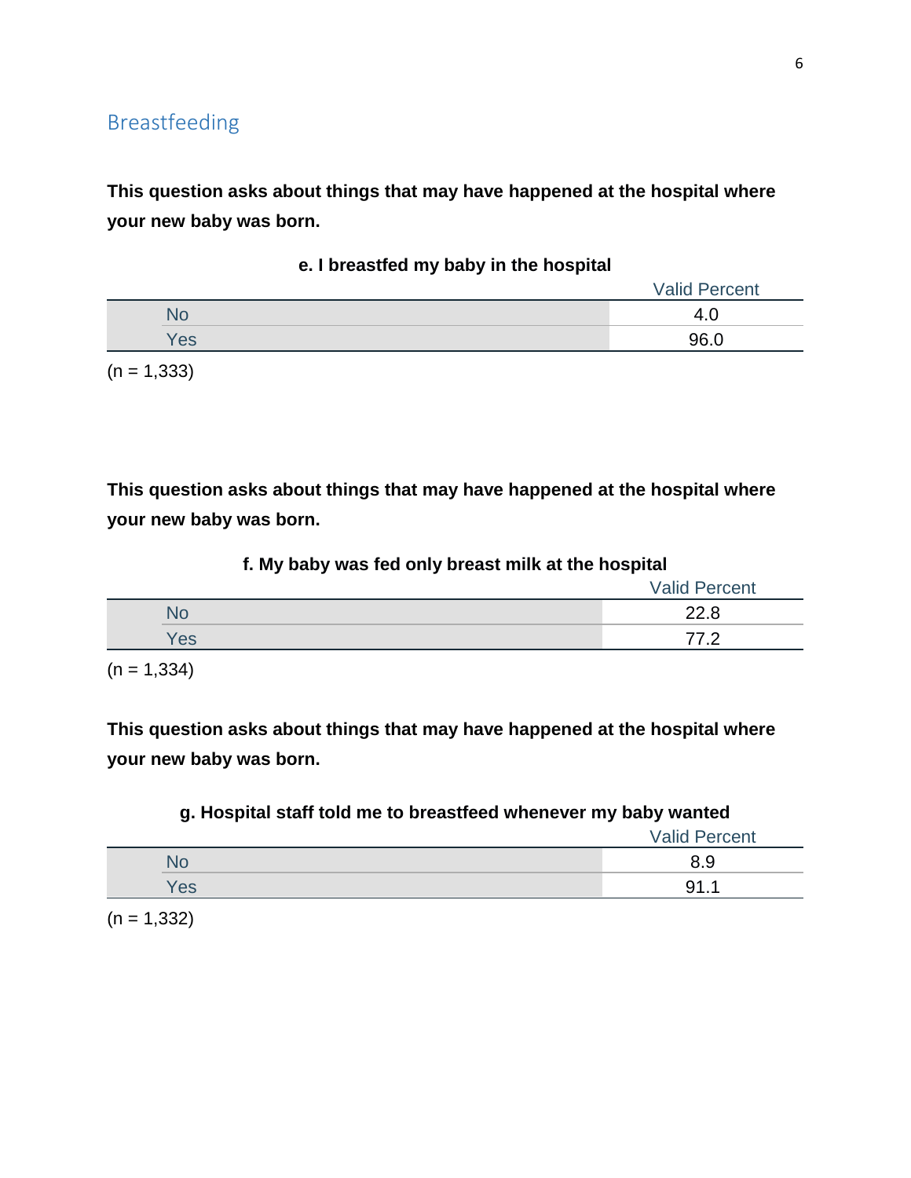## Breastfeeding

**This question asks about things that may have happened at the hospital where your new baby was born.**

**e. I breastfed my baby in the hospital**

| | Valid Percent |
|---|---|
| No | 4.0 |
| Yes | 96.0 |

(n = 1,333)

**This question asks about things that may have happened at the hospital where your new baby was born.**

**f. My baby was fed only breast milk at the hospital**

| | Valid Percent |
|---|---|
| No | 22.8 |
| Yes | 77.2 |

(n = 1,334)

**This question asks about things that may have happened at the hospital where your new baby was born.**

**g. Hospital staff told me to breastfeed whenever my baby wanted**

| | Valid Percent |
|---|---|
| No | 8.9 |
| Yes | 91.1 |

(n = 1,332)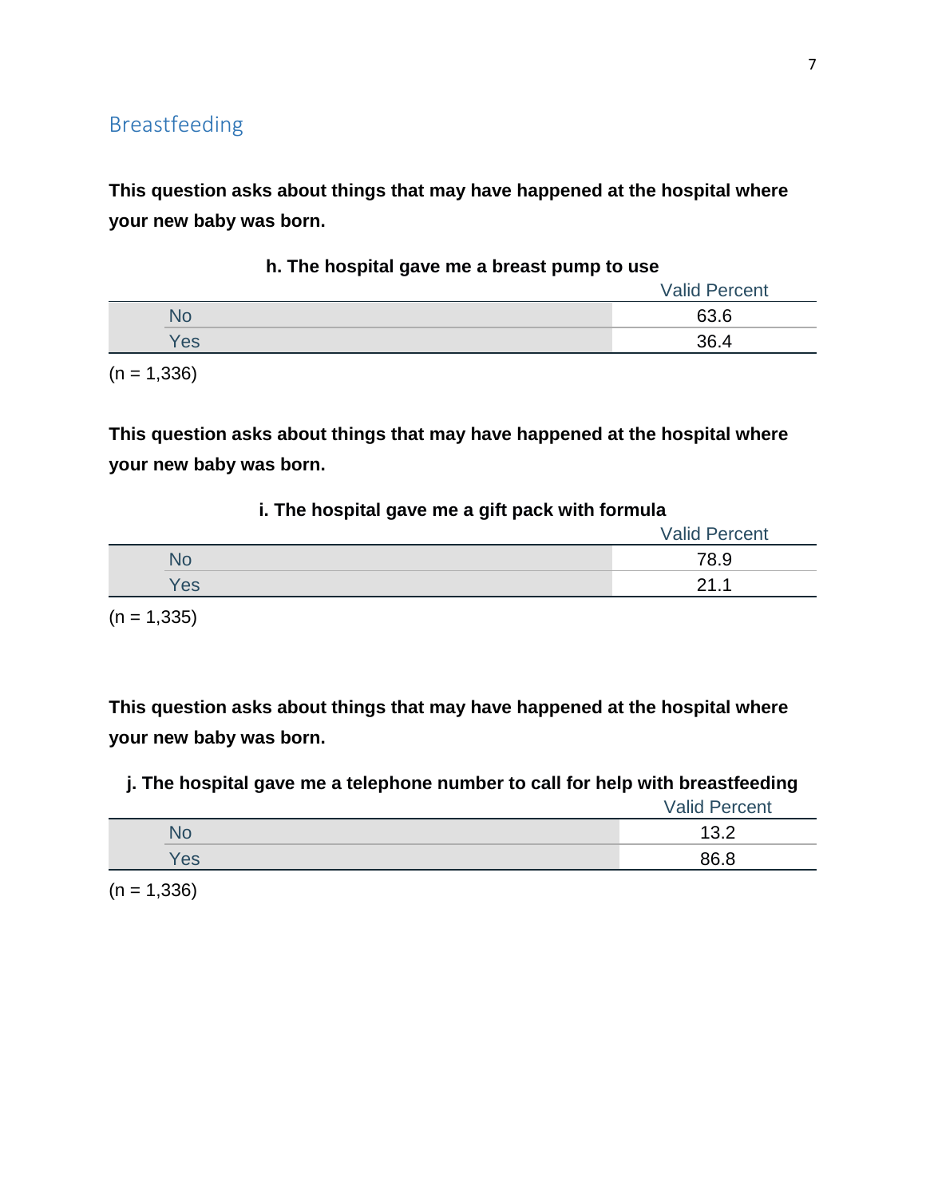## Breastfeeding

**This question asks about things that may have happened at the hospital where your new baby was born.**

**h. The hospital gave me a breast pump to use**

| | Valid Percent |
|---|---|
| No | 63.6 |
| Yes | 36.4 |

(n = 1,336)

**This question asks about things that may have happened at the hospital where your new baby was born.**

**i. The hospital gave me a gift pack with formula**

| | Valid Percent |
|---|---|
| No | 78.9 |
| Yes | 21.1 |

(n = 1,335)

**This question asks about things that may have happened at the hospital where your new baby was born.**

**j. The hospital gave me a telephone number to call for help with breastfeeding**

| | Valid Percent |
|---|---|
| No | 13.2 |
| Yes | 86.8 |

(n = 1,336)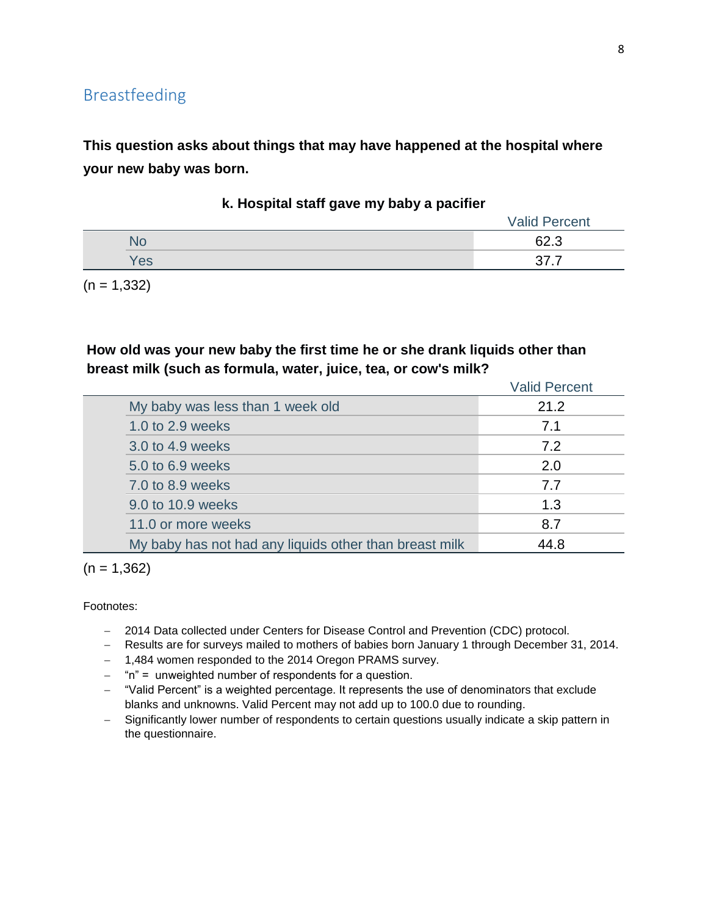## Breastfeeding

**This question asks about things that may have happened at the hospital where your new baby was born.**

**k. Hospital staff gave my baby a pacifier**

| | Valid Percent |
|---|---|
| No | 62.3 |
| Yes | 37.7 |

(n = 1,332)

**How old was your new baby the first time he or she drank liquids other than breast milk (such as formula, water, juice, tea, or cow's milk?**

| | Valid Percent |
|---|---|
| My baby was less than 1 week old | 21.2 |
| 1.0 to 2.9 weeks | 7.1 |
| 3.0 to 4.9 weeks | 7.2 |
| 5.0 to 6.9 weeks | 2.0 |
| 7.0 to 8.9 weeks | 7.7 |
| 9.0 to 10.9 weeks | 1.3 |
| 11.0 or more weeks | 8.7 |
| My baby has not had any liquids other than breast milk | 44.8 |

(n = 1,362)

Footnotes:

- 2014 Data collected under Centers for Disease Control and Prevention (CDC) protocol.
- Results are for surveys mailed to mothers of babies born January 1 through December 31, 2014.
- 1,484 women responded to the 2014 Oregon PRAMS survey.
- "n" = unweighted number of respondents for a question.
- "Valid Percent" is a weighted percentage. It represents the use of denominators that exclude blanks and unknowns. Valid Percent may not add up to 100.0 due to rounding.
- Significantly lower number of respondents to certain questions usually indicate a skip pattern in the questionnaire.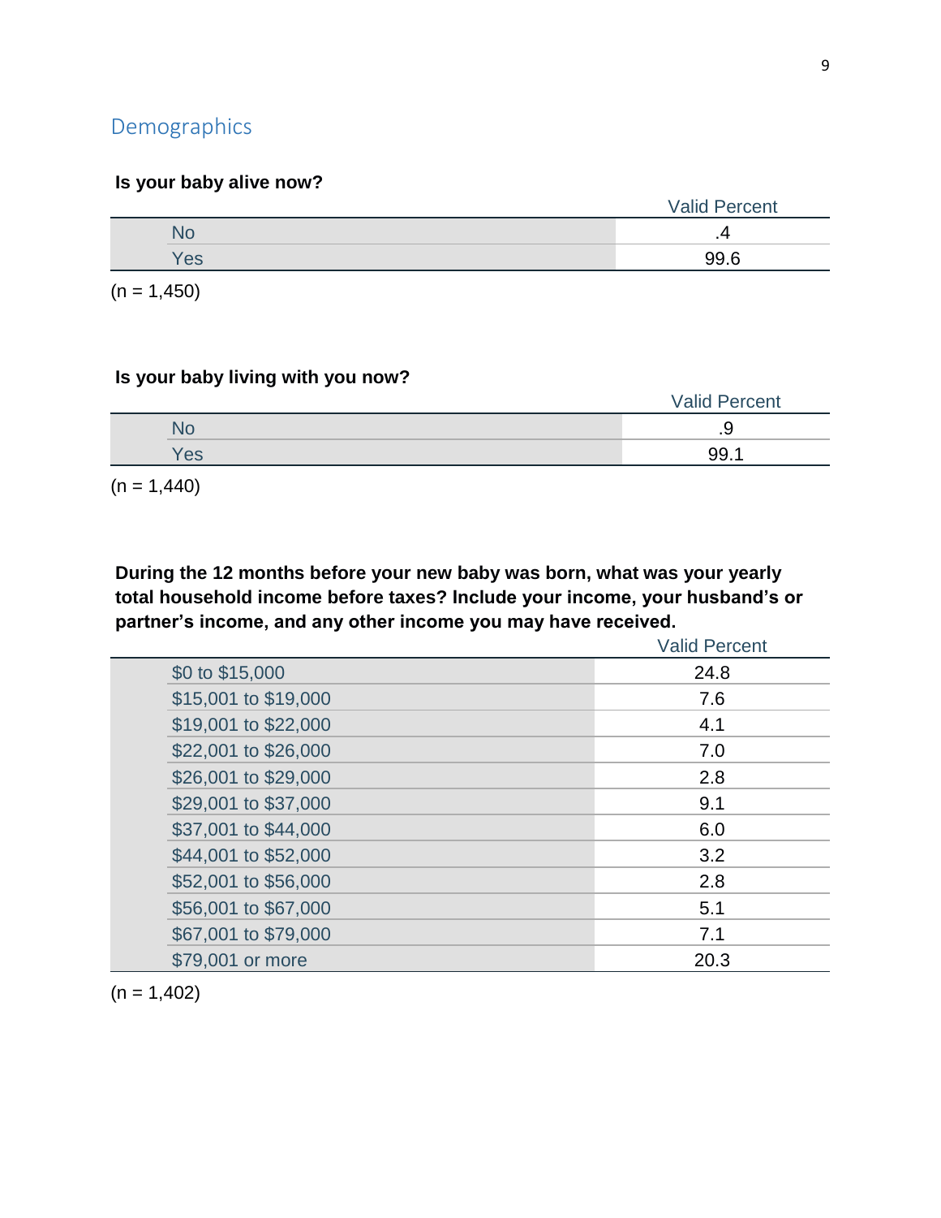## Demographics

**Is your baby alive now?**

| | Valid Percent |
|---|---|
| No | .4 |
| Yes | 99.6 |

(n = 1,450)

**Is your baby living with you now?**

| | Valid Percent |
|---|---|
| No | .9 |
| Yes | 99.1 |

(n = 1,440)

**During the 12 months before your new baby was born, what was your yearly total household income before taxes? Include your income, your husband's or partner's income, and any other income you may have received.**

| | Valid Percent |
|---|---|
| $0 to $15,000 | 24.8 |
| $15,001 to $19,000 | 7.6 |
| $19,001 to $22,000 | 4.1 |
| $22,001 to $26,000 | 7.0 |
| $26,001 to $29,000 | 2.8 |
| $29,001 to $37,000 | 9.1 |
| $37,001 to $44,000 | 6.0 |
| $44,001 to $52,000 | 3.2 |
| $52,001 to $56,000 | 2.8 |
| $56,001 to $67,000 | 5.1 |
| $67,001 to $79,000 | 7.1 |
| $79,001 or more | 20.3 |

(n = 1,402)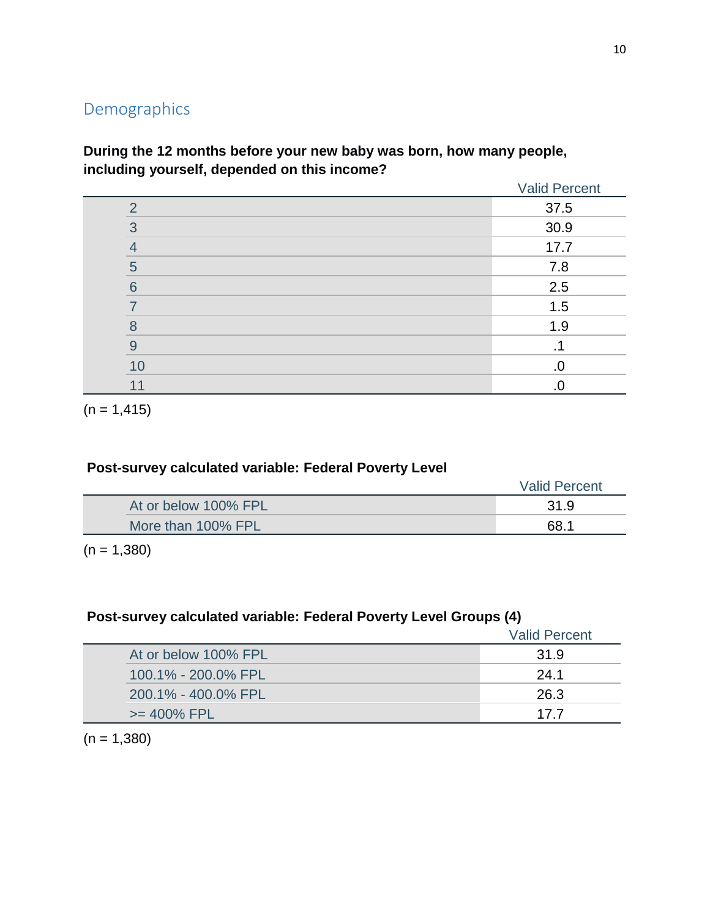## Demographics

**During the 12 months before your new baby was born, how many people, including yourself, depended on this income?**

| | Valid Percent |
|---|---|
| 2 | 37.5 |
| 3 | 30.9 |
| 4 | 17.7 |
| 5 | 7.8 |
| 6 | 2.5 |
| 7 | 1.5 |
| 8 | 1.9 |
| 9 | .1 |
| 10 | .0 |
| 11 | .0 |

(n = 1,415)

**Post-survey calculated variable: Federal Poverty Level**

| | Valid Percent |
|---|---|
| At or below 100% FPL | 31.9 |
| More than 100% FPL | 68.1 |

(n = 1,380)

**Post-survey calculated variable: Federal Poverty Level Groups (4)**

| | Valid Percent |
|---|---|
| At or below 100% FPL | 31.9 |
| 100.1% - 200.0% FPL | 24.1 |
| 200.1% - 400.0% FPL | 26.3 |
| >= 400% FPL | 17.7 |

(n = 1,380)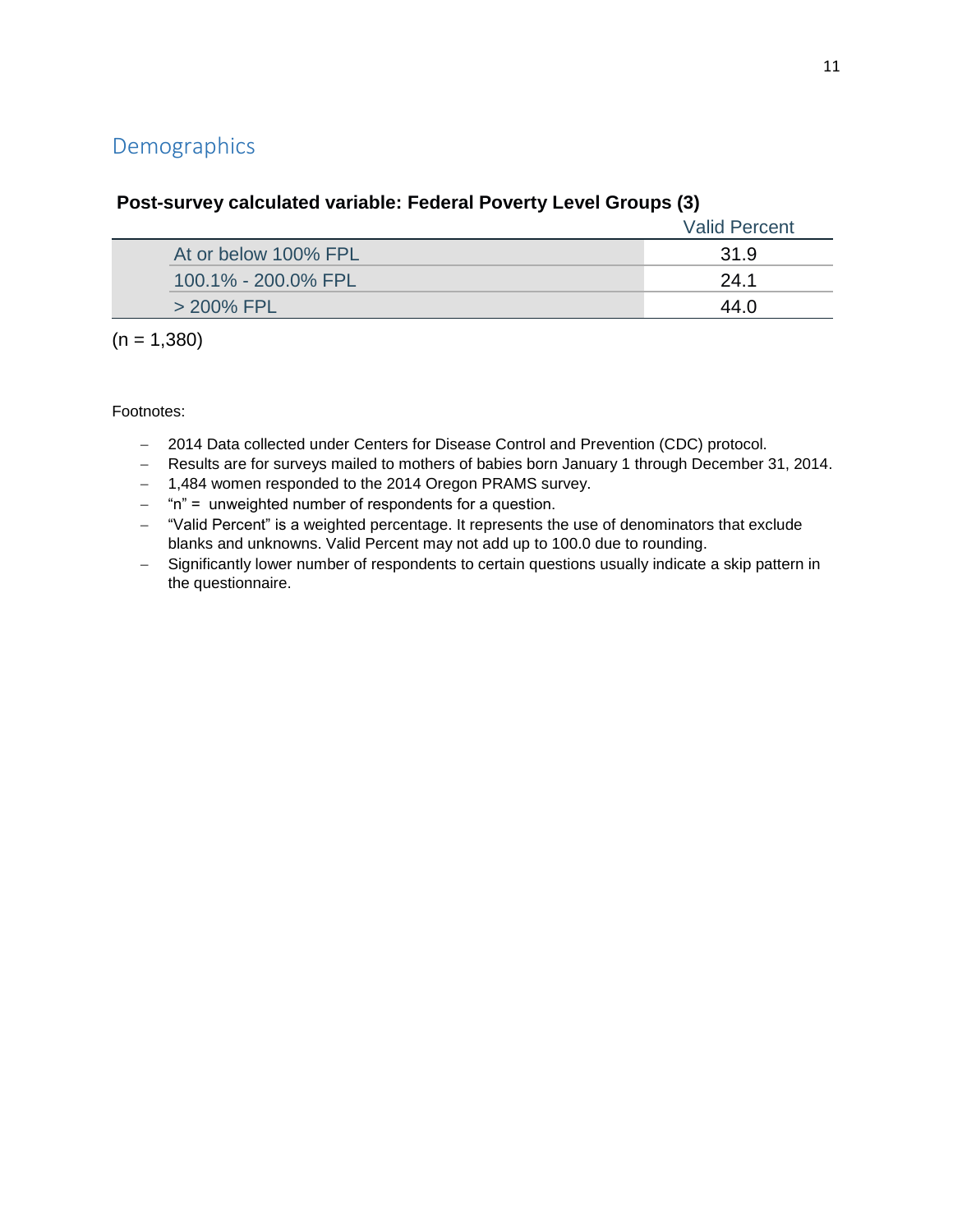## Demographics

**Post-survey calculated variable: Federal Poverty Level Groups (3)**

| | Valid Percent |
|---|---|
| At or below 100% FPL | 31.9 |
| 100.1% - 200.0% FPL | 24.1 |
| > 200% FPL | 44.0 |

(n = 1,380)

Footnotes:

- 2014 Data collected under Centers for Disease Control and Prevention (CDC) protocol.
- Results are for surveys mailed to mothers of babies born January 1 through December 31, 2014.
- 1,484 women responded to the 2014 Oregon PRAMS survey.
- "n" = unweighted number of respondents for a question.
- "Valid Percent" is a weighted percentage. It represents the use of denominators that exclude blanks and unknowns. Valid Percent may not add up to 100.0 due to rounding.
- Significantly lower number of respondents to certain questions usually indicate a skip pattern in the questionnaire.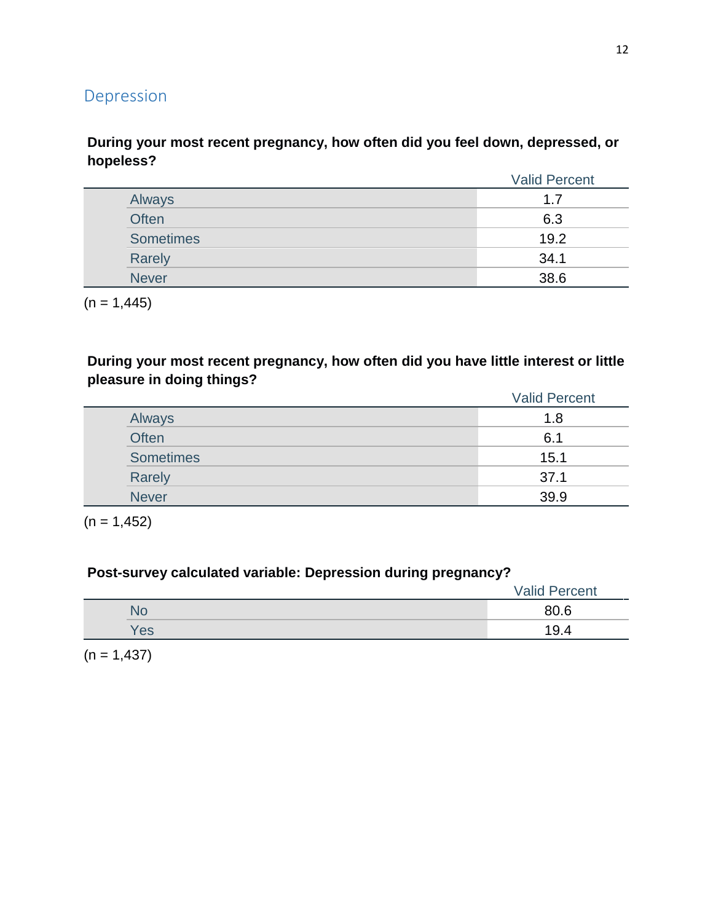## Depression

**During your most recent pregnancy, how often did you feel down, depressed, or hopeless?**

| | Valid Percent |
|---|---|
| Always | 1.7 |
| Often | 6.3 |
| Sometimes | 19.2 |
| Rarely | 34.1 |
| Never | 38.6 |

(n = 1,445)

**During your most recent pregnancy, how often did you have little interest or little pleasure in doing things?**

| | Valid Percent |
|---|---|
| Always | 1.8 |
| Often | 6.1 |
| Sometimes | 15.1 |
| Rarely | 37.1 |
| Never | 39.9 |

(n = 1,452)

**Post-survey calculated variable: Depression during pregnancy?**

| | Valid Percent |
|---|---|
| No | 80.6 |
| Yes | 19.4 |

(n = 1,437)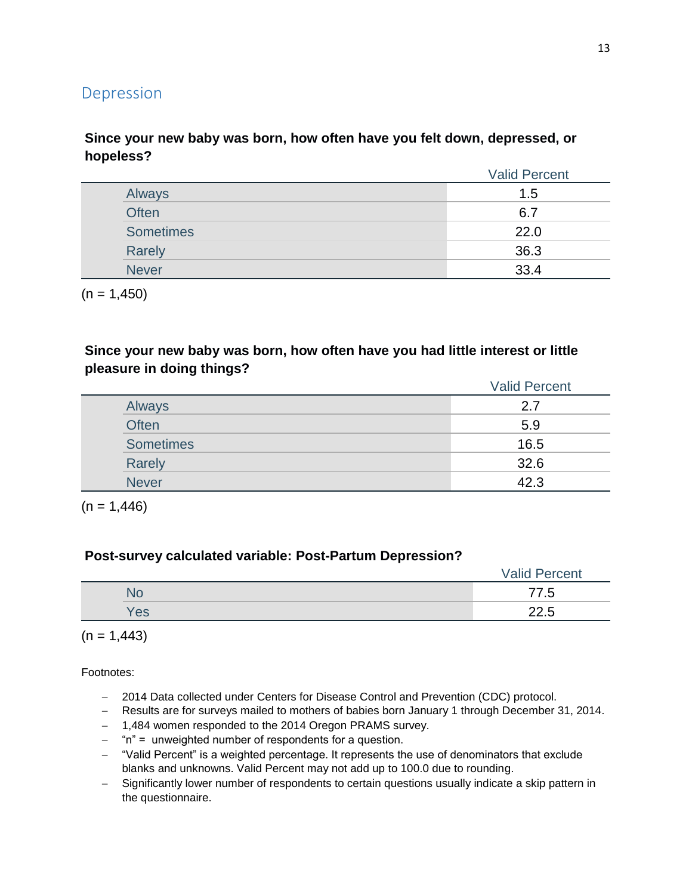## Depression

**Since your new baby was born, how often have you felt down, depressed, or hopeless?**

| | Valid Percent |
|---|---|
| Always | 1.5 |
| Often | 6.7 |
| Sometimes | 22.0 |
| Rarely | 36.3 |
| Never | 33.4 |

(n = 1,450)

**Since your new baby was born, how often have you had little interest or little pleasure in doing things?**

| | Valid Percent |
|---|---|
| Always | 2.7 |
| Often | 5.9 |
| Sometimes | 16.5 |
| Rarely | 32.6 |
| Never | 42.3 |

(n = 1,446)

**Post-survey calculated variable: Post-Partum Depression?**

| | Valid Percent |
|---|---|
| No | 77.5 |
| Yes | 22.5 |

(n = 1,443)

Footnotes:

- 2014 Data collected under Centers for Disease Control and Prevention (CDC) protocol.
- Results are for surveys mailed to mothers of babies born January 1 through December 31, 2014.
- 1,484 women responded to the 2014 Oregon PRAMS survey.
- "n" = unweighted number of respondents for a question.
- "Valid Percent" is a weighted percentage. It represents the use of denominators that exclude blanks and unknowns. Valid Percent may not add up to 100.0 due to rounding.
- Significantly lower number of respondents to certain questions usually indicate a skip pattern in the questionnaire.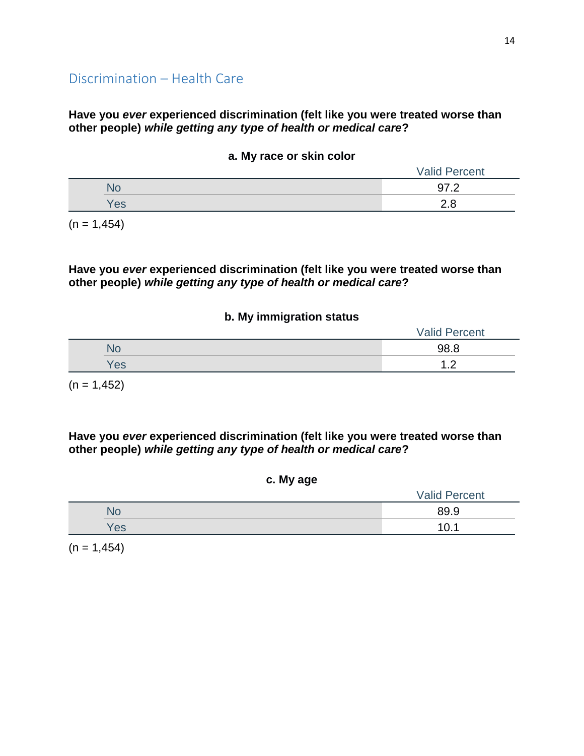## Discrimination – Health Care

**Have you *ever* experienced discrimination (felt like you were treated worse than other people) *while getting any type of health or medical care*?**

**a. My race or skin color**

| | Valid Percent |
|---|---|
| No | 97.2 |
| Yes | 2.8 |

(n = 1,454)

**Have you *ever* experienced discrimination (felt like you were treated worse than other people) *while getting any type of health or medical care*?**

**b. My immigration status**

| | Valid Percent |
|---|---|
| No | 98.8 |
| Yes | 1.2 |

(n = 1,452)

**Have you *ever* experienced discrimination (felt like you were treated worse than other people) *while getting any type of health or medical care*?**

**c. My age**

| | Valid Percent |
|---|---|
| No | 89.9 |
| Yes | 10.1 |

(n = 1,454)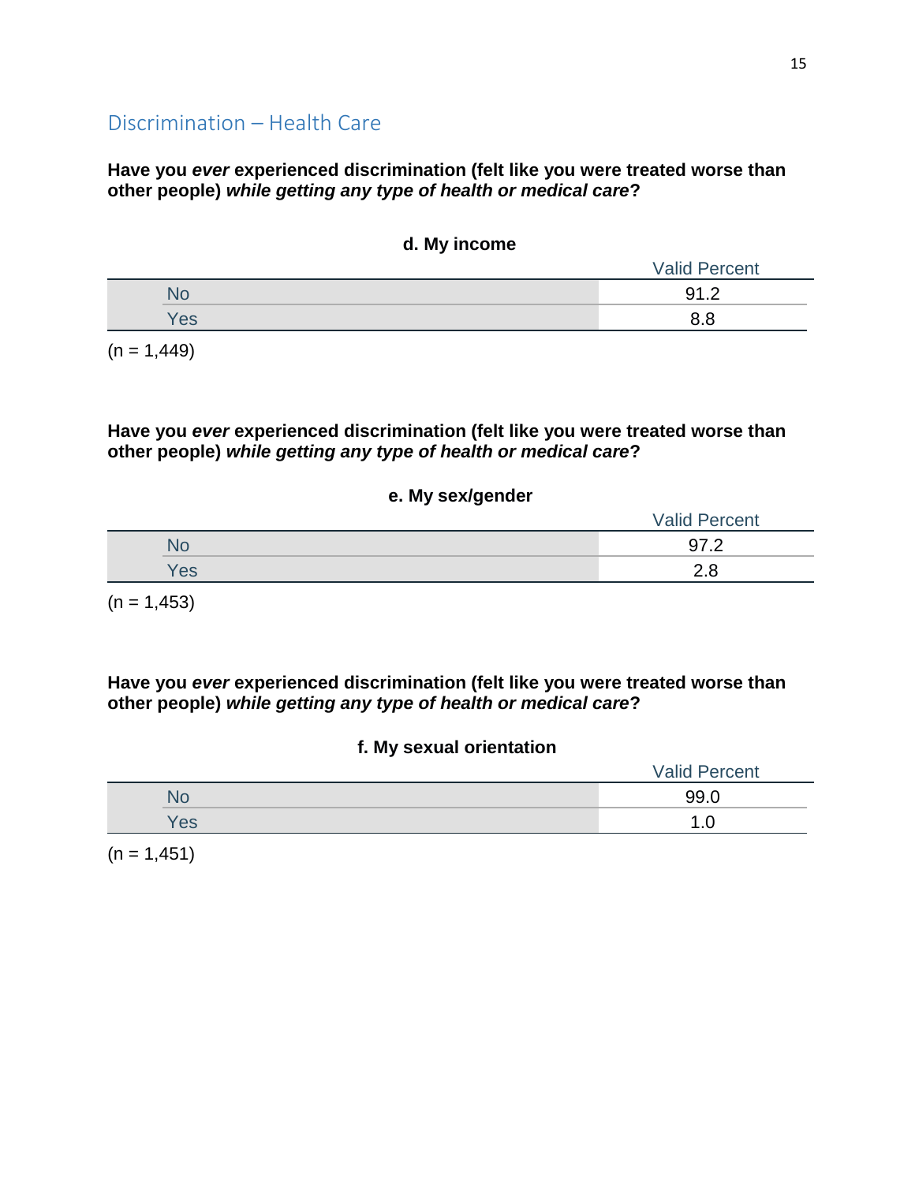## Discrimination – Health Care

**Have you *ever* experienced discrimination (felt like you were treated worse than other people) *while getting any type of health or medical care*?**

**d. My income**

| | Valid Percent |
|---|---|
| No | 91.2 |
| Yes | 8.8 |

(n = 1,449)

**Have you *ever* experienced discrimination (felt like you were treated worse than other people) *while getting any type of health or medical care*?**

**e. My sex/gender**

| | Valid Percent |
|---|---|
| No | 97.2 |
| Yes | 2.8 |

(n = 1,453)

**Have you *ever* experienced discrimination (felt like you were treated worse than other people) *while getting any type of health or medical care*?**

**f. My sexual orientation**

| | Valid Percent |
|---|---|
| No | 99.0 |
| Yes | 1.0 |

(n = 1,451)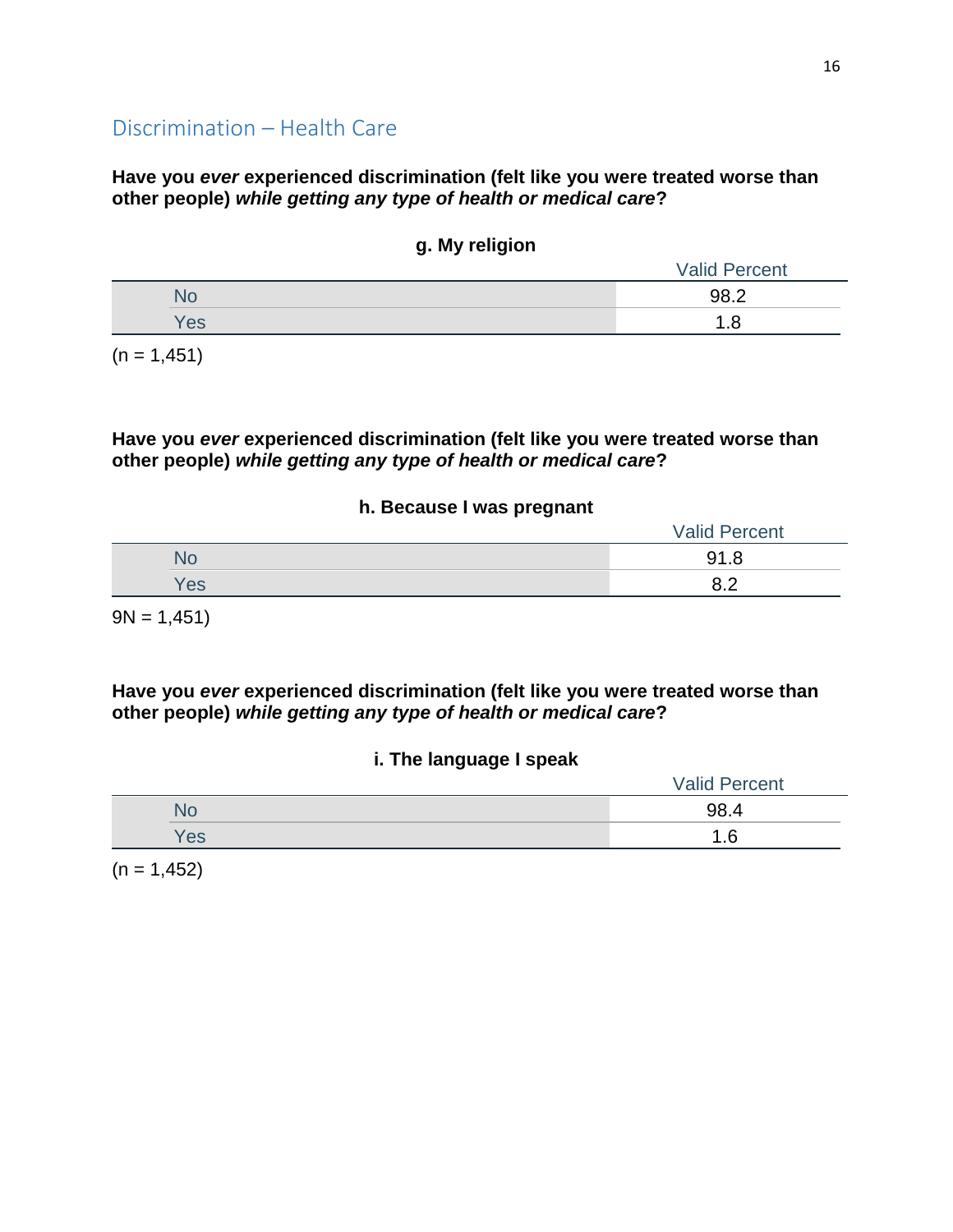## Discrimination – Health Care

**Have you *ever* experienced discrimination (felt like you were treated worse than other people) *while getting any type of health or medical care*?**

**g. My religion**

| | Valid Percent |
|---|---|
| No | 98.2 |
| Yes | 1.8 |

(n = 1,451)

**Have you *ever* experienced discrimination (felt like you were treated worse than other people) *while getting any type of health or medical care*?**

**h. Because I was pregnant**

| | Valid Percent |
|---|---|
| No | 91.8 |
| Yes | 8.2 |

9N = 1,451)

**Have you *ever* experienced discrimination (felt like you were treated worse than other people) *while getting any type of health or medical care*?**

**i. The language I speak**

| | Valid Percent |
|---|---|
| No | 98.4 |
| Yes | 1.6 |

(n = 1,452)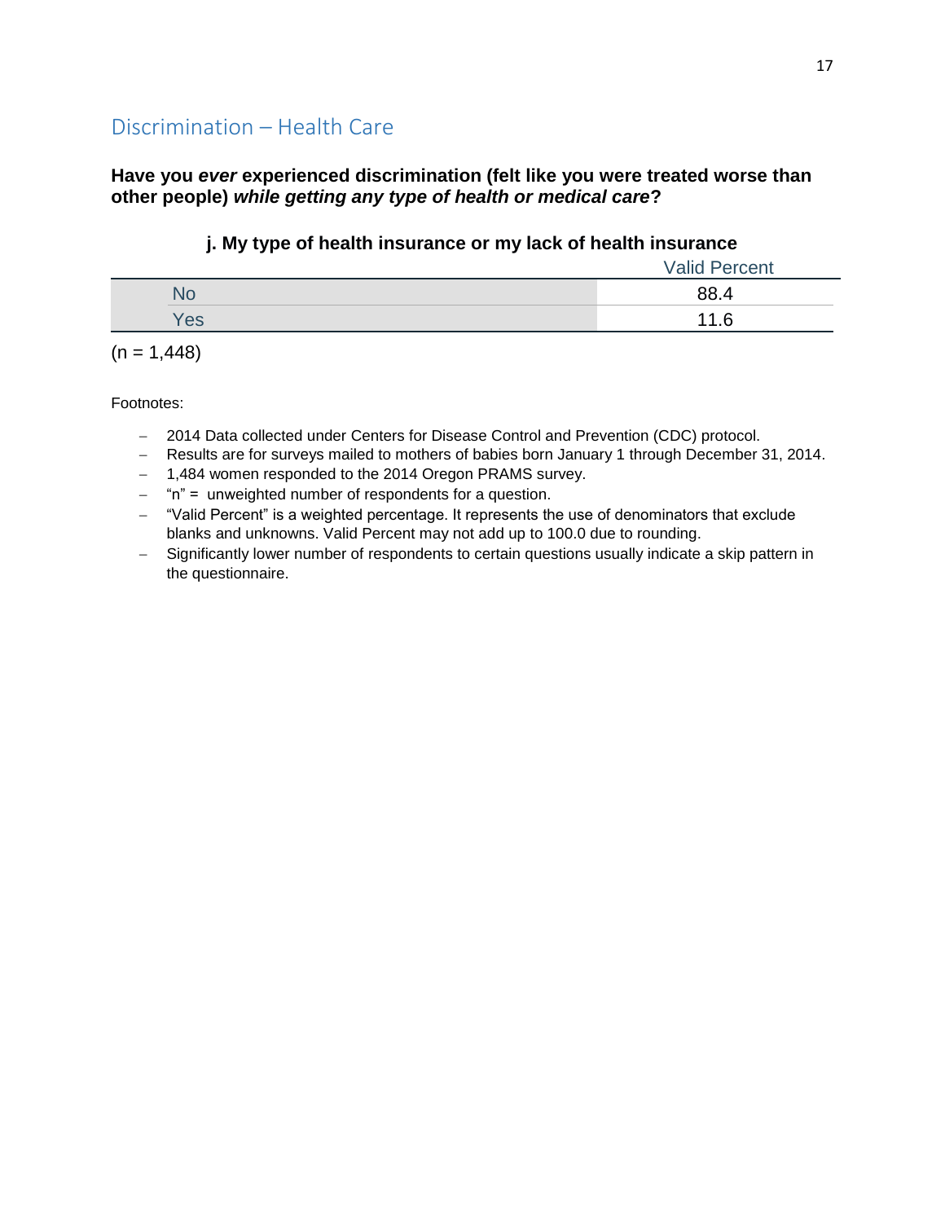## Discrimination – Health Care

**Have you *ever* experienced discrimination (felt like you were treated worse than other people) *while getting any type of health or medical care*?**

**j. My type of health insurance or my lack of health insurance**

| | Valid Percent |
|---|---|
| No | 88.4 |
| Yes | 11.6 |

(n = 1,448)

Footnotes:

- 2014 Data collected under Centers for Disease Control and Prevention (CDC) protocol.
- Results are for surveys mailed to mothers of babies born January 1 through December 31, 2014.
- 1,484 women responded to the 2014 Oregon PRAMS survey.
- "n" = unweighted number of respondents for a question.
- "Valid Percent" is a weighted percentage. It represents the use of denominators that exclude blanks and unknowns. Valid Percent may not add up to 100.0 due to rounding.
- Significantly lower number of respondents to certain questions usually indicate a skip pattern in the questionnaire.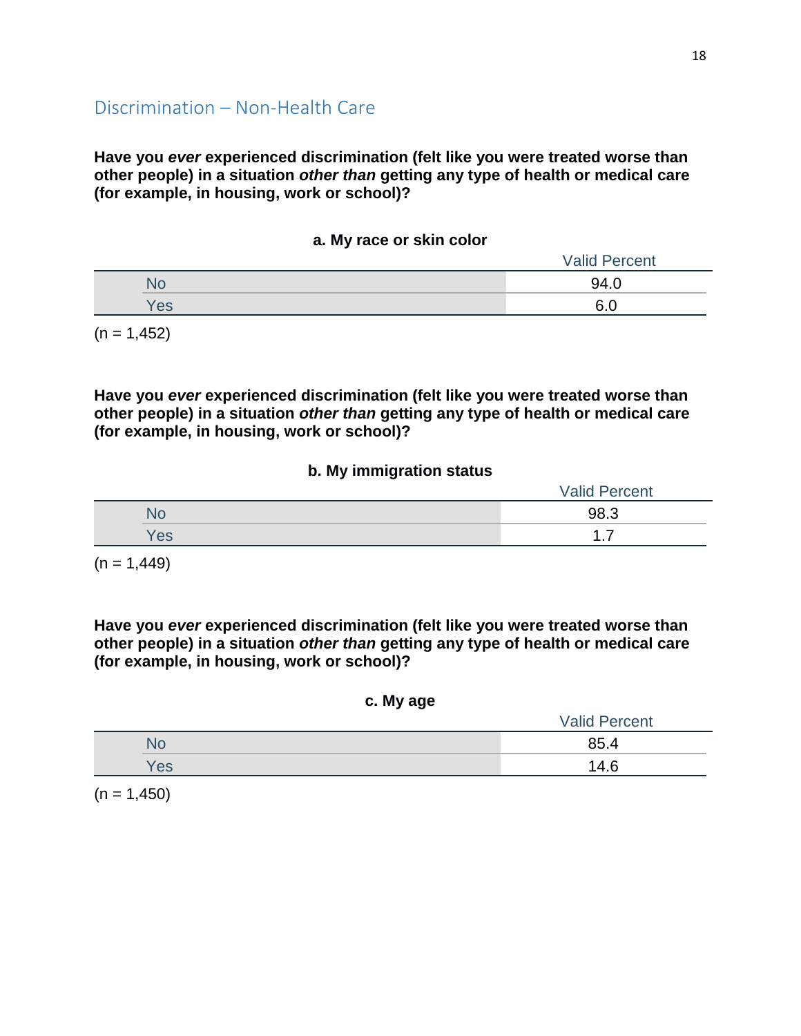## Discrimination – Non-Health Care

**Have you *ever* experienced discrimination (felt like you were treated worse than other people) in a situation *other than* getting any type of health or medical care (for example, in housing, work or school)?**

**a. My race or skin color**

| | Valid Percent |
|---|---|
| No | 94.0 |
| Yes | 6.0 |

(n = 1,452)

**Have you *ever* experienced discrimination (felt like you were treated worse than other people) in a situation *other than* getting any type of health or medical care (for example, in housing, work or school)?**

**b. My immigration status**

| | Valid Percent |
|---|---|
| No | 98.3 |
| Yes | 1.7 |

(n = 1,449)

**Have you *ever* experienced discrimination (felt like you were treated worse than other people) in a situation *other than* getting any type of health or medical care (for example, in housing, work or school)?**

**c. My age**

| | Valid Percent |
|---|---|
| No | 85.4 |
| Yes | 14.6 |

(n = 1,450)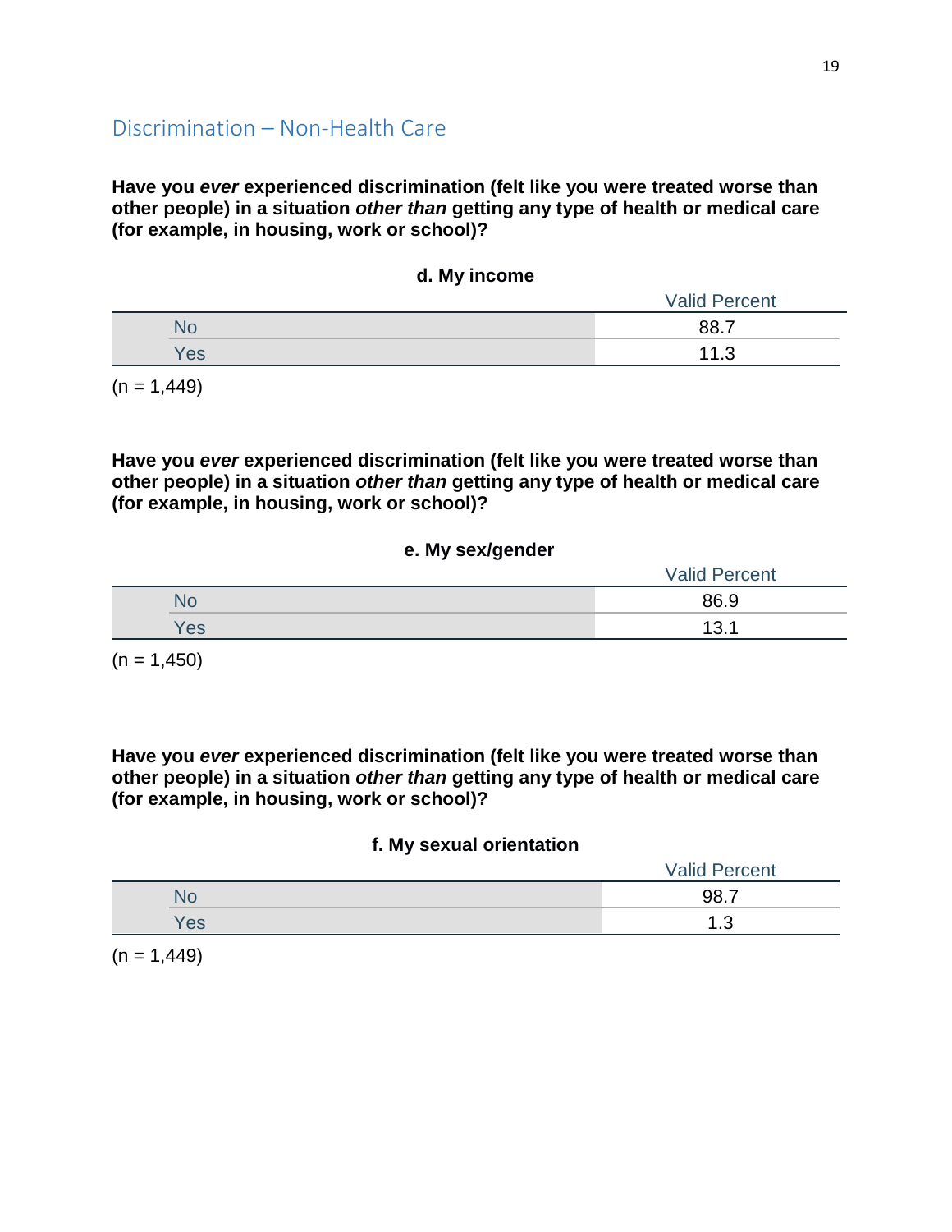## Discrimination – Non-Health Care

**Have you *ever* experienced discrimination (felt like you were treated worse than other people) in a situation *other than* getting any type of health or medical care (for example, in housing, work or school)?**

**d. My income**

| | Valid Percent |
|---|---|
| No | 88.7 |
| Yes | 11.3 |

(n = 1,449)

**Have you *ever* experienced discrimination (felt like you were treated worse than other people) in a situation *other than* getting any type of health or medical care (for example, in housing, work or school)?**

**e. My sex/gender**

| | Valid Percent |
|---|---|
| No | 86.9 |
| Yes | 13.1 |

(n = 1,450)

**Have you *ever* experienced discrimination (felt like you were treated worse than other people) in a situation *other than* getting any type of health or medical care (for example, in housing, work or school)?**

**f. My sexual orientation**

| | Valid Percent |
|---|---|
| No | 98.7 |
| Yes | 1.3 |

(n = 1,449)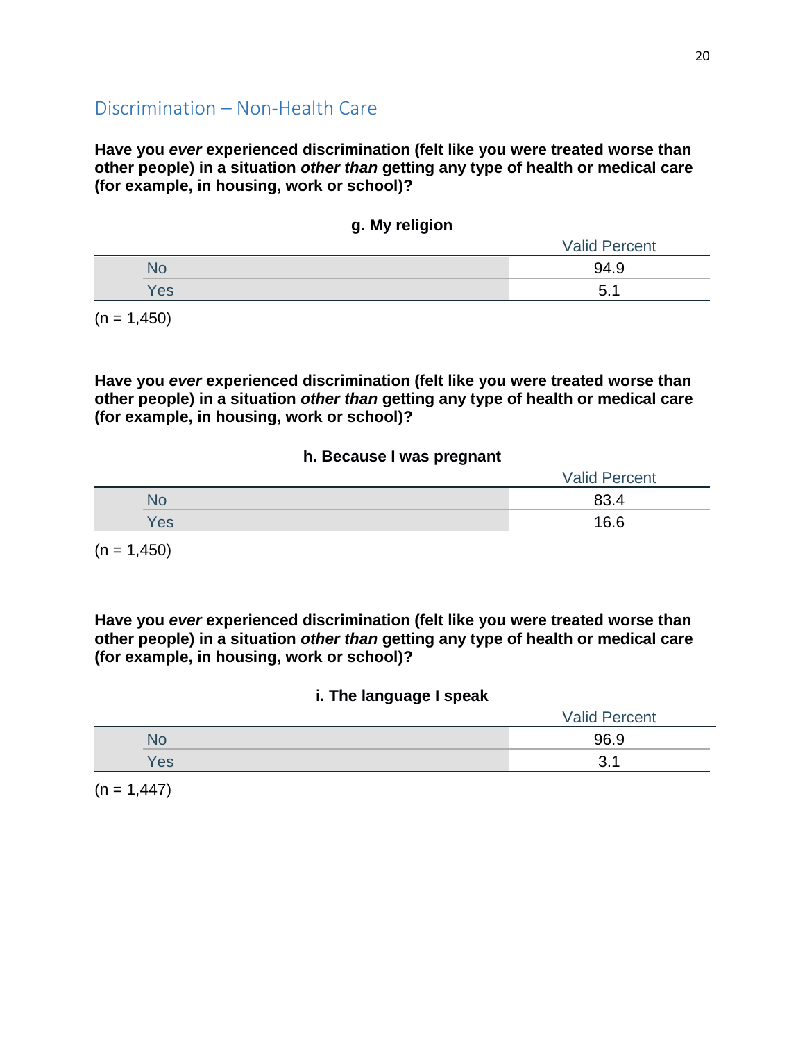## Discrimination – Non-Health Care

**Have you *ever* experienced discrimination (felt like you were treated worse than other people) in a situation *other than* getting any type of health or medical care (for example, in housing, work or school)?**

**g. My religion**

| | Valid Percent |
|---|---|
| No | 94.9 |
| Yes | 5.1 |

(n = 1,450)

**Have you *ever* experienced discrimination (felt like you were treated worse than other people) in a situation *other than* getting any type of health or medical care (for example, in housing, work or school)?**

**h. Because I was pregnant**

| | Valid Percent |
|---|---|
| No | 83.4 |
| Yes | 16.6 |

(n = 1,450)

**Have you *ever* experienced discrimination (felt like you were treated worse than other people) in a situation *other than* getting any type of health or medical care (for example, in housing, work or school)?**

**i. The language I speak**

| | Valid Percent |
|---|---|
| No | 96.9 |
| Yes | 3.1 |

(n = 1,447)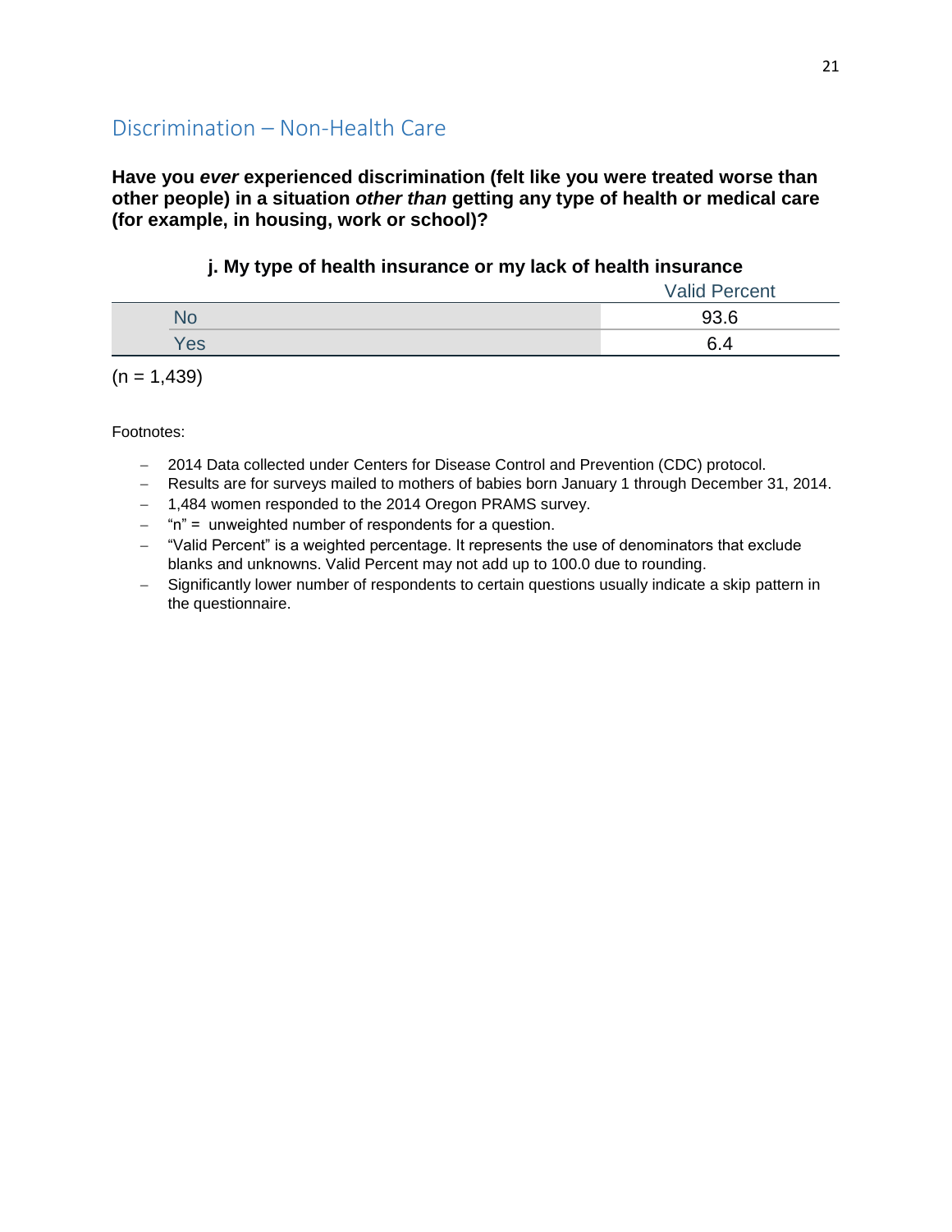## Discrimination – Non-Health Care

**Have you *ever* experienced discrimination (felt like you were treated worse than other people) in a situation *other than* getting any type of health or medical care (for example, in housing, work or school)?**

### j. My type of health insurance or my lack of health insurance

| | Valid Percent |
|---|---|
| No | 93.6 |
| Yes | 6.4 |

(n = 1,439)

Footnotes:

- 2014 Data collected under Centers for Disease Control and Prevention (CDC) protocol.
- Results are for surveys mailed to mothers of babies born January 1 through December 31, 2014.
- 1,484 women responded to the 2014 Oregon PRAMS survey.
- "n" = unweighted number of respondents for a question.
- "Valid Percent" is a weighted percentage. It represents the use of denominators that exclude blanks and unknowns. Valid Percent may not add up to 100.0 due to rounding.
- Significantly lower number of respondents to certain questions usually indicate a skip pattern in the questionnaire.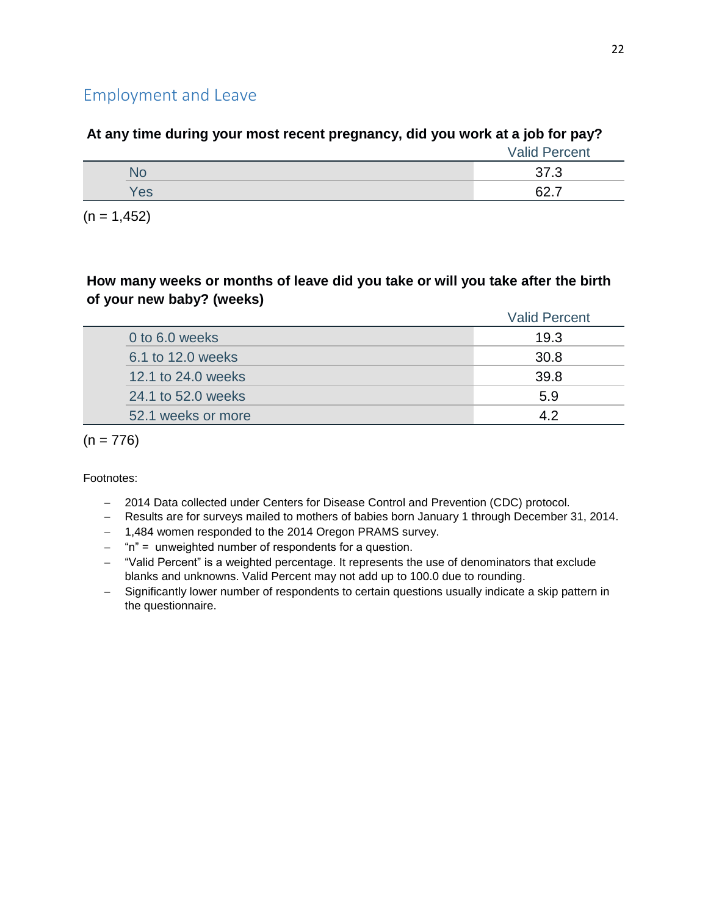## Employment and Leave

**At any time during your most recent pregnancy, did you work at a job for pay?**

| | Valid Percent |
|---|---|
| No | 37.3 |
| Yes | 62.7 |

(n = 1,452)

**How many weeks or months of leave did you take or will you take after the birth of your new baby? (weeks)**

| | Valid Percent |
|---|---|
| 0 to 6.0 weeks | 19.3 |
| 6.1 to 12.0 weeks | 30.8 |
| 12.1 to 24.0 weeks | 39.8 |
| 24.1 to 52.0 weeks | 5.9 |
| 52.1 weeks or more | 4.2 |

(n = 776)

Footnotes:

- 2014 Data collected under Centers for Disease Control and Prevention (CDC) protocol.
- Results are for surveys mailed to mothers of babies born January 1 through December 31, 2014.
- 1,484 women responded to the 2014 Oregon PRAMS survey.
- "n" = unweighted number of respondents for a question.
- "Valid Percent" is a weighted percentage. It represents the use of denominators that exclude blanks and unknowns. Valid Percent may not add up to 100.0 due to rounding.
- Significantly lower number of respondents to certain questions usually indicate a skip pattern in the questionnaire.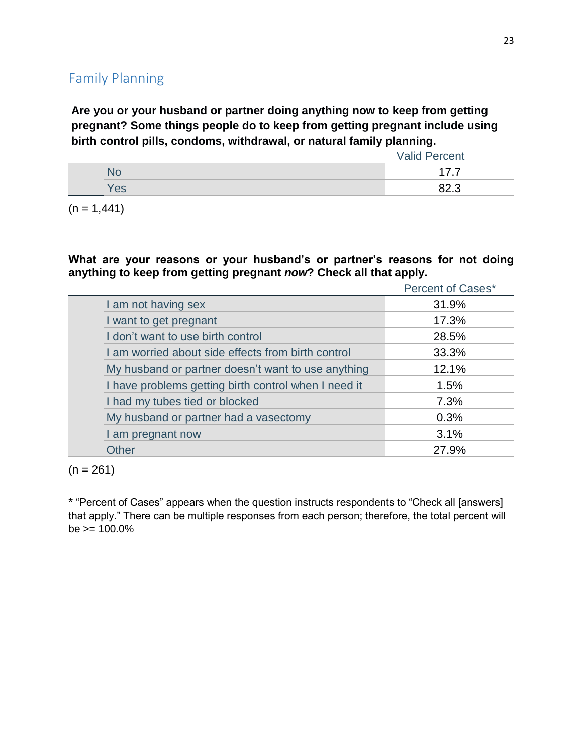## Family Planning

**Are you or your husband or partner doing anything now to keep from getting pregnant? Some things people do to keep from getting pregnant include using birth control pills, condoms, withdrawal, or natural family planning.**

| | Valid Percent |
|---|---|
| No | 17.7 |
| Yes | 82.3 |

(n = 1,441)

**What are your reasons or your husband's or partner's reasons for not doing anything to keep from getting pregnant *now*? Check all that apply.**

| | Percent of Cases* |
|---|---|
| I am not having sex | 31.9% |
| I want to get pregnant | 17.3% |
| I don't want to use birth control | 28.5% |
| I am worried about side effects from birth control | 33.3% |
| My husband or partner doesn't want to use anything | 12.1% |
| I have problems getting birth control when I need it | 1.5% |
| I had my tubes tied or blocked | 7.3% |
| My husband or partner had a vasectomy | 0.3% |
| I am pregnant now | 3.1% |
| Other | 27.9% |

(n = 261)

* "Percent of Cases" appears when the question instructs respondents to "Check all [answers] that apply." There can be multiple responses from each person; therefore, the total percent will be >= 100.0%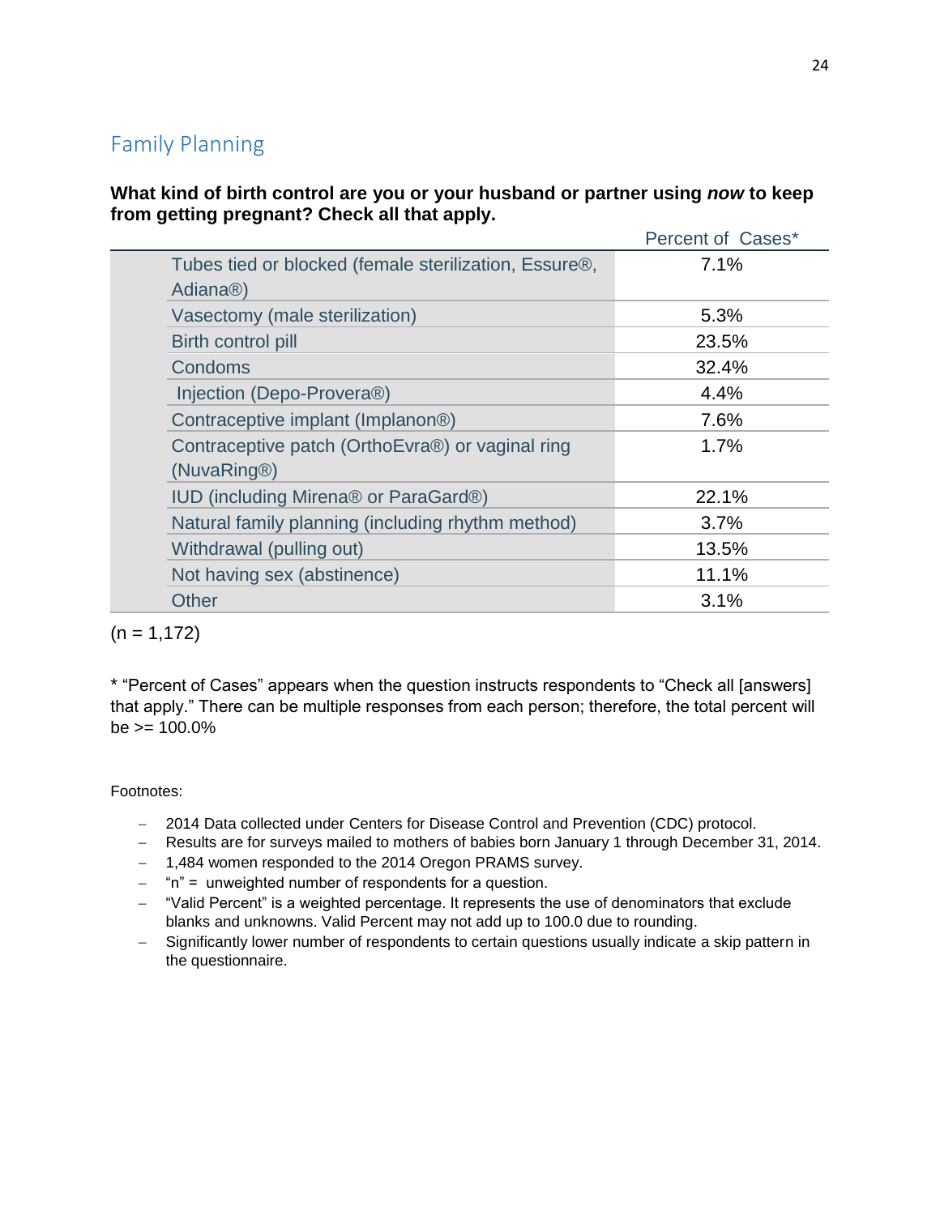## Family Planning

**What kind of birth control are you or your husband or partner using *now* to keep from getting pregnant? Check all that apply.**

| | Percent of Cases* |
|---|---|
| Tubes tied or blocked (female sterilization, Essure®, Adiana®) | 7.1% |
| Vasectomy (male sterilization) | 5.3% |
| Birth control pill | 23.5% |
| Condoms | 32.4% |
| Injection (Depo-Provera®) | 4.4% |
| Contraceptive implant (Implanon®) | 7.6% |
| Contraceptive patch (OrthoEvra®) or vaginal ring (NuvaRing®) | 1.7% |
| IUD (including Mirena® or ParaGard®) | 22.1% |
| Natural family planning (including rhythm method) | 3.7% |
| Withdrawal (pulling out) | 13.5% |
| Not having sex (abstinence) | 11.1% |
| Other | 3.1% |

(n = 1,172)

* "Percent of Cases" appears when the question instructs respondents to "Check all [answers] that apply." There can be multiple responses from each person; therefore, the total percent will be >= 100.0%

Footnotes:

- 2014 Data collected under Centers for Disease Control and Prevention (CDC) protocol.
- Results are for surveys mailed to mothers of babies born January 1 through December 31, 2014.
- 1,484 women responded to the 2014 Oregon PRAMS survey.
- "n" = unweighted number of respondents for a question.
- "Valid Percent" is a weighted percentage. It represents the use of denominators that exclude blanks and unknowns. Valid Percent may not add up to 100.0 due to rounding.
- Significantly lower number of respondents to certain questions usually indicate a skip pattern in the questionnaire.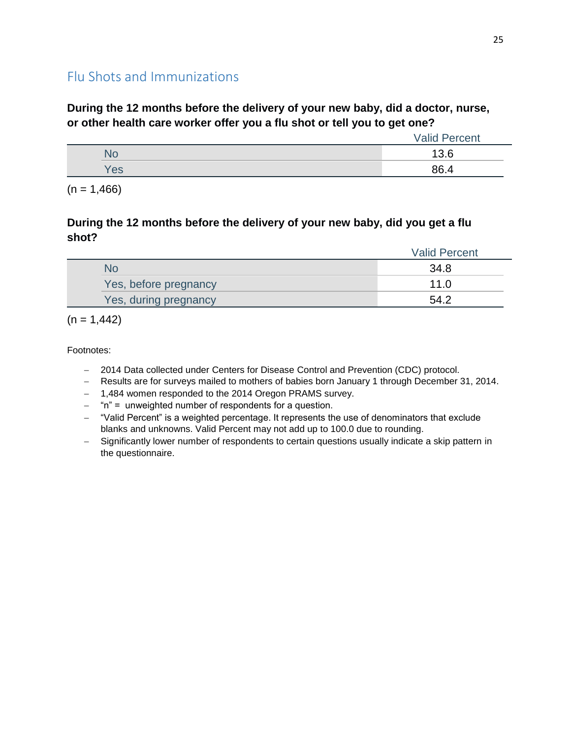## Flu Shots and Immunizations

**During the 12 months before the delivery of your new baby, did a doctor, nurse, or other health care worker offer you a flu shot or tell you to get one?**

| | Valid Percent |
|---|---|
| No | 13.6 |
| Yes | 86.4 |

(n = 1,466)

**During the 12 months before the delivery of your new baby, did you get a flu shot?**

| | Valid Percent |
|---|---|
| No | 34.8 |
| Yes, before pregnancy | 11.0 |
| Yes, during pregnancy | 54.2 |

(n = 1,442)

Footnotes:

- 2014 Data collected under Centers for Disease Control and Prevention (CDC) protocol.
- Results are for surveys mailed to mothers of babies born January 1 through December 31, 2014.
- 1,484 women responded to the 2014 Oregon PRAMS survey.
- "n" = unweighted number of respondents for a question.
- "Valid Percent" is a weighted percentage. It represents the use of denominators that exclude blanks and unknowns. Valid Percent may not add up to 100.0 due to rounding.
- Significantly lower number of respondents to certain questions usually indicate a skip pattern in the questionnaire.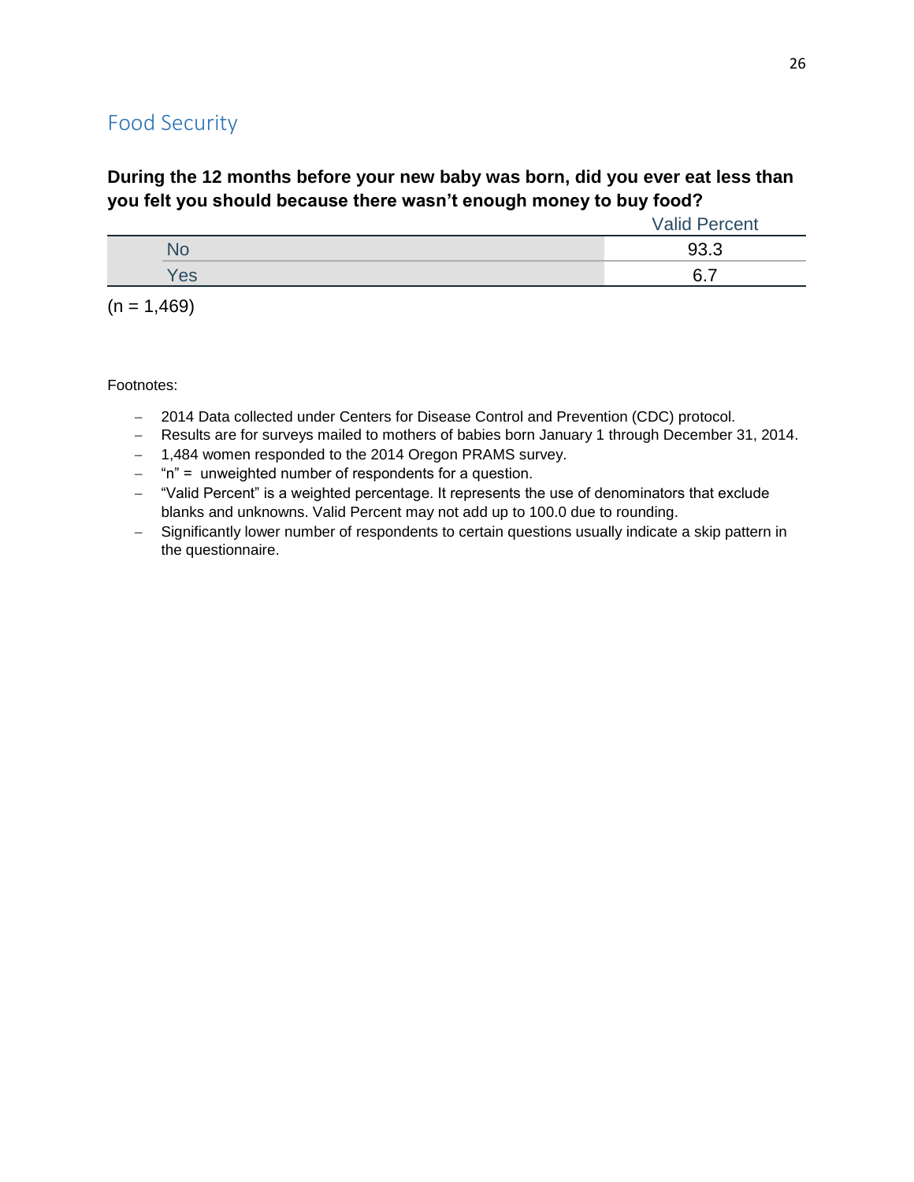## Food Security

**During the 12 months before your new baby was born, did you ever eat less than you felt you should because there wasn't enough money to buy food?**

| | Valid Percent |
|---|---|
| No | 93.3 |
| Yes | 6.7 |

(n = 1,469)

Footnotes:

- 2014 Data collected under Centers for Disease Control and Prevention (CDC) protocol.
- Results are for surveys mailed to mothers of babies born January 1 through December 31, 2014.
- 1,484 women responded to the 2014 Oregon PRAMS survey.
- "n" = unweighted number of respondents for a question.
- "Valid Percent" is a weighted percentage. It represents the use of denominators that exclude blanks and unknowns. Valid Percent may not add up to 100.0 due to rounding.
- Significantly lower number of respondents to certain questions usually indicate a skip pattern in the questionnaire.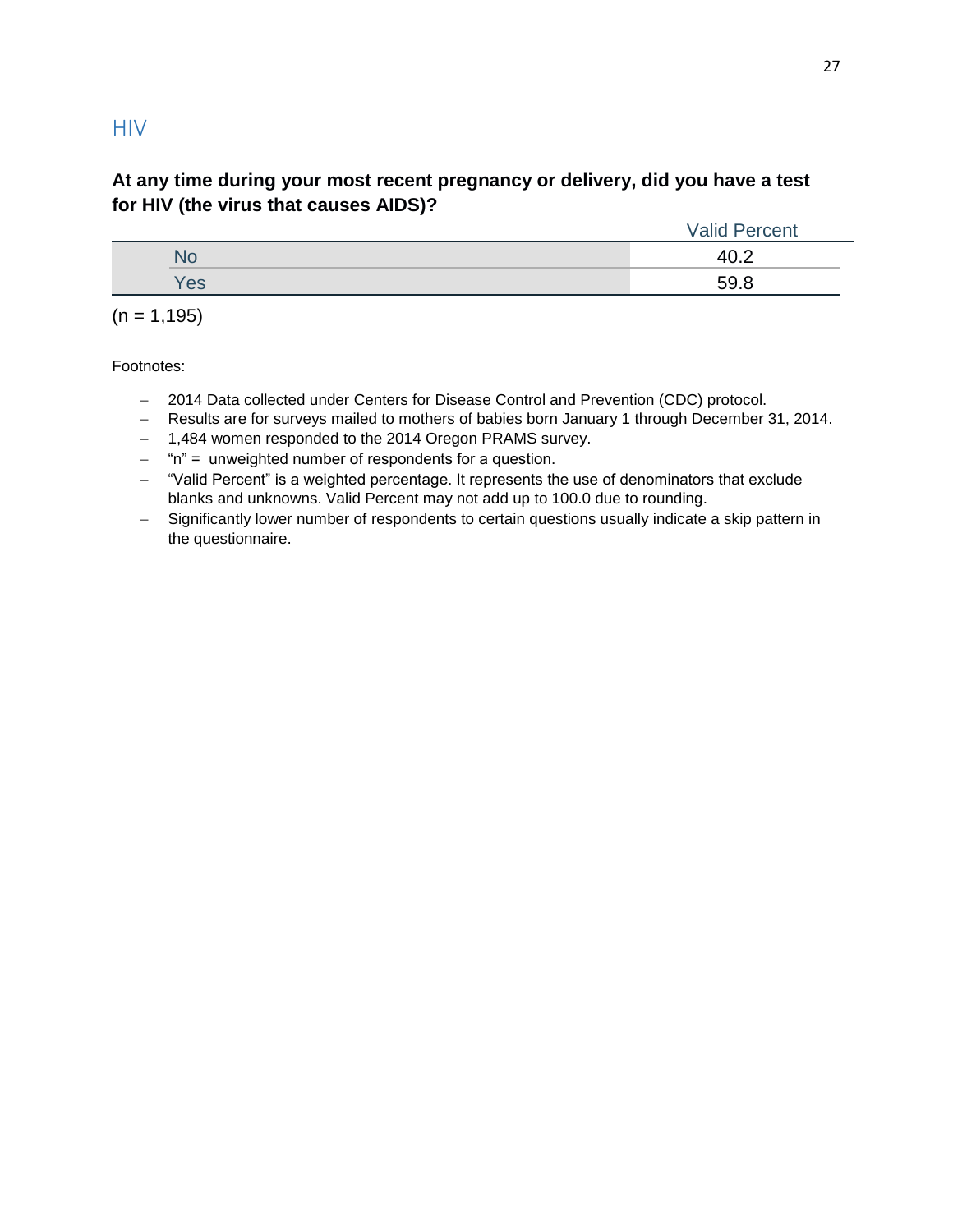## HIV

**At any time during your most recent pregnancy or delivery, did you have a test for HIV (the virus that causes AIDS)?**

| | Valid Percent |
|---|---|
| No | 40.2 |
| Yes | 59.8 |

(n = 1,195)

Footnotes:

- 2014 Data collected under Centers for Disease Control and Prevention (CDC) protocol.
- Results are for surveys mailed to mothers of babies born January 1 through December 31, 2014.
- 1,484 women responded to the 2014 Oregon PRAMS survey.
- "n" = unweighted number of respondents for a question.
- "Valid Percent" is a weighted percentage. It represents the use of denominators that exclude blanks and unknowns. Valid Percent may not add up to 100.0 due to rounding.
- Significantly lower number of respondents to certain questions usually indicate a skip pattern in the questionnaire.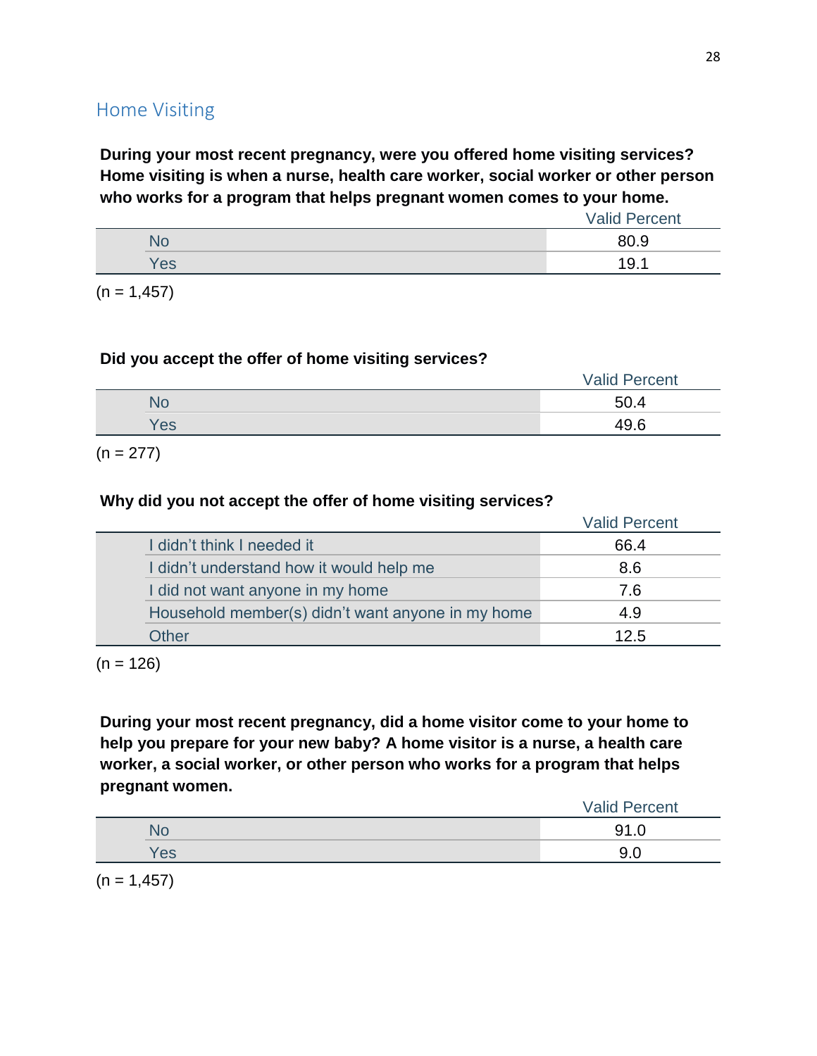## Home Visiting

**During your most recent pregnancy, were you offered home visiting services? Home visiting is when a nurse, health care worker, social worker or other person who works for a program that helps pregnant women comes to your home.**

| | Valid Percent |
|---|---|
| No | 80.9 |
| Yes | 19.1 |

(n = 1,457)

**Did you accept the offer of home visiting services?**

| | Valid Percent |
|---|---|
| No | 50.4 |
| Yes | 49.6 |

(n = 277)

**Why did you not accept the offer of home visiting services?**

| | Valid Percent |
|---|---|
| I didn't think I needed it | 66.4 |
| I didn't understand how it would help me | 8.6 |
| I did not want anyone in my home | 7.6 |
| Household member(s) didn't want anyone in my home | 4.9 |
| Other | 12.5 |

(n = 126)

**During your most recent pregnancy, did a home visitor come to your home to help you prepare for your new baby? A home visitor is a nurse, a health care worker, a social worker, or other person who works for a program that helps pregnant women.**

| | Valid Percent |
|---|---|
| No | 91.0 |
| Yes | 9.0 |

(n = 1,457)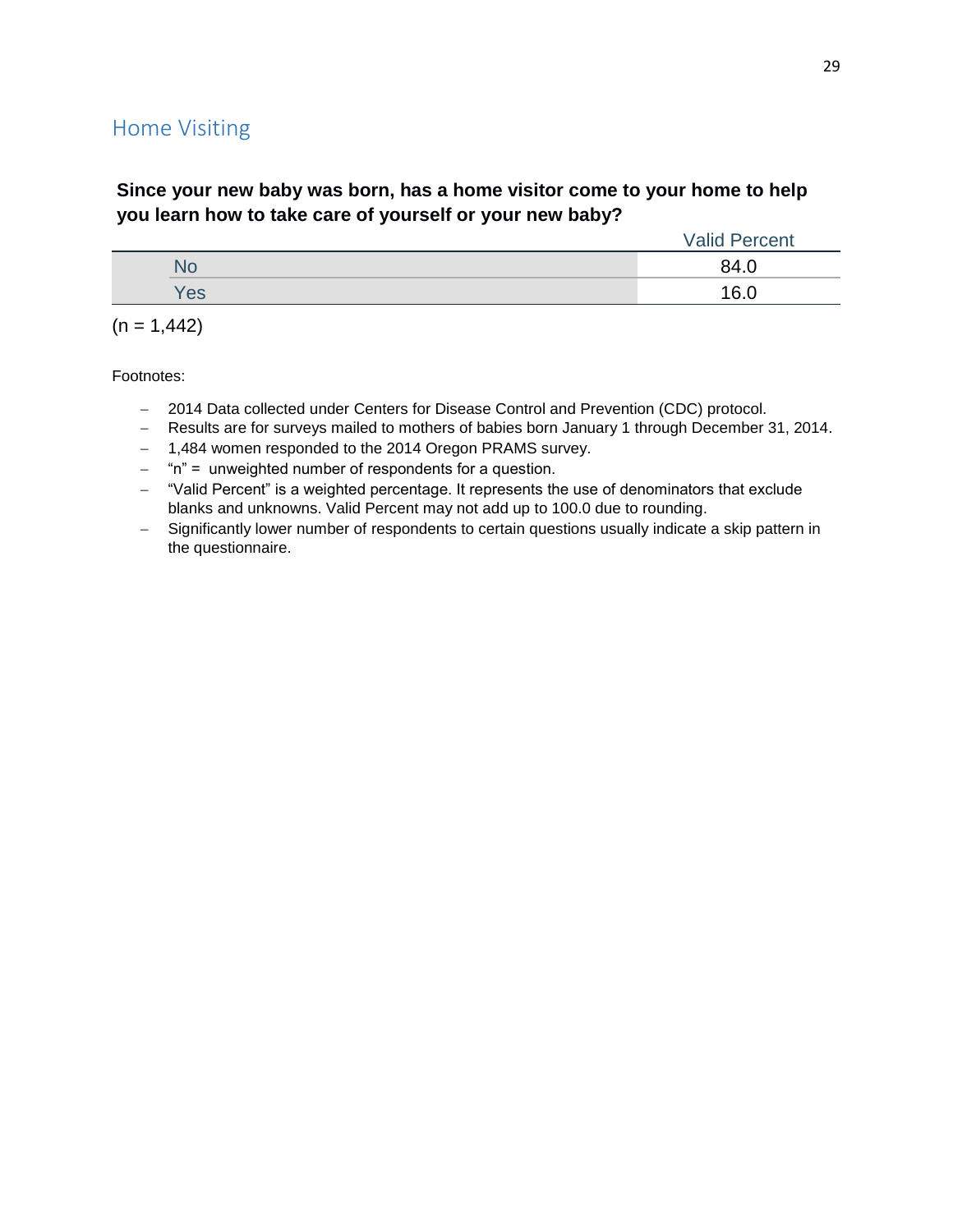## Home Visiting

**Since your new baby was born, has a home visitor come to your home to help you learn how to take care of yourself or your new baby?**

| | Valid Percent |
|---|---|
| No | 84.0 |
| Yes | 16.0 |

(n = 1,442)

Footnotes:

- 2014 Data collected under Centers for Disease Control and Prevention (CDC) protocol.
- Results are for surveys mailed to mothers of babies born January 1 through December 31, 2014.
- 1,484 women responded to the 2014 Oregon PRAMS survey.
- "n" = unweighted number of respondents for a question.
- "Valid Percent" is a weighted percentage. It represents the use of denominators that exclude blanks and unknowns. Valid Percent may not add up to 100.0 due to rounding.
- Significantly lower number of respondents to certain questions usually indicate a skip pattern in the questionnaire.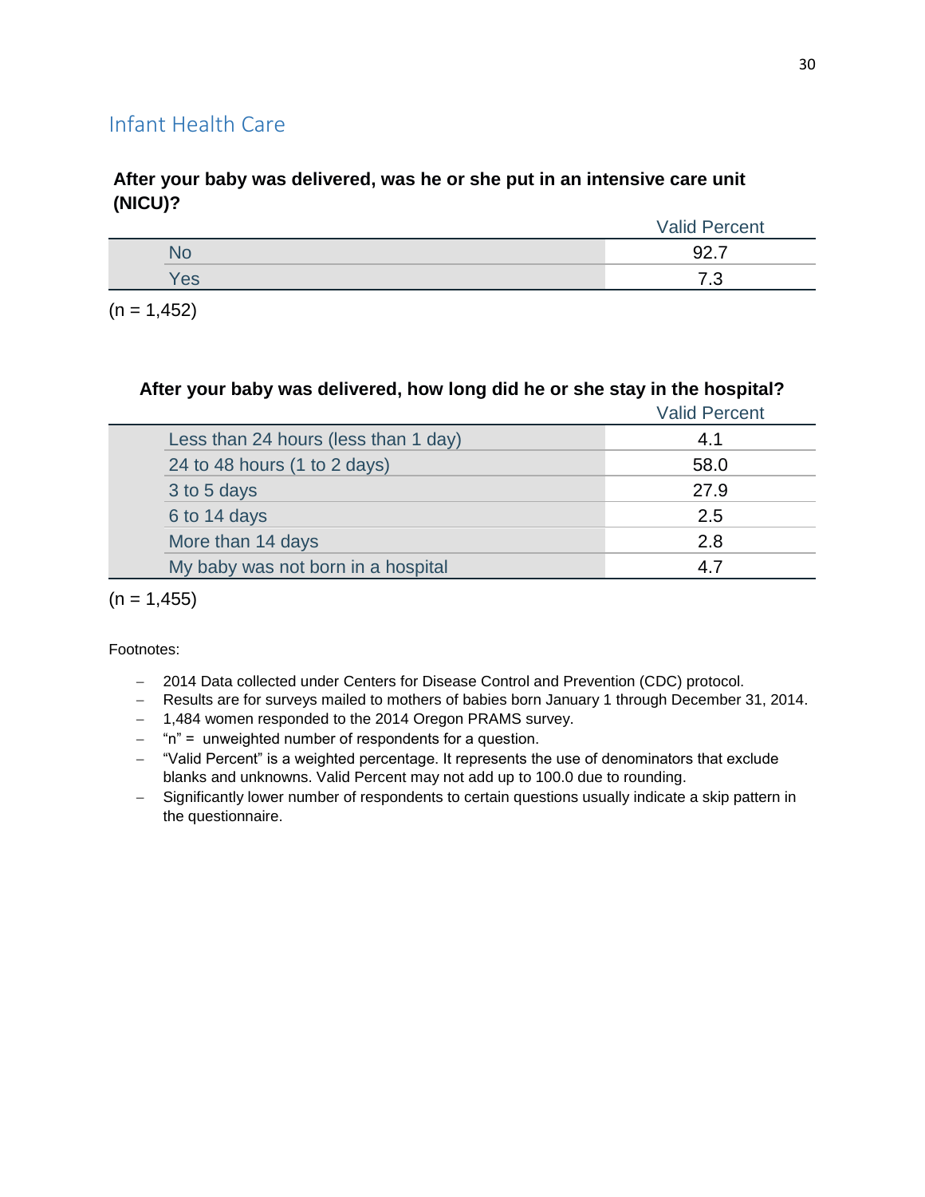## Infant Health Care

**After your baby was delivered, was he or she put in an intensive care unit (NICU)?**

| | Valid Percent |
|---|---|
| No | 92.7 |
| Yes | 7.3 |

(n = 1,452)

**After your baby was delivered, how long did he or she stay in the hospital?**

| | Valid Percent |
|---|---|
| Less than 24 hours (less than 1 day) | 4.1 |
| 24 to 48 hours (1 to 2 days) | 58.0 |
| 3 to 5 days | 27.9 |
| 6 to 14 days | 2.5 |
| More than 14 days | 2.8 |
| My baby was not born in a hospital | 4.7 |

(n = 1,455)

Footnotes:

- 2014 Data collected under Centers for Disease Control and Prevention (CDC) protocol.
- Results are for surveys mailed to mothers of babies born January 1 through December 31, 2014.
- 1,484 women responded to the 2014 Oregon PRAMS survey.
- "n" = unweighted number of respondents for a question.
- "Valid Percent" is a weighted percentage. It represents the use of denominators that exclude blanks and unknowns. Valid Percent may not add up to 100.0 due to rounding.
- Significantly lower number of respondents to certain questions usually indicate a skip pattern in the questionnaire.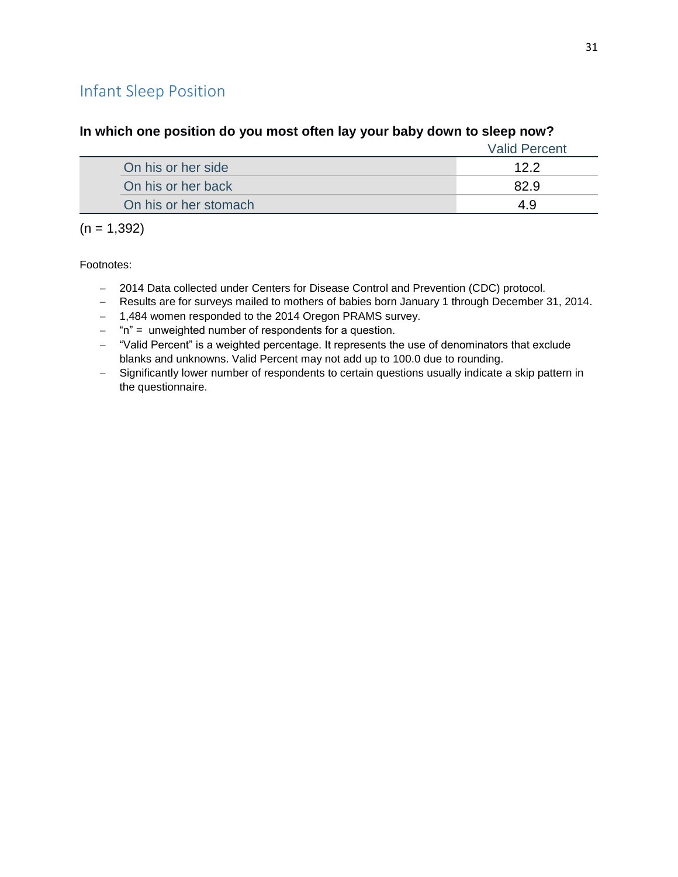## Infant Sleep Position

**In which one position do you most often lay your baby down to sleep now?**

| | Valid Percent |
|---|---|
| On his or her side | 12.2 |
| On his or her back | 82.9 |
| On his or her stomach | 4.9 |

(n = 1,392)

Footnotes:

- 2014 Data collected under Centers for Disease Control and Prevention (CDC) protocol.
- Results are for surveys mailed to mothers of babies born January 1 through December 31, 2014.
- 1,484 women responded to the 2014 Oregon PRAMS survey.
- "n" = unweighted number of respondents for a question.
- "Valid Percent" is a weighted percentage. It represents the use of denominators that exclude blanks and unknowns. Valid Percent may not add up to 100.0 due to rounding.
- Significantly lower number of respondents to certain questions usually indicate a skip pattern in the questionnaire.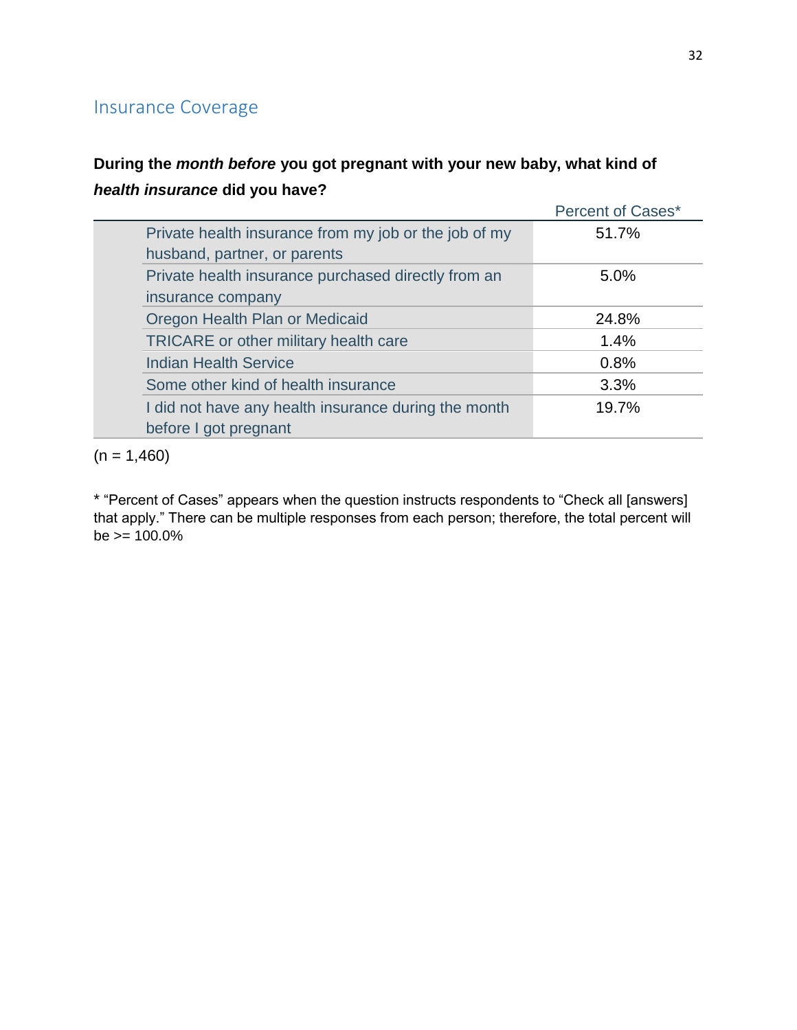## Insurance Coverage

**During the *month before* you got pregnant with your new baby, what kind of *health insurance* did you have?**

| | Percent of Cases* |
|---|---|
| Private health insurance from my job or the job of my husband, partner, or parents | 51.7% |
| Private health insurance purchased directly from an insurance company | 5.0% |
| Oregon Health Plan or Medicaid | 24.8% |
| TRICARE or other military health care | 1.4% |
| Indian Health Service | 0.8% |
| Some other kind of health insurance | 3.3% |
| I did not have any health insurance during the month before I got pregnant | 19.7% |

(n = 1,460)

* "Percent of Cases" appears when the question instructs respondents to "Check all [answers] that apply." There can be multiple responses from each person; therefore, the total percent will be >= 100.0%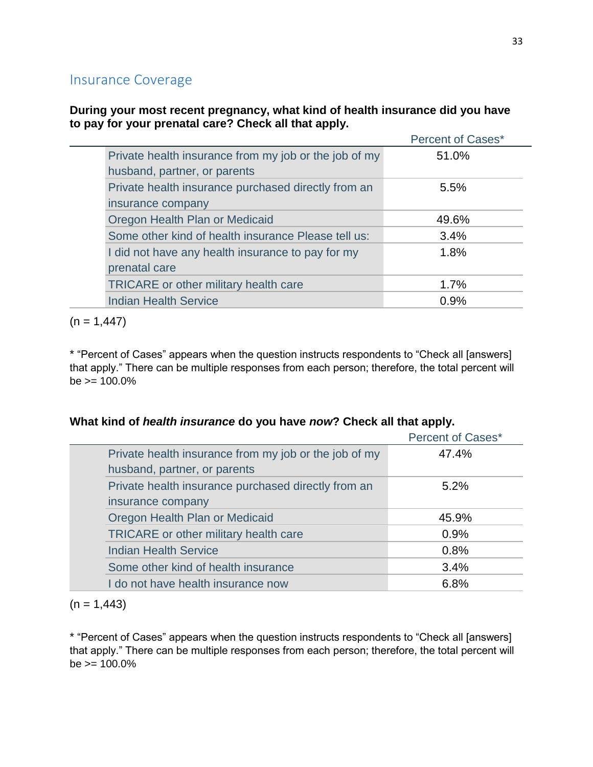## Insurance Coverage

**During your most recent pregnancy, what kind of health insurance did you have to pay for your prenatal care? Check all that apply.**

| | Percent of Cases* |
|---|---|
| Private health insurance from my job or the job of my husband, partner, or parents | 51.0% |
| Private health insurance purchased directly from an insurance company | 5.5% |
| Oregon Health Plan or Medicaid | 49.6% |
| Some other kind of health insurance Please tell us: | 3.4% |
| I did not have any health insurance to pay for my prenatal care | 1.8% |
| TRICARE or other military health care | 1.7% |
| Indian Health Service | 0.9% |

(n = 1,447)

* "Percent of Cases" appears when the question instructs respondents to "Check all [answers] that apply." There can be multiple responses from each person; therefore, the total percent will be >= 100.0%

**What kind of *health insurance* do you have *now*? Check all that apply.**

| | Percent of Cases* |
|---|---|
| Private health insurance from my job or the job of my husband, partner, or parents | 47.4% |
| Private health insurance purchased directly from an insurance company | 5.2% |
| Oregon Health Plan or Medicaid | 45.9% |
| TRICARE or other military health care | 0.9% |
| Indian Health Service | 0.8% |
| Some other kind of health insurance | 3.4% |
| I do not have health insurance now | 6.8% |

(n = 1,443)

* "Percent of Cases" appears when the question instructs respondents to "Check all [answers] that apply." There can be multiple responses from each person; therefore, the total percent will be >= 100.0%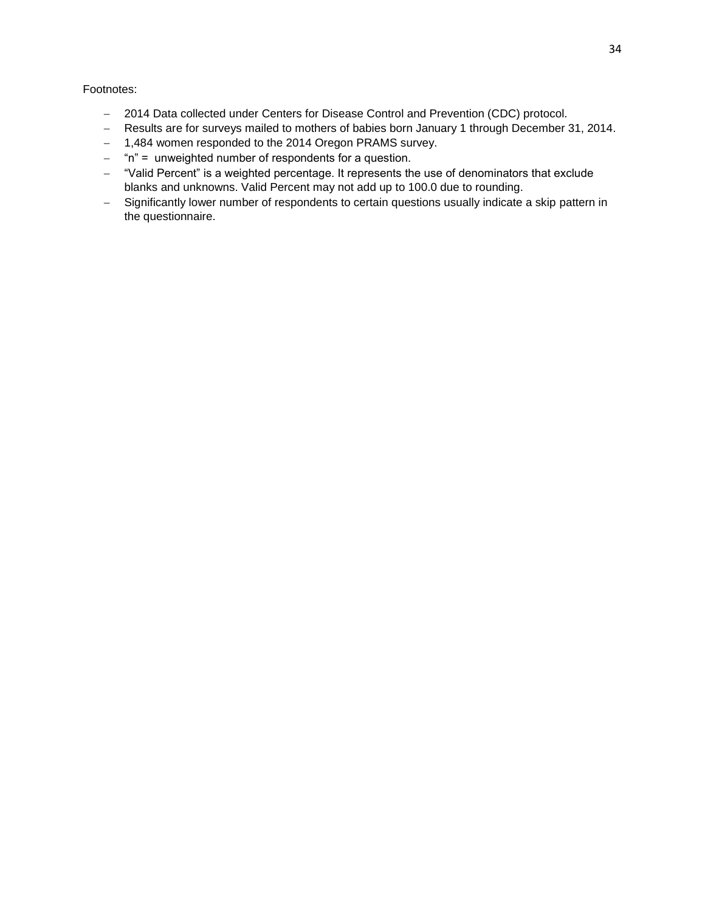Footnotes:

- 2014 Data collected under Centers for Disease Control and Prevention (CDC) protocol.
- Results are for surveys mailed to mothers of babies born January 1 through December 31, 2014.
- 1,484 women responded to the 2014 Oregon PRAMS survey.
- "n" = unweighted number of respondents for a question.
- "Valid Percent" is a weighted percentage. It represents the use of denominators that exclude blanks and unknowns. Valid Percent may not add up to 100.0 due to rounding.
- Significantly lower number of respondents to certain questions usually indicate a skip pattern in the questionnaire.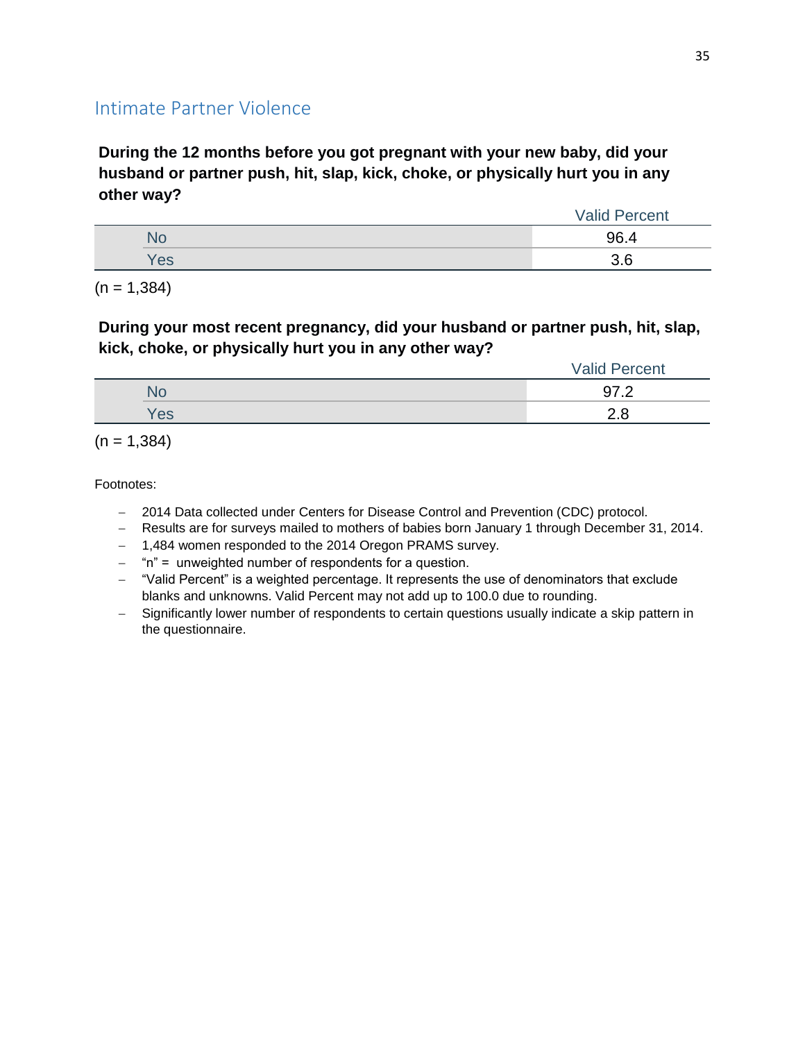## Intimate Partner Violence

**During the 12 months before you got pregnant with your new baby, did your husband or partner push, hit, slap, kick, choke, or physically hurt you in any other way?**

| | Valid Percent |
|---|---|
| No | 96.4 |
| Yes | 3.6 |

(n = 1,384)

**During your most recent pregnancy, did your husband or partner push, hit, slap, kick, choke, or physically hurt you in any other way?**

| | Valid Percent |
|---|---|
| No | 97.2 |
| Yes | 2.8 |

(n = 1,384)

Footnotes:

- 2014 Data collected under Centers for Disease Control and Prevention (CDC) protocol.
- Results are for surveys mailed to mothers of babies born January 1 through December 31, 2014.
- 1,484 women responded to the 2014 Oregon PRAMS survey.
- "n" = unweighted number of respondents for a question.
- "Valid Percent" is a weighted percentage. It represents the use of denominators that exclude blanks and unknowns. Valid Percent may not add up to 100.0 due to rounding.
- Significantly lower number of respondents to certain questions usually indicate a skip pattern in the questionnaire.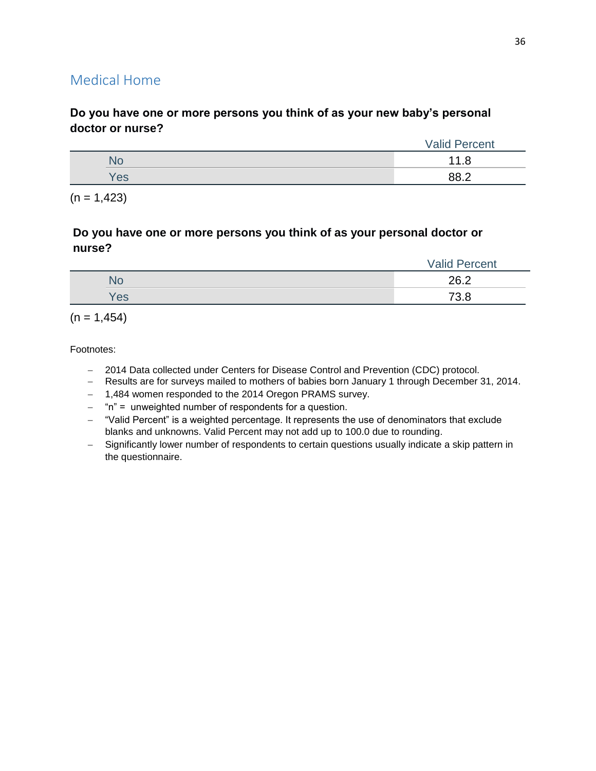## Medical Home

**Do you have one or more persons you think of as your new baby's personal doctor or nurse?**

| | Valid Percent |
|---|---|
| No | 11.8 |
| Yes | 88.2 |

(n = 1,423)

**Do you have one or more persons you think of as your personal doctor or nurse?**

| | Valid Percent |
|---|---|
| No | 26.2 |
| Yes | 73.8 |

(n = 1,454)

Footnotes:

- 2014 Data collected under Centers for Disease Control and Prevention (CDC) protocol.
- Results are for surveys mailed to mothers of babies born January 1 through December 31, 2014.
- 1,484 women responded to the 2014 Oregon PRAMS survey.
- "n" = unweighted number of respondents for a question.
- "Valid Percent" is a weighted percentage. It represents the use of denominators that exclude blanks and unknowns. Valid Percent may not add up to 100.0 due to rounding.
- Significantly lower number of respondents to certain questions usually indicate a skip pattern in the questionnaire.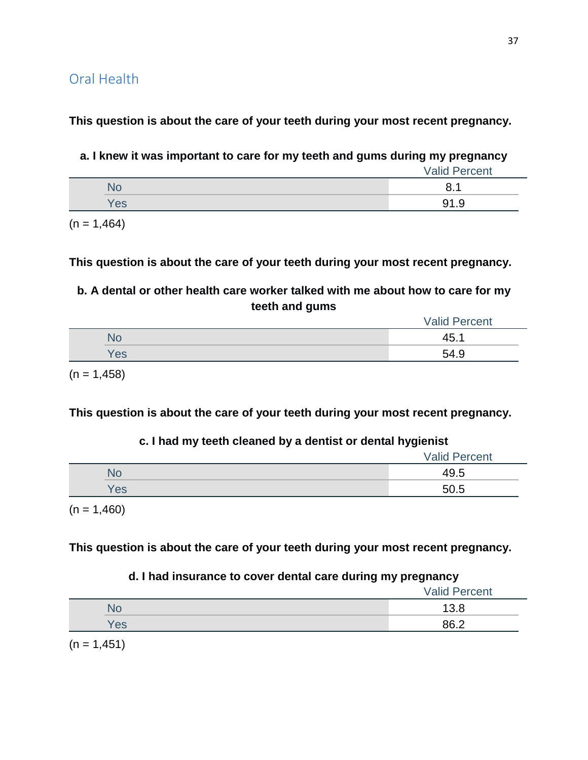## Oral Health

**This question is about the care of your teeth during your most recent pregnancy.**

**a. I knew it was important to care for my teeth and gums during my pregnancy**

| | Valid Percent |
|---|---|
| No | 8.1 |
| Yes | 91.9 |

(n = 1,464)

**This question is about the care of your teeth during your most recent pregnancy.**

**b. A dental or other health care worker talked with me about how to care for my teeth and gums**

| | Valid Percent |
|---|---|
| No | 45.1 |
| Yes | 54.9 |

(n = 1,458)

**This question is about the care of your teeth during your most recent pregnancy.**

**c. I had my teeth cleaned by a dentist or dental hygienist**

| | Valid Percent |
|---|---|
| No | 49.5 |
| Yes | 50.5 |

(n = 1,460)

**This question is about the care of your teeth during your most recent pregnancy.**

**d. I had insurance to cover dental care during my pregnancy**

| | Valid Percent |
|---|---|
| No | 13.8 |
| Yes | 86.2 |

(n = 1,451)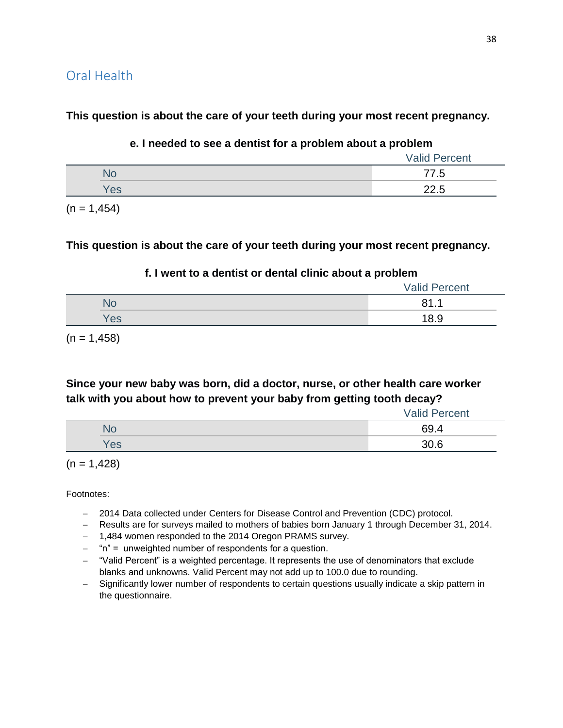## Oral Health

**This question is about the care of your teeth during your most recent pregnancy.**

**e. I needed to see a dentist for a problem about a problem**

| | Valid Percent |
|---|---|
| No | 77.5 |
| Yes | 22.5 |

(n = 1,454)

**This question is about the care of your teeth during your most recent pregnancy.**

**f. I went to a dentist or dental clinic about a problem**

| | Valid Percent |
|---|---|
| No | 81.1 |
| Yes | 18.9 |

(n = 1,458)

**Since your new baby was born, did a doctor, nurse, or other health care worker talk with you about how to prevent your baby from getting tooth decay?**

| | Valid Percent |
|---|---|
| No | 69.4 |
| Yes | 30.6 |

(n = 1,428)

Footnotes:

- 2014 Data collected under Centers for Disease Control and Prevention (CDC) protocol.
- Results are for surveys mailed to mothers of babies born January 1 through December 31, 2014.
- 1,484 women responded to the 2014 Oregon PRAMS survey.
- "n" = unweighted number of respondents for a question.
- "Valid Percent" is a weighted percentage. It represents the use of denominators that exclude blanks and unknowns. Valid Percent may not add up to 100.0 due to rounding.
- Significantly lower number of respondents to certain questions usually indicate a skip pattern in the questionnaire.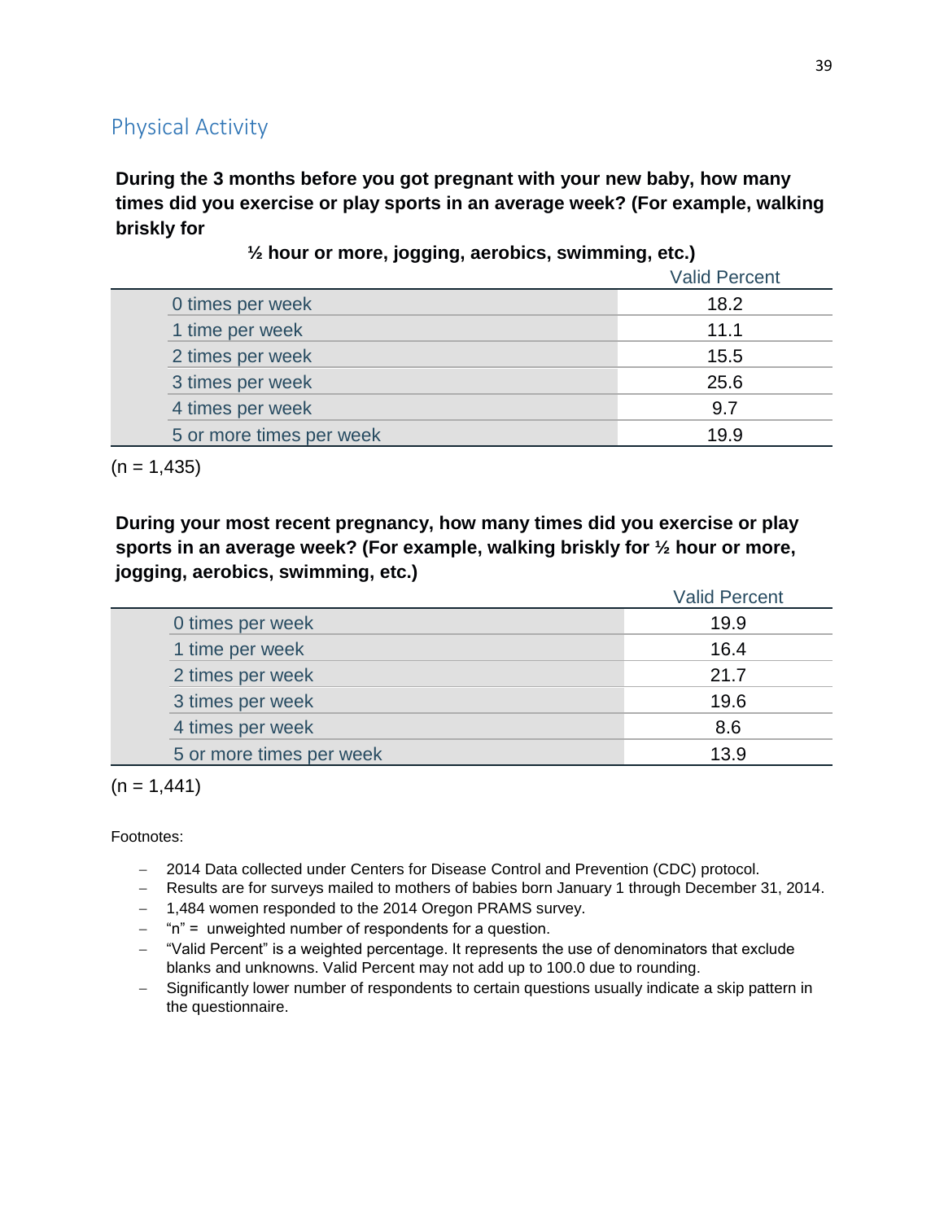## Physical Activity

**During the 3 months before you got pregnant with your new baby, how many times did you exercise or play sports in an average week? (For example, walking briskly for ½ hour or more, jogging, aerobics, swimming, etc.)**

| | Valid Percent |
|---|---|
| 0 times per week | 18.2 |
| 1 time per week | 11.1 |
| 2 times per week | 15.5 |
| 3 times per week | 25.6 |
| 4 times per week | 9.7 |
| 5 or more times per week | 19.9 |

(n = 1,435)

**During your most recent pregnancy, how many times did you exercise or play sports in an average week? (For example, walking briskly for ½ hour or more, jogging, aerobics, swimming, etc.)**

| | Valid Percent |
|---|---|
| 0 times per week | 19.9 |
| 1 time per week | 16.4 |
| 2 times per week | 21.7 |
| 3 times per week | 19.6 |
| 4 times per week | 8.6 |
| 5 or more times per week | 13.9 |

(n = 1,441)

Footnotes:

- 2014 Data collected under Centers for Disease Control and Prevention (CDC) protocol.
- Results are for surveys mailed to mothers of babies born January 1 through December 31, 2014.
- 1,484 women responded to the 2014 Oregon PRAMS survey.
- "n" = unweighted number of respondents for a question.
- "Valid Percent" is a weighted percentage. It represents the use of denominators that exclude blanks and unknowns. Valid Percent may not add up to 100.0 due to rounding.
- Significantly lower number of respondents to certain questions usually indicate a skip pattern in the questionnaire.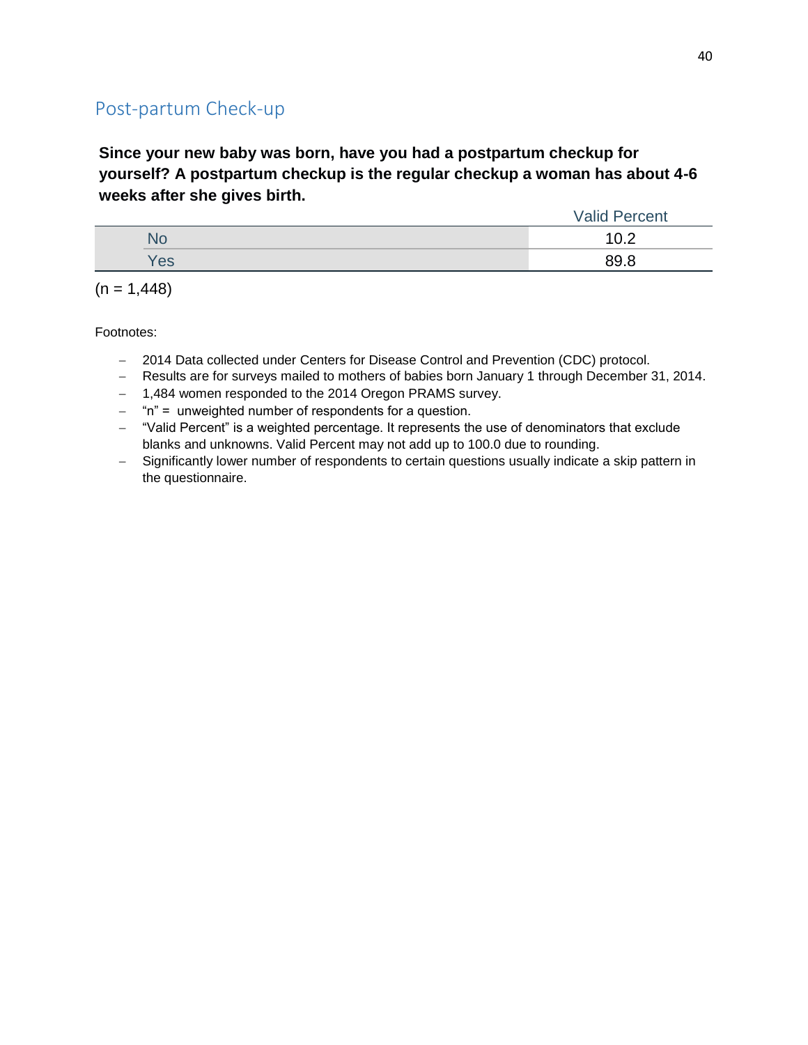## Post-partum Check-up

**Since your new baby was born, have you had a postpartum checkup for yourself? A postpartum checkup is the regular checkup a woman has about 4-6 weeks after she gives birth.**

| | Valid Percent |
|---|---|
| No | 10.2 |
| Yes | 89.8 |

(n = 1,448)

Footnotes:

- 2014 Data collected under Centers for Disease Control and Prevention (CDC) protocol.
- Results are for surveys mailed to mothers of babies born January 1 through December 31, 2014.
- 1,484 women responded to the 2014 Oregon PRAMS survey.
- "n" = unweighted number of respondents for a question.
- "Valid Percent" is a weighted percentage. It represents the use of denominators that exclude blanks and unknowns. Valid Percent may not add up to 100.0 due to rounding.
- Significantly lower number of respondents to certain questions usually indicate a skip pattern in the questionnaire.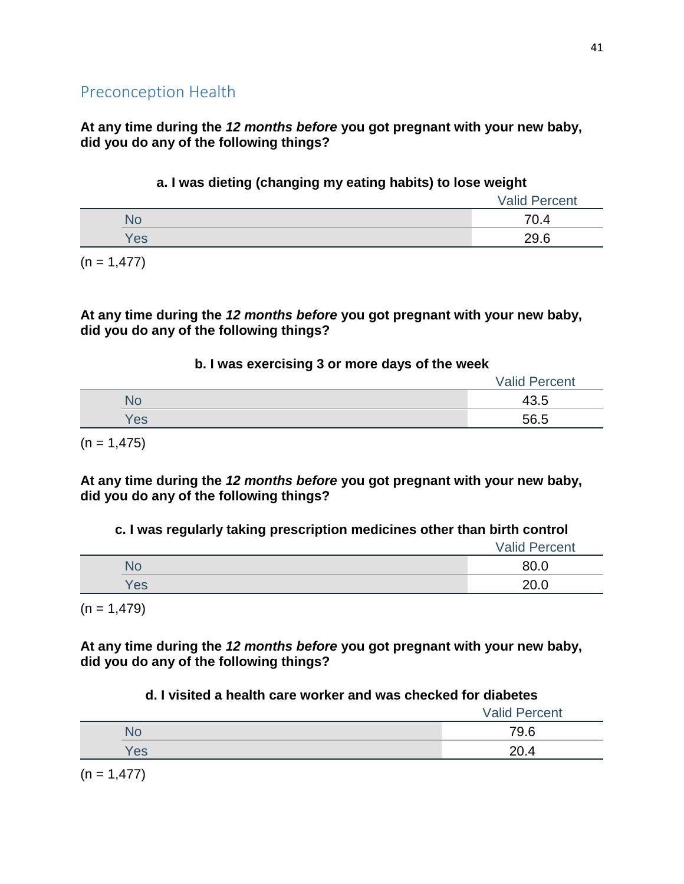## Preconception Health

**At any time during the *12 months before* you got pregnant with your new baby, did you do any of the following things?**

**a. I was dieting (changing my eating habits) to lose weight**

| | Valid Percent |
|---|---|
| No | 70.4 |
| Yes | 29.6 |

(n = 1,477)

**At any time during the *12 months before* you got pregnant with your new baby, did you do any of the following things?**

**b. I was exercising 3 or more days of the week**

| | Valid Percent |
|---|---|
| No | 43.5 |
| Yes | 56.5 |

(n = 1,475)

**At any time during the *12 months before* you got pregnant with your new baby, did you do any of the following things?**

**c. I was regularly taking prescription medicines other than birth control**

| | Valid Percent |
|---|---|
| No | 80.0 |
| Yes | 20.0 |

(n = 1,479)

**At any time during the *12 months before* you got pregnant with your new baby, did you do any of the following things?**

**d. I visited a health care worker and was checked for diabetes**

| | Valid Percent |
|---|---|
| No | 79.6 |
| Yes | 20.4 |

(n = 1,477)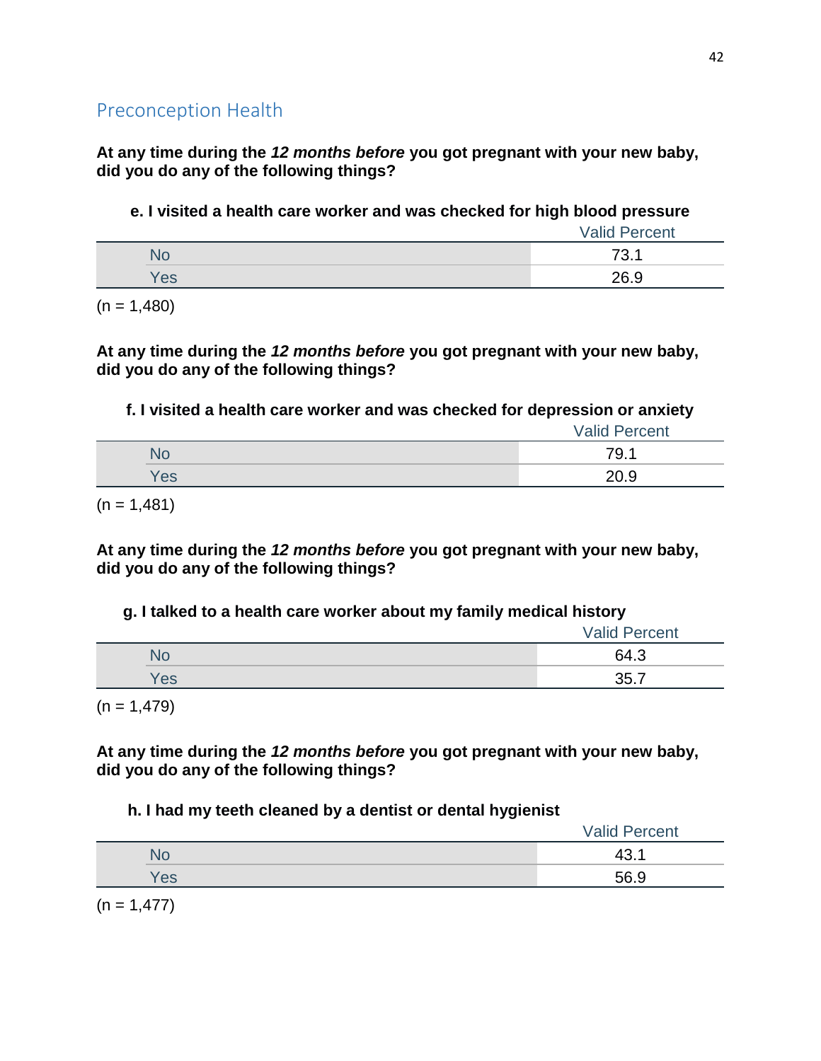## Preconception Health

**At any time during the *12 months before* you got pregnant with your new baby, did you do any of the following things?**

**e. I visited a health care worker and was checked for high blood pressure**

| | Valid Percent |
|---|---|
| No | 73.1 |
| Yes | 26.9 |

(n = 1,480)

**At any time during the *12 months before* you got pregnant with your new baby, did you do any of the following things?**

**f. I visited a health care worker and was checked for depression or anxiety**

| | Valid Percent |
|---|---|
| No | 79.1 |
| Yes | 20.9 |

(n = 1,481)

**At any time during the *12 months before* you got pregnant with your new baby, did you do any of the following things?**

**g. I talked to a health care worker about my family medical history**

| | Valid Percent |
|---|---|
| No | 64.3 |
| Yes | 35.7 |

(n = 1,479)

**At any time during the *12 months before* you got pregnant with your new baby, did you do any of the following things?**

**h. I had my teeth cleaned by a dentist or dental hygienist**

| | Valid Percent |
|---|---|
| No | 43.1 |
| Yes | 56.9 |

(n = 1,477)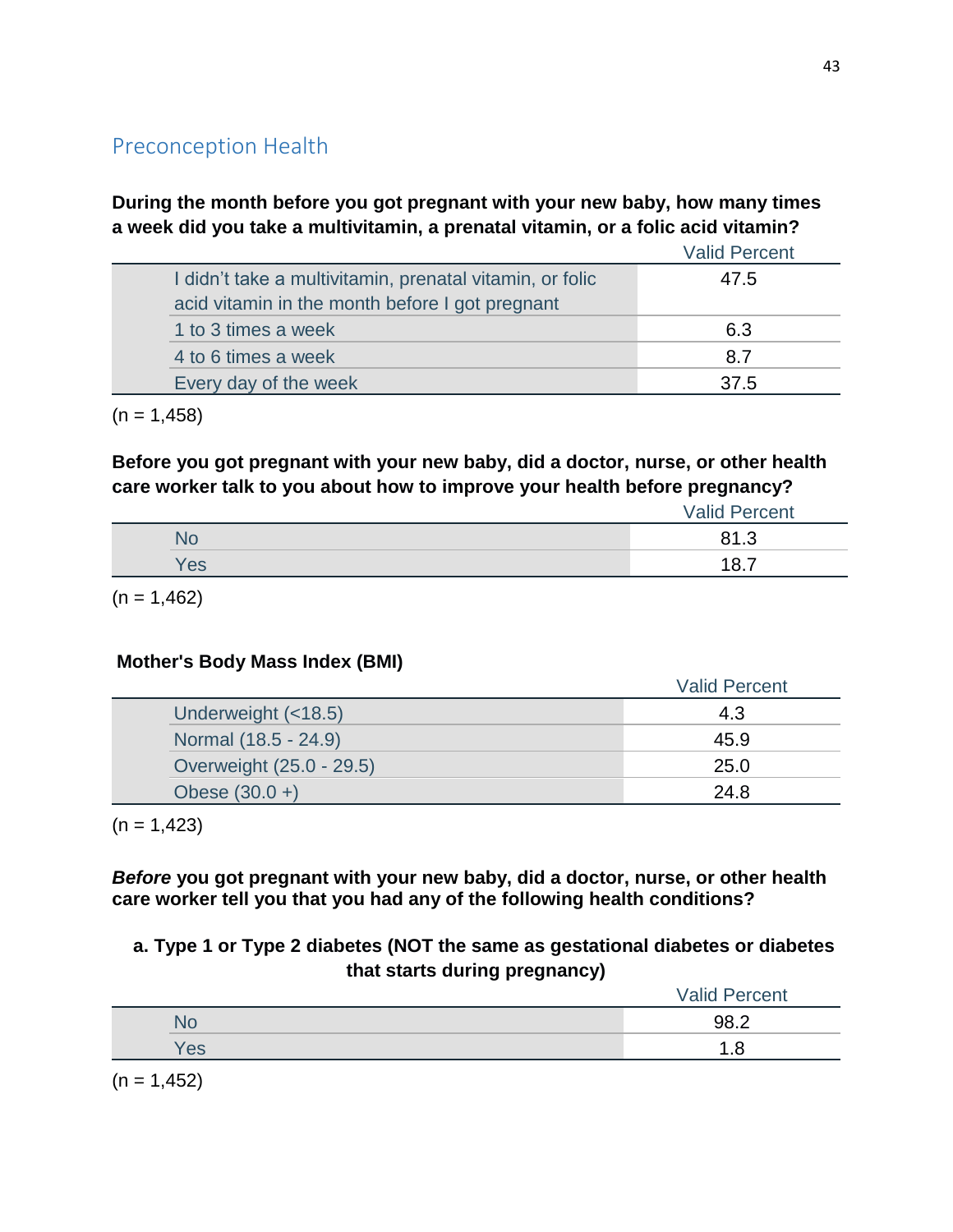## Preconception Health

**During the month before you got pregnant with your new baby, how many times a week did you take a multivitamin, a prenatal vitamin, or a folic acid vitamin?**

| | Valid Percent |
|---|---|
| I didn't take a multivitamin, prenatal vitamin, or folic acid vitamin in the month before I got pregnant | 47.5 |
| 1 to 3 times a week | 6.3 |
| 4 to 6 times a week | 8.7 |
| Every day of the week | 37.5 |

(n = 1,458)

**Before you got pregnant with your new baby, did a doctor, nurse, or other health care worker talk to you about how to improve your health before pregnancy?**

| | Valid Percent |
|---|---|
| No | 81.3 |
| Yes | 18.7 |

(n = 1,462)

**Mother's Body Mass Index (BMI)**

| | Valid Percent |
|---|---|
| Underweight (<18.5) | 4.3 |
| Normal (18.5 - 24.9) | 45.9 |
| Overweight (25.0 - 29.5) | 25.0 |
| Obese (30.0 +) | 24.8 |

(n = 1,423)

***Before* you got pregnant with your new baby, did a doctor, nurse, or other health care worker tell you that you had any of the following health conditions?**

**a. Type 1 or Type 2 diabetes (NOT the same as gestational diabetes or diabetes that starts during pregnancy)**

| | Valid Percent |
|---|---|
| No | 98.2 |
| Yes | 1.8 |

(n = 1,452)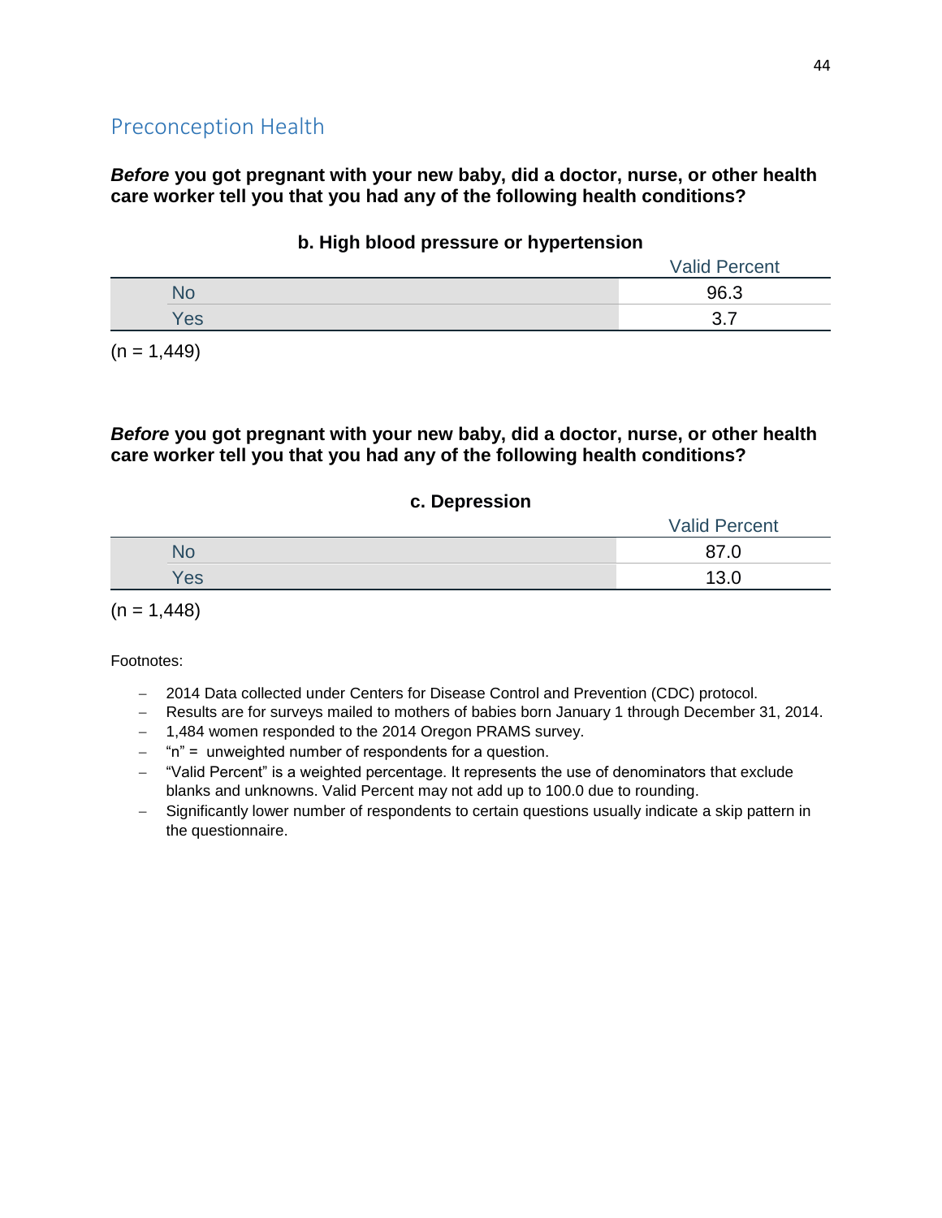## Preconception Health

***Before* you got pregnant with your new baby, did a doctor, nurse, or other health care worker tell you that you had any of the following health conditions?**

**b. High blood pressure or hypertension**

| | Valid Percent |
|---|---|
| No | 96.3 |
| Yes | 3.7 |

(n = 1,449)

***Before* you got pregnant with your new baby, did a doctor, nurse, or other health care worker tell you that you had any of the following health conditions?**

**c. Depression**

| | Valid Percent |
|---|---|
| No | 87.0 |
| Yes | 13.0 |

(n = 1,448)

Footnotes:

- 2014 Data collected under Centers for Disease Control and Prevention (CDC) protocol.
- Results are for surveys mailed to mothers of babies born January 1 through December 31, 2014.
- 1,484 women responded to the 2014 Oregon PRAMS survey.
- "n" = unweighted number of respondents for a question.
- "Valid Percent" is a weighted percentage. It represents the use of denominators that exclude blanks and unknowns. Valid Percent may not add up to 100.0 due to rounding.
- Significantly lower number of respondents to certain questions usually indicate a skip pattern in the questionnaire.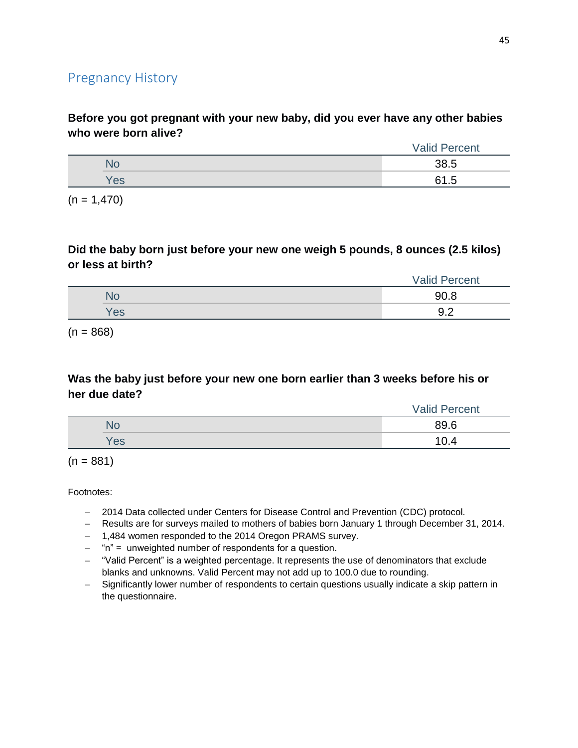## Pregnancy History

**Before you got pregnant with your new baby, did you ever have any other babies who were born alive?**

| | Valid Percent |
|---|---|
| No | 38.5 |
| Yes | 61.5 |

(n = 1,470)

**Did the baby born just before your new one weigh 5 pounds, 8 ounces (2.5 kilos) or less at birth?**

| | Valid Percent |
|---|---|
| No | 90.8 |
| Yes | 9.2 |

(n = 868)

**Was the baby just before your new one born earlier than 3 weeks before his or her due date?**

| | Valid Percent |
|---|---|
| No | 89.6 |
| Yes | 10.4 |

(n = 881)

Footnotes:

- 2014 Data collected under Centers for Disease Control and Prevention (CDC) protocol.
- Results are for surveys mailed to mothers of babies born January 1 through December 31, 2014.
- 1,484 women responded to the 2014 Oregon PRAMS survey.
- "n" = unweighted number of respondents for a question.
- "Valid Percent" is a weighted percentage. It represents the use of denominators that exclude blanks and unknowns. Valid Percent may not add up to 100.0 due to rounding.
- Significantly lower number of respondents to certain questions usually indicate a skip pattern in the questionnaire.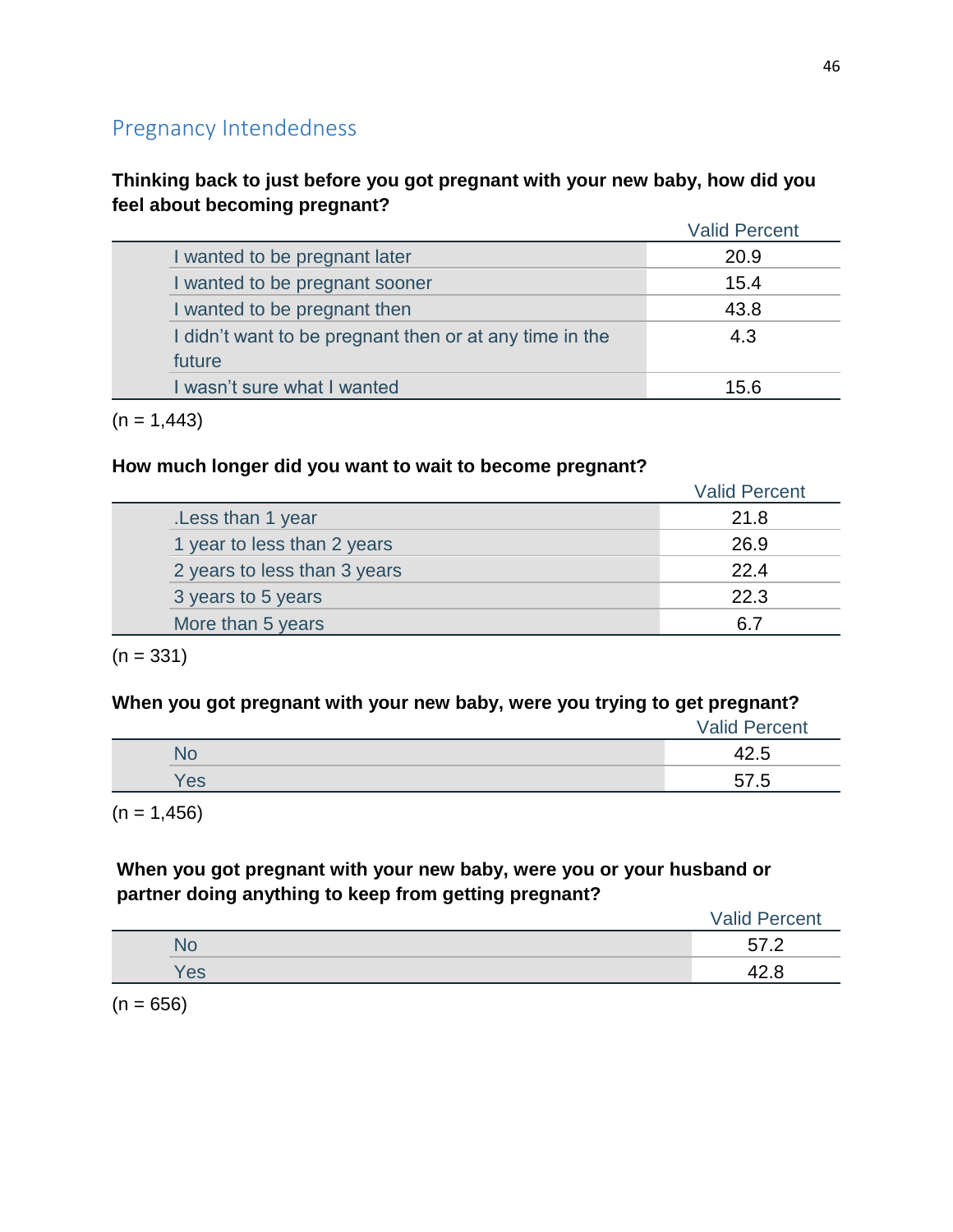## Pregnancy Intendedness

**Thinking back to just before you got pregnant with your new baby, how did you feel about becoming pregnant?**

| | Valid Percent |
|---|---|
| I wanted to be pregnant later | 20.9 |
| I wanted to be pregnant sooner | 15.4 |
| I wanted to be pregnant then | 43.8 |
| I didn’t want to be pregnant then or at any time in the future | 4.3 |
| I wasn’t sure what I wanted | 15.6 |

(n = 1,443)

**How much longer did you want to wait to become pregnant?**

| | Valid Percent |
|---|---|
| .Less than 1 year | 21.8 |
| 1 year to less than 2 years | 26.9 |
| 2 years to less than 3 years | 22.4 |
| 3 years to 5 years | 22.3 |
| More than 5 years | 6.7 |

(n = 331)

**When you got pregnant with your new baby, were you trying to get pregnant?**

| | Valid Percent |
|---|---|
| No | 42.5 |
| Yes | 57.5 |

(n = 1,456)

**When you got pregnant with your new baby, were you or your husband or partner doing anything to keep from getting pregnant?**

| | Valid Percent |
|---|---|
| No | 57.2 |
| Yes | 42.8 |

(n = 656)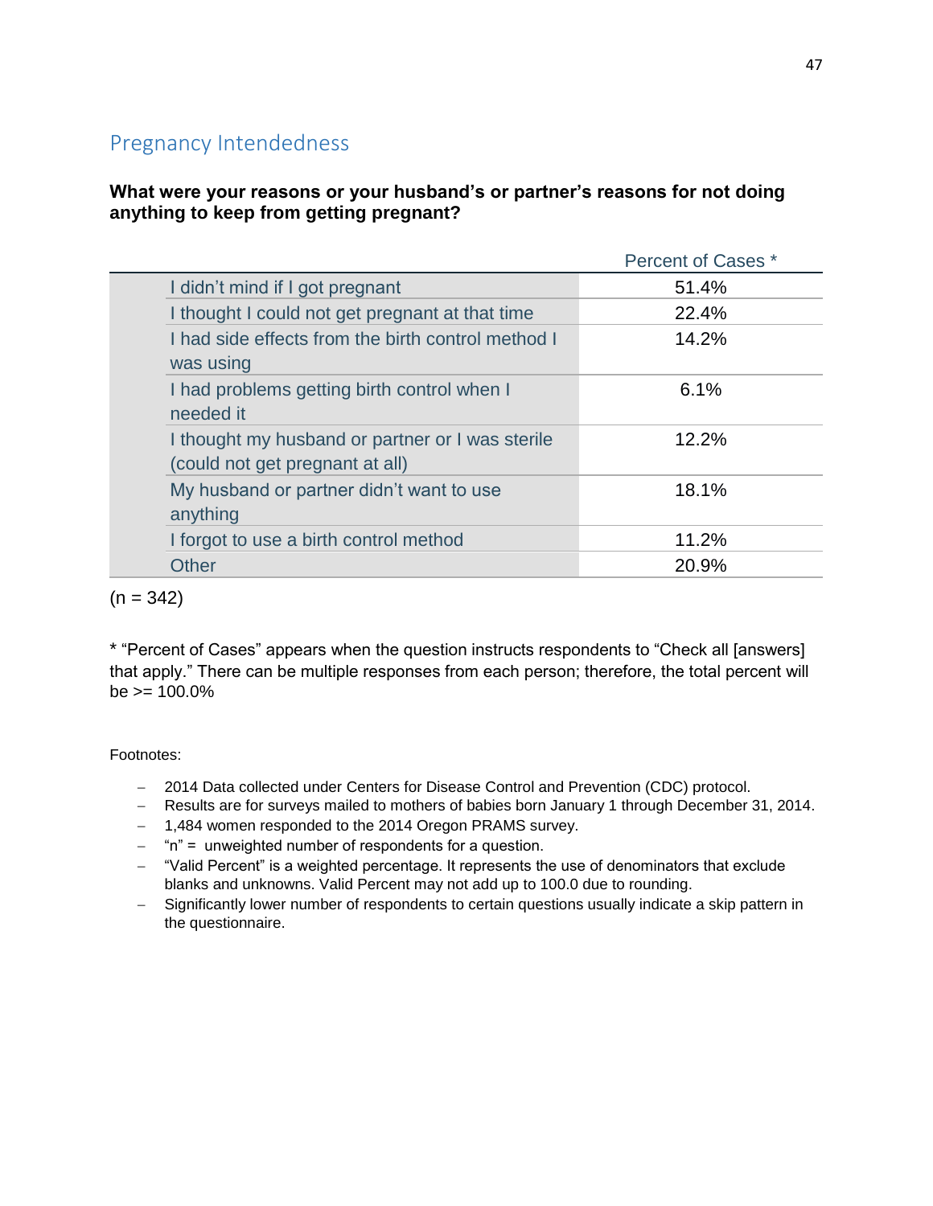## Pregnancy Intendedness

**What were your reasons or your husband's or partner's reasons for not doing anything to keep from getting pregnant?**

| | Percent of Cases * |
|---|---|
| I didn't mind if I got pregnant | 51.4% |
| I thought I could not get pregnant at that time | 22.4% |
| I had side effects from the birth control method I was using | 14.2% |
| I had problems getting birth control when I needed it | 6.1% |
| I thought my husband or partner or I was sterile (could not get pregnant at all) | 12.2% |
| My husband or partner didn't want to use anything | 18.1% |
| I forgot to use a birth control method | 11.2% |
| Other | 20.9% |

(n = 342)

* "Percent of Cases" appears when the question instructs respondents to "Check all [answers] that apply." There can be multiple responses from each person; therefore, the total percent will be >= 100.0%

Footnotes:

- 2014 Data collected under Centers for Disease Control and Prevention (CDC) protocol.
- Results are for surveys mailed to mothers of babies born January 1 through December 31, 2014.
- 1,484 women responded to the 2014 Oregon PRAMS survey.
- "n" = unweighted number of respondents for a question.
- "Valid Percent" is a weighted percentage. It represents the use of denominators that exclude blanks and unknowns. Valid Percent may not add up to 100.0 due to rounding.
- Significantly lower number of respondents to certain questions usually indicate a skip pattern in the questionnaire.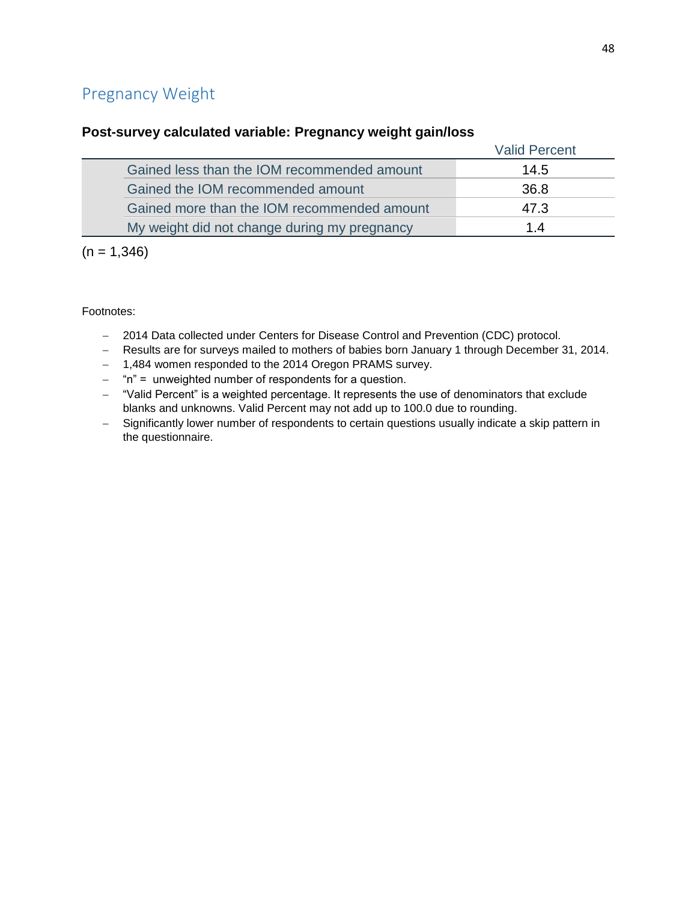## Pregnancy Weight

**Post-survey calculated variable: Pregnancy weight gain/loss**

| | Valid Percent |
|---|---|
| Gained less than the IOM recommended amount | 14.5 |
| Gained the IOM recommended amount | 36.8 |
| Gained more than the IOM recommended amount | 47.3 |
| My weight did not change during my pregnancy | 1.4 |

(n = 1,346)

Footnotes:

- 2014 Data collected under Centers for Disease Control and Prevention (CDC) protocol.
- Results are for surveys mailed to mothers of babies born January 1 through December 31, 2014.
- 1,484 women responded to the 2014 Oregon PRAMS survey.
- "n" = unweighted number of respondents for a question.
- "Valid Percent" is a weighted percentage. It represents the use of denominators that exclude blanks and unknowns. Valid Percent may not add up to 100.0 due to rounding.
- Significantly lower number of respondents to certain questions usually indicate a skip pattern in the questionnaire.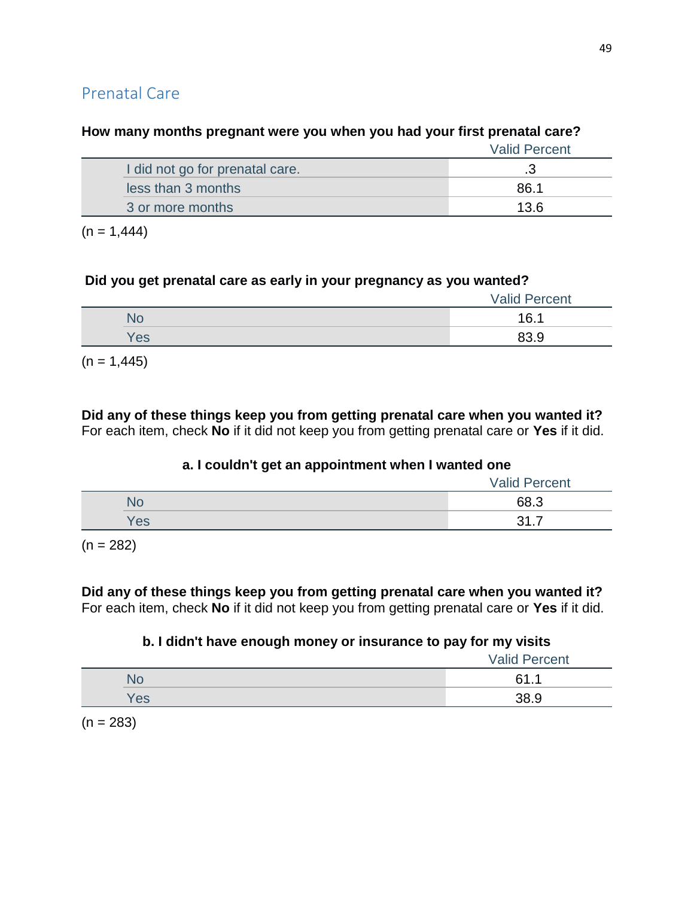## Prenatal Care

**How many months pregnant were you when you had your first prenatal care?**

| | Valid Percent |
|---|---|
| I did not go for prenatal care. | .3 |
| less than 3 months | 86.1 |
| 3 or more months | 13.6 |

(n = 1,444)

**Did you get prenatal care as early in your pregnancy as you wanted?**

| | Valid Percent |
|---|---|
| No | 16.1 |
| Yes | 83.9 |

(n = 1,445)

**Did any of these things keep you from getting prenatal care when you wanted it?**
For each item, check **No** if it did not keep you from getting prenatal care or **Yes** if it did.

**a. I couldn't get an appointment when I wanted one**

| | Valid Percent |
|---|---|
| No | 68.3 |
| Yes | 31.7 |

(n = 282)

**Did any of these things keep you from getting prenatal care when you wanted it?**
For each item, check **No** if it did not keep you from getting prenatal care or **Yes** if it did.

**b. I didn't have enough money or insurance to pay for my visits**

| | Valid Percent |
|---|---|
| No | 61.1 |
| Yes | 38.9 |

(n = 283)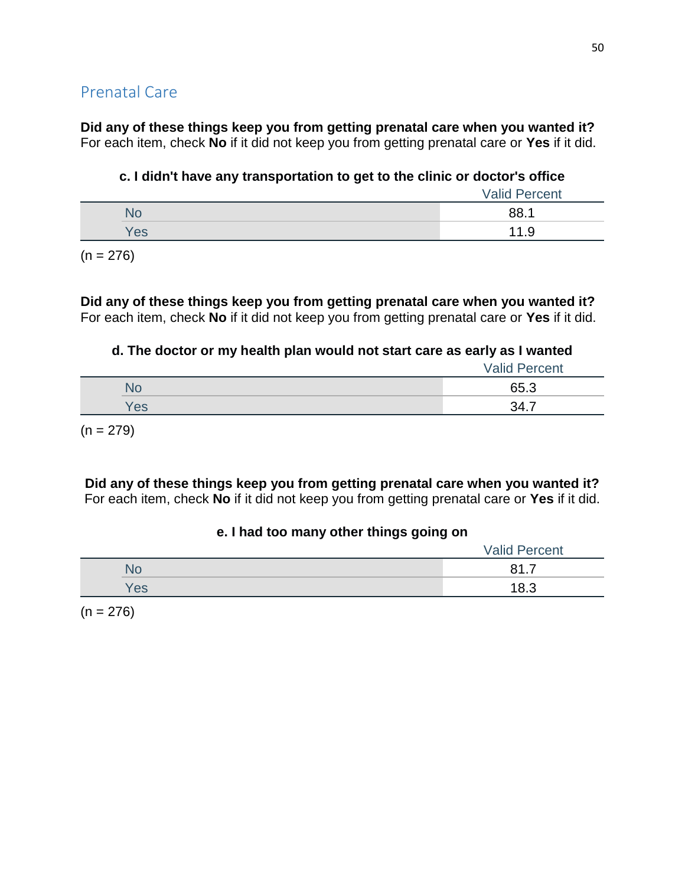## Prenatal Care

**Did any of these things keep you from getting prenatal care when you wanted it?**
For each item, check **No** if it did not keep you from getting prenatal care or **Yes** if it did.

**c. I didn't have any transportation to get to the clinic or doctor's office**

| | Valid Percent |
|---|---|
| No | 88.1 |
| Yes | 11.9 |

(n = 276)

**Did any of these things keep you from getting prenatal care when you wanted it?**
For each item, check **No** if it did not keep you from getting prenatal care or **Yes** if it did.

**d. The doctor or my health plan would not start care as early as I wanted**

| | Valid Percent |
|---|---|
| No | 65.3 |
| Yes | 34.7 |

(n = 279)

**Did any of these things keep you from getting prenatal care when you wanted it?**
For each item, check **No** if it did not keep you from getting prenatal care or **Yes** if it did.

**e. I had too many other things going on**

| | Valid Percent |
|---|---|
| No | 81.7 |
| Yes | 18.3 |

(n = 276)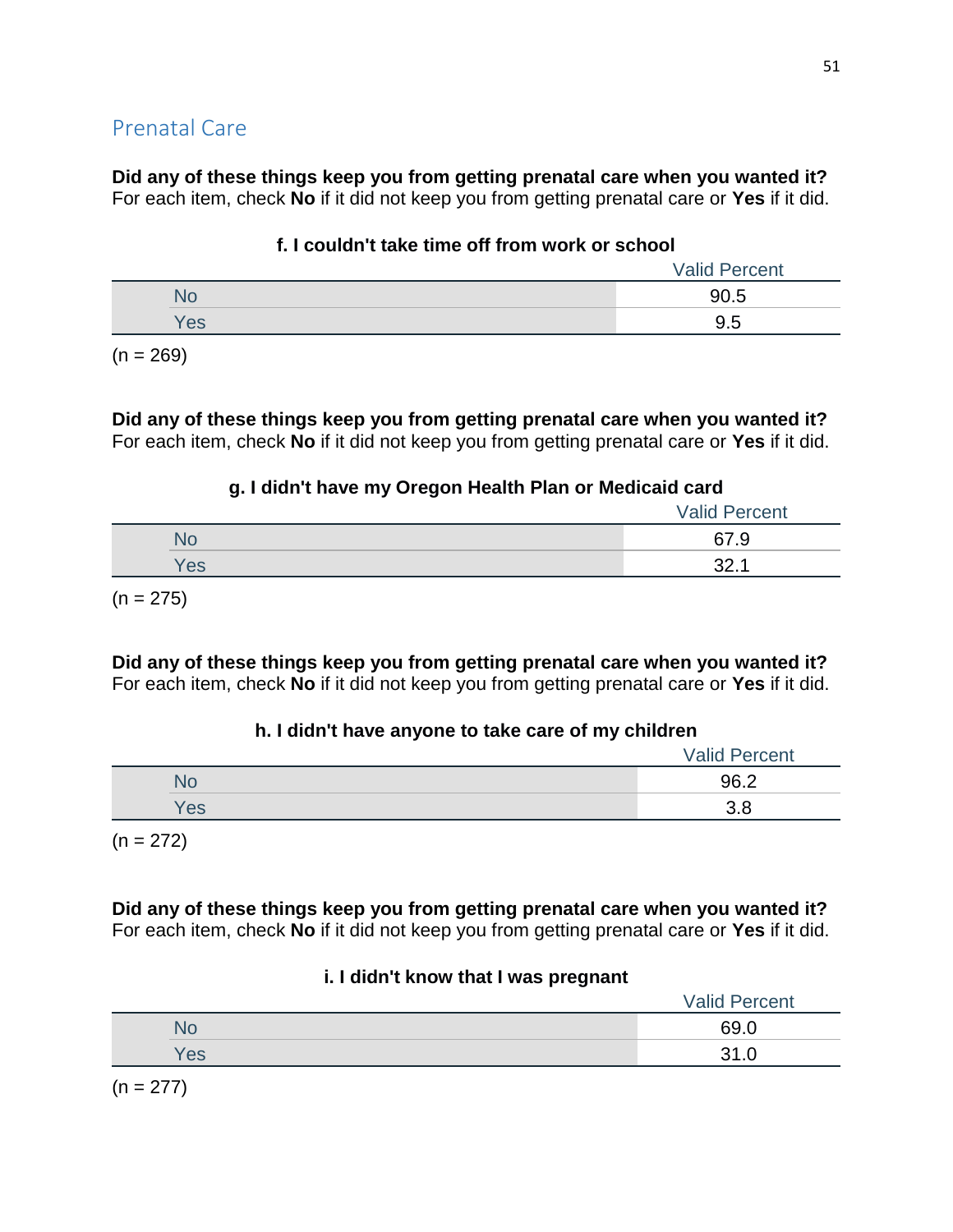## Prenatal Care

**Did any of these things keep you from getting prenatal care when you wanted it?**
For each item, check **No** if it did not keep you from getting prenatal care or **Yes** if it did.

**f. I couldn't take time off from work or school**

| | Valid Percent |
|---|---|
| No | 90.5 |
| Yes | 9.5 |

(n = 269)

**Did any of these things keep you from getting prenatal care when you wanted it?**
For each item, check **No** if it did not keep you from getting prenatal care or **Yes** if it did.

**g. I didn't have my Oregon Health Plan or Medicaid card**

| | Valid Percent |
|---|---|
| No | 67.9 |
| Yes | 32.1 |

(n = 275)

**Did any of these things keep you from getting prenatal care when you wanted it?**
For each item, check **No** if it did not keep you from getting prenatal care or **Yes** if it did.

**h. I didn't have anyone to take care of my children**

| | Valid Percent |
|---|---|
| No | 96.2 |
| Yes | 3.8 |

(n = 272)

**Did any of these things keep you from getting prenatal care when you wanted it?**
For each item, check **No** if it did not keep you from getting prenatal care or **Yes** if it did.

**i. I didn't know that I was pregnant**

| | Valid Percent |
|---|---|
| No | 69.0 |
| Yes | 31.0 |

(n = 277)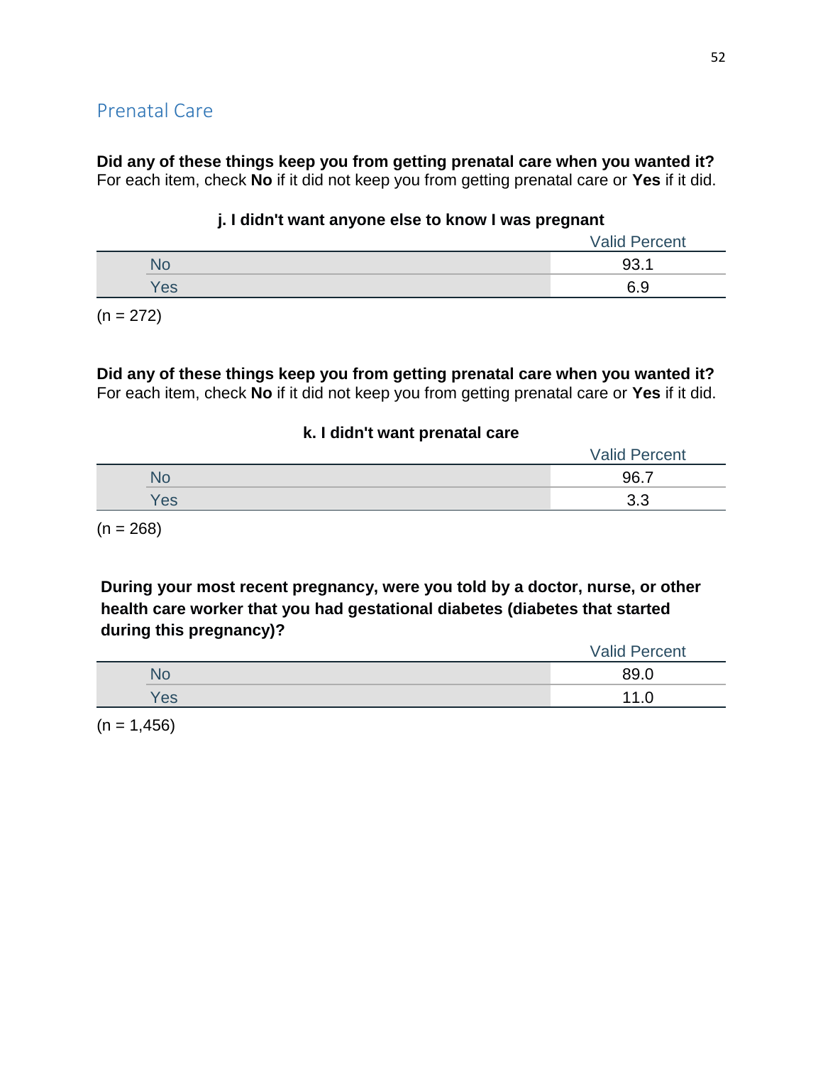## Prenatal Care

**Did any of these things keep you from getting prenatal care when you wanted it?**
For each item, check **No** if it did not keep you from getting prenatal care or **Yes** if it did.

**j. I didn't want anyone else to know I was pregnant**

| | Valid Percent |
|---|---|
| No | 93.1 |
| Yes | 6.9 |

(n = 272)

**Did any of these things keep you from getting prenatal care when you wanted it?**
For each item, check **No** if it did not keep you from getting prenatal care or **Yes** if it did.

**k. I didn't want prenatal care**

| | Valid Percent |
|---|---|
| No | 96.7 |
| Yes | 3.3 |

(n = 268)

**During your most recent pregnancy, were you told by a doctor, nurse, or other health care worker that you had gestational diabetes (diabetes that started during this pregnancy)?**

| | Valid Percent |
|---|---|
| No | 89.0 |
| Yes | 11.0 |

(n = 1,456)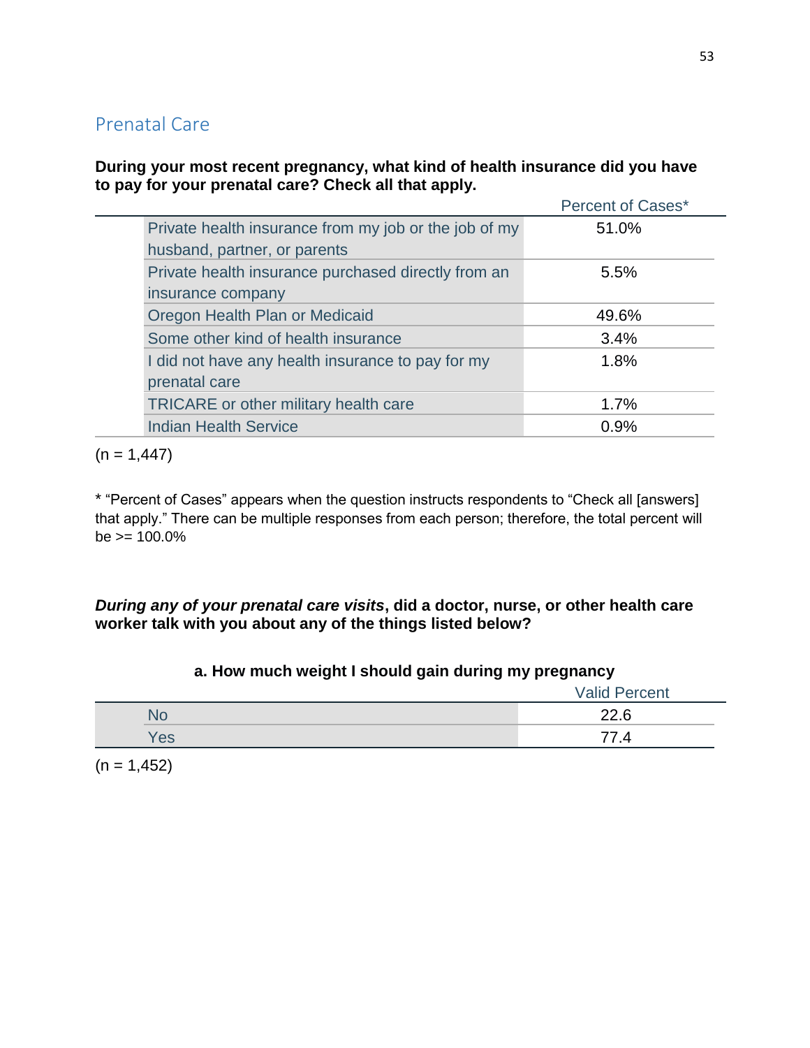## Prenatal Care

**During your most recent pregnancy, what kind of health insurance did you have to pay for your prenatal care? Check all that apply.**

| | Percent of Cases* |
|---|---|
| Private health insurance from my job or the job of my husband, partner, or parents | 51.0% |
| Private health insurance purchased directly from an insurance company | 5.5% |
| Oregon Health Plan or Medicaid | 49.6% |
| Some other kind of health insurance | 3.4% |
| I did not have any health insurance to pay for my prenatal care | 1.8% |
| TRICARE or other military health care | 1.7% |
| Indian Health Service | 0.9% |

(n = 1,447)

* "Percent of Cases" appears when the question instructs respondents to "Check all [answers] that apply." There can be multiple responses from each person; therefore, the total percent will be >= 100.0%

***During any of your prenatal care visits*, did a doctor, nurse, or other health care worker talk with you about any of the things listed below?**

**a. How much weight I should gain during my pregnancy**

| | Valid Percent |
|---|---|
| No | 22.6 |
| Yes | 77.4 |

(n = 1,452)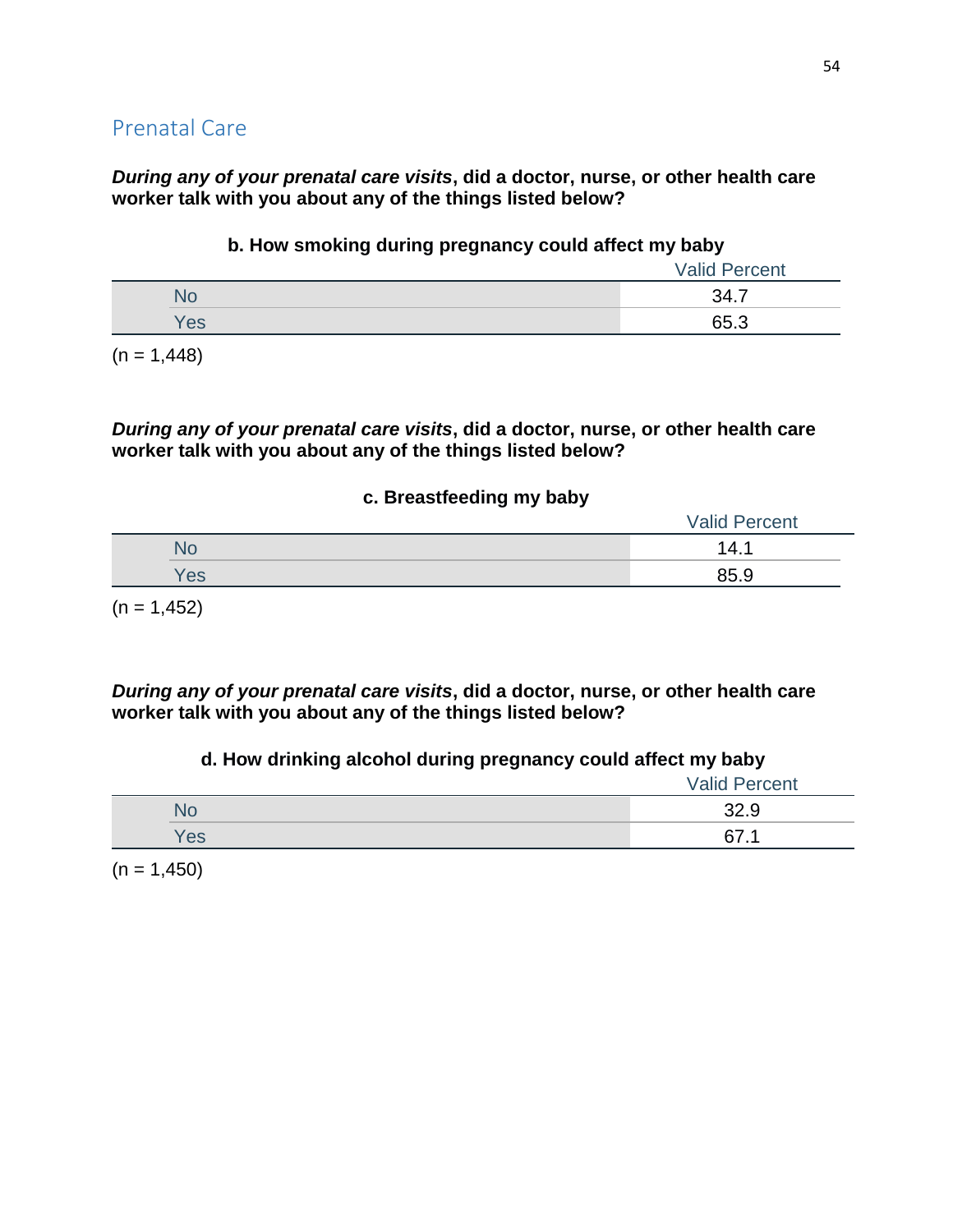## Prenatal Care

***During any of your prenatal care visits*, did a doctor, nurse, or other health care worker talk with you about any of the things listed below?**

**b. How smoking during pregnancy could affect my baby**

| | Valid Percent |
|---|---|
| No | 34.7 |
| Yes | 65.3 |

(n = 1,448)

***During any of your prenatal care visits*, did a doctor, nurse, or other health care worker talk with you about any of the things listed below?**

**c. Breastfeeding my baby**

| | Valid Percent |
|---|---|
| No | 14.1 |
| Yes | 85.9 |

(n = 1,452)

***During any of your prenatal care visits*, did a doctor, nurse, or other health care worker talk with you about any of the things listed below?**

**d. How drinking alcohol during pregnancy could affect my baby**

| | Valid Percent |
|---|---|
| No | 32.9 |
| Yes | 67.1 |

(n = 1,450)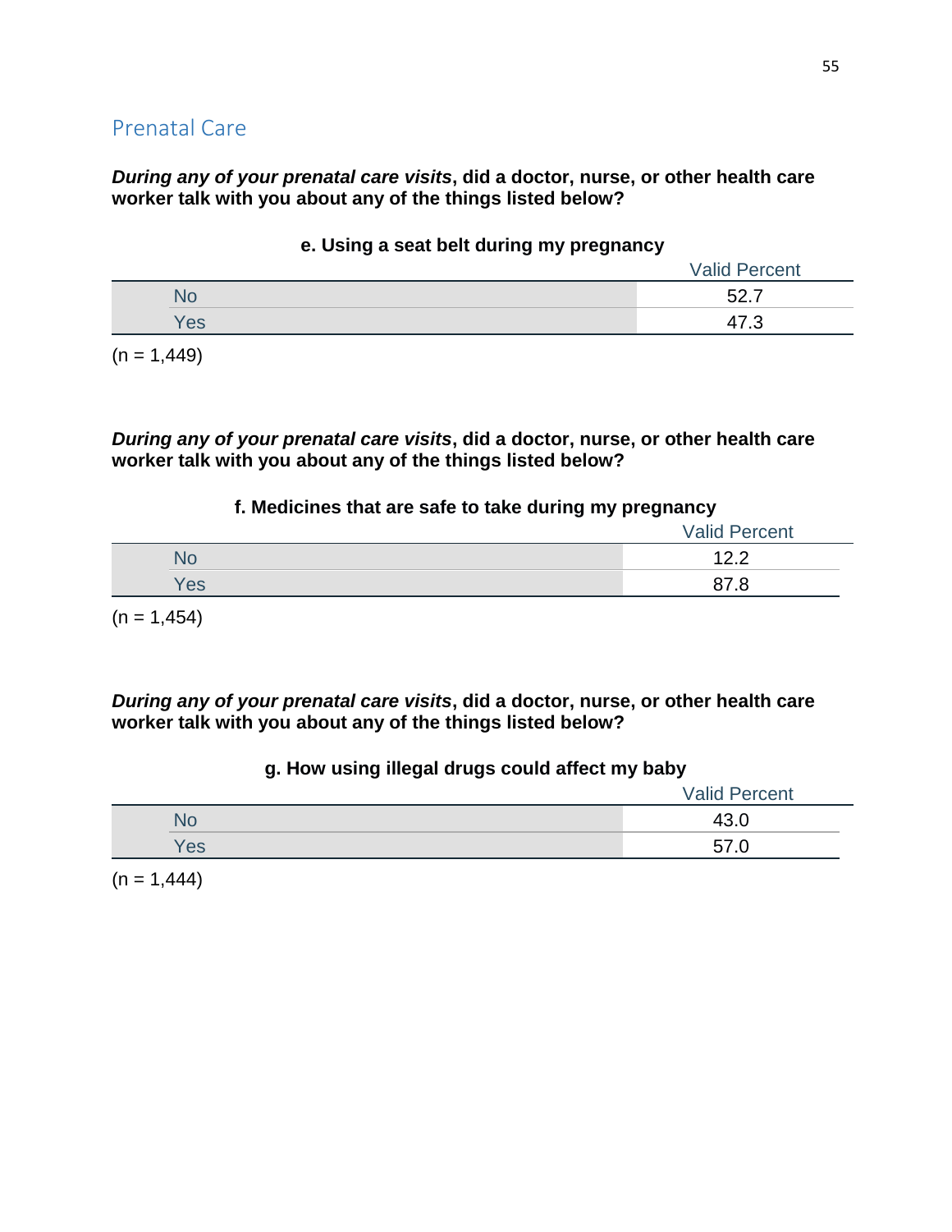## Prenatal Care

***During any of your prenatal care visits*, did a doctor, nurse, or other health care worker talk with you about any of the things listed below?**

**e. Using a seat belt during my pregnancy**

| | Valid Percent |
|---|---|
| No | 52.7 |
| Yes | 47.3 |

(n = 1,449)

***During any of your prenatal care visits*, did a doctor, nurse, or other health care worker talk with you about any of the things listed below?**

**f. Medicines that are safe to take during my pregnancy**

| | Valid Percent |
|---|---|
| No | 12.2 |
| Yes | 87.8 |

(n = 1,454)

***During any of your prenatal care visits*, did a doctor, nurse, or other health care worker talk with you about any of the things listed below?**

**g. How using illegal drugs could affect my baby**

| | Valid Percent |
|---|---|
| No | 43.0 |
| Yes | 57.0 |

(n = 1,444)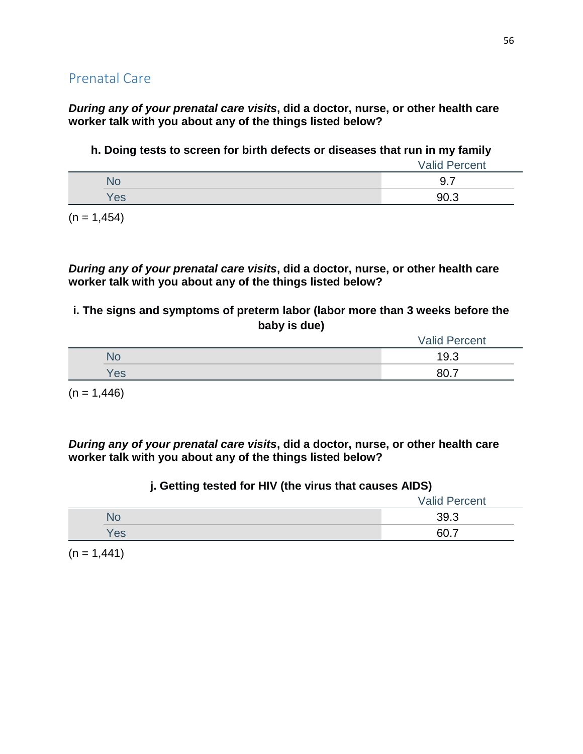## Prenatal Care

***During any of your prenatal care visits*, did a doctor, nurse, or other health care worker talk with you about any of the things listed below?**

**h. Doing tests to screen for birth defects or diseases that run in my family**

| | Valid Percent |
|---|---|
| No | 9.7 |
| Yes | 90.3 |

(n = 1,454)

***During any of your prenatal care visits*, did a doctor, nurse, or other health care worker talk with you about any of the things listed below?**

**i. The signs and symptoms of preterm labor (labor more than 3 weeks before the baby is due)**

| | Valid Percent |
|---|---|
| No | 19.3 |
| Yes | 80.7 |

(n = 1,446)

***During any of your prenatal care visits*, did a doctor, nurse, or other health care worker talk with you about any of the things listed below?**

**j. Getting tested for HIV (the virus that causes AIDS)**

| | Valid Percent |
|---|---|
| No | 39.3 |
| Yes | 60.7 |

(n = 1,441)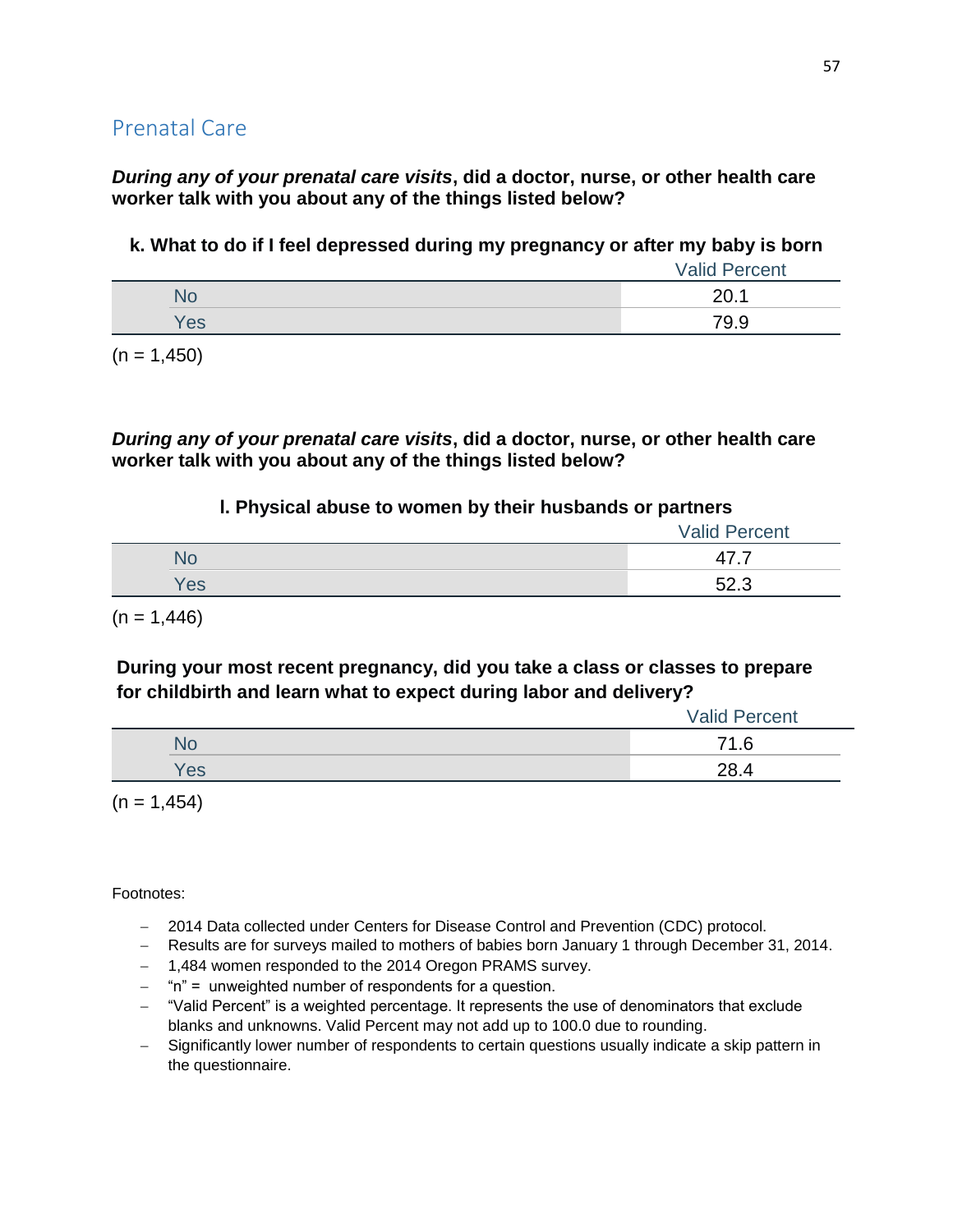## Prenatal Care

***During any of your prenatal care visits*, did a doctor, nurse, or other health care worker talk with you about any of the things listed below?**

**k. What to do if I feel depressed during my pregnancy or after my baby is born**

| | Valid Percent |
|---|---|
| No | 20.1 |
| Yes | 79.9 |

(n = 1,450)

***During any of your prenatal care visits*, did a doctor, nurse, or other health care worker talk with you about any of the things listed below?**

**l. Physical abuse to women by their husbands or partners**

| | Valid Percent |
|---|---|
| No | 47.7 |
| Yes | 52.3 |

(n = 1,446)

**During your most recent pregnancy, did you take a class or classes to prepare for childbirth and learn what to expect during labor and delivery?**

| | Valid Percent |
|---|---|
| No | 71.6 |
| Yes | 28.4 |

(n = 1,454)

Footnotes:

- 2014 Data collected under Centers for Disease Control and Prevention (CDC) protocol.
- Results are for surveys mailed to mothers of babies born January 1 through December 31, 2014.
- 1,484 women responded to the 2014 Oregon PRAMS survey.
- "n" = unweighted number of respondents for a question.
- "Valid Percent" is a weighted percentage. It represents the use of denominators that exclude blanks and unknowns. Valid Percent may not add up to 100.0 due to rounding.
- Significantly lower number of respondents to certain questions usually indicate a skip pattern in the questionnaire.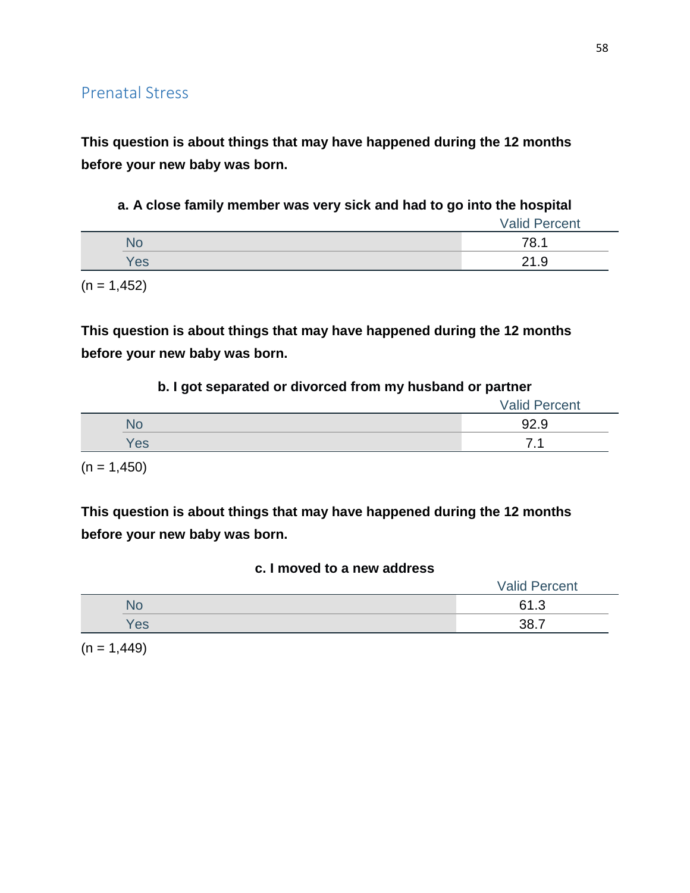## Prenatal Stress

**This question is about things that may have happened during the 12 months before your new baby was born.**

**a. A close family member was very sick and had to go into the hospital**

| | Valid Percent |
|---|---|
| No | 78.1 |
| Yes | 21.9 |

(n = 1,452)

**This question is about things that may have happened during the 12 months before your new baby was born.**

**b. I got separated or divorced from my husband or partner**

| | Valid Percent |
|---|---|
| No | 92.9 |
| Yes | 7.1 |

(n = 1,450)

**This question is about things that may have happened during the 12 months before your new baby was born.**

**c. I moved to a new address**

| | Valid Percent |
|---|---|
| No | 61.3 |
| Yes | 38.7 |

(n = 1,449)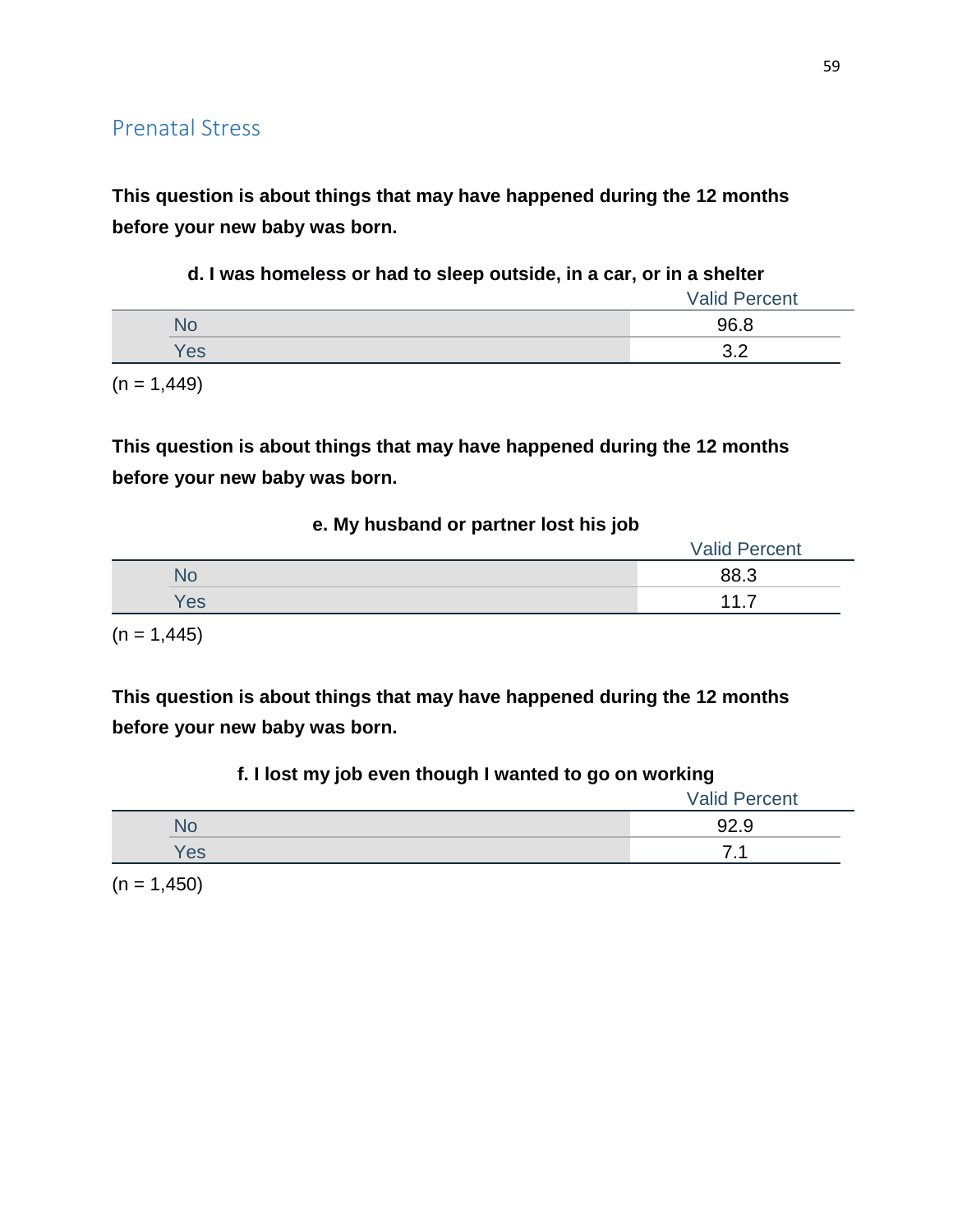## Prenatal Stress

**This question is about things that may have happened during the 12 months before your new baby was born.**

**d. I was homeless or had to sleep outside, in a car, or in a shelter**

| | Valid Percent |
|---|---|
| No | 96.8 |
| Yes | 3.2 |

(n = 1,449)

**This question is about things that may have happened during the 12 months before your new baby was born.**

**e. My husband or partner lost his job**

| | Valid Percent |
|---|---|
| No | 88.3 |
| Yes | 11.7 |

(n = 1,445)

**This question is about things that may have happened during the 12 months before your new baby was born.**

**f. I lost my job even though I wanted to go on working**

| | Valid Percent |
|---|---|
| No | 92.9 |
| Yes | 7.1 |

(n = 1,450)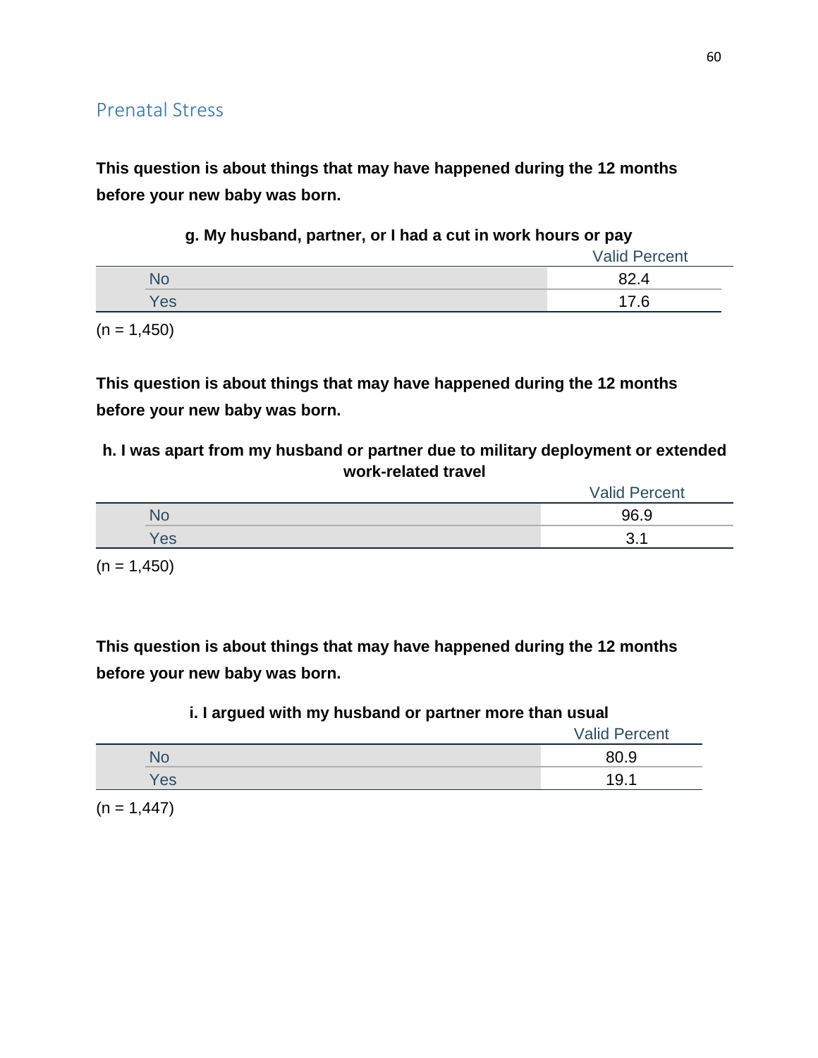## Prenatal Stress

**This question is about things that may have happened during the 12 months before your new baby was born.**

**g. My husband, partner, or I had a cut in work hours or pay**

| | Valid Percent |
|---|---|
| No | 82.4 |
| Yes | 17.6 |

(n = 1,450)

**This question is about things that may have happened during the 12 months before your new baby was born.**

**h. I was apart from my husband or partner due to military deployment or extended work-related travel**

| | Valid Percent |
|---|---|
| No | 96.9 |
| Yes | 3.1 |

(n = 1,450)

**This question is about things that may have happened during the 12 months before your new baby was born.**

**i. I argued with my husband or partner more than usual**

| | Valid Percent |
|---|---|
| No | 80.9 |
| Yes | 19.1 |

(n = 1,447)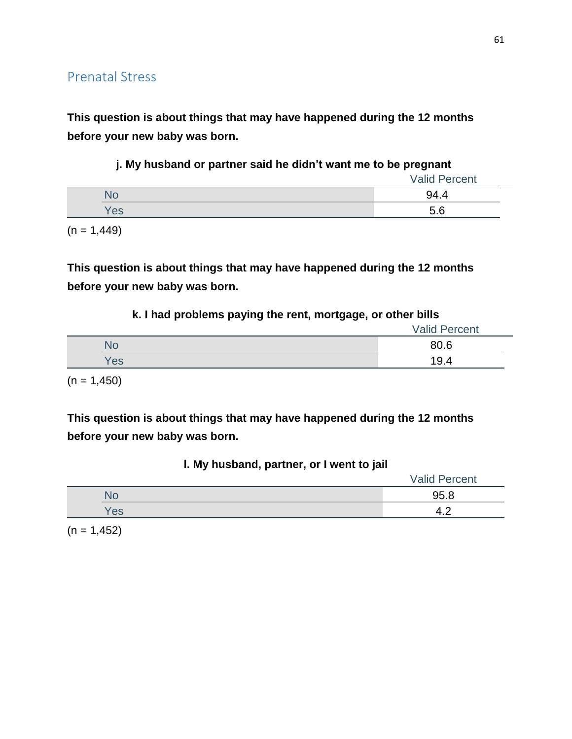## Prenatal Stress

**This question is about things that may have happened during the 12 months before your new baby was born.**

**j. My husband or partner said he didn't want me to be pregnant**

| | Valid Percent |
|---|---|
| No | 94.4 |
| Yes | 5.6 |

(n = 1,449)

**This question is about things that may have happened during the 12 months before your new baby was born.**

**k. I had problems paying the rent, mortgage, or other bills**

| | Valid Percent |
|---|---|
| No | 80.6 |
| Yes | 19.4 |

(n = 1,450)

**This question is about things that may have happened during the 12 months before your new baby was born.**

**l. My husband, partner, or I went to jail**

| | Valid Percent |
|---|---|
| No | 95.8 |
| Yes | 4.2 |

(n = 1,452)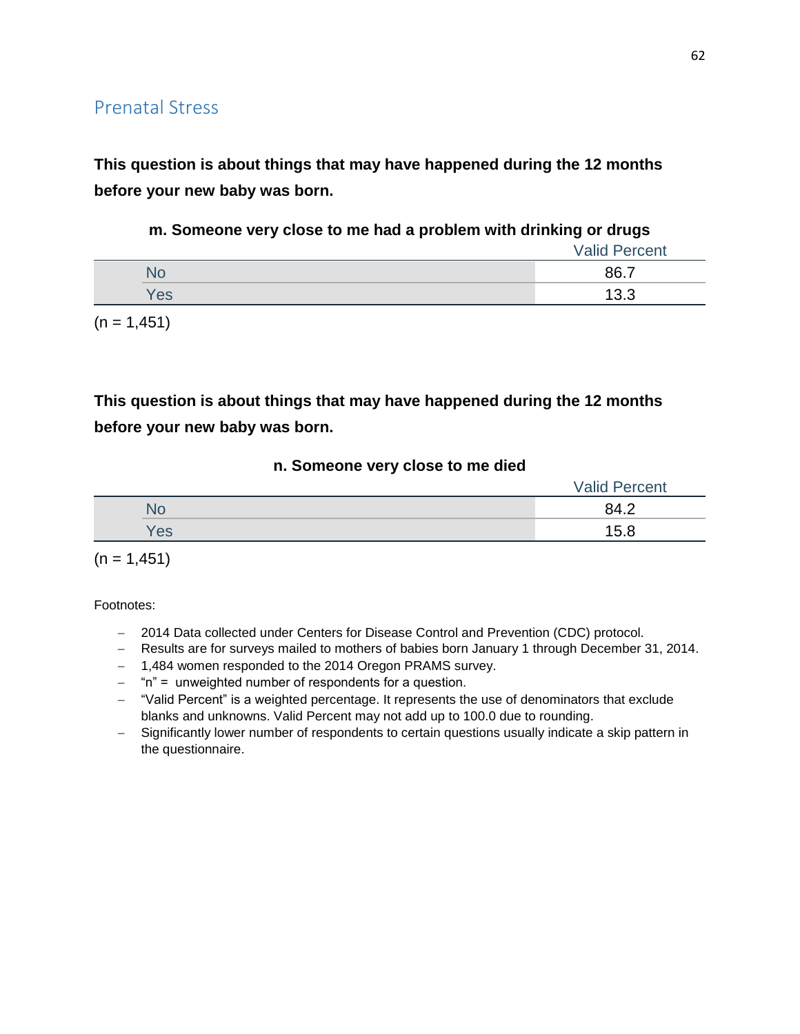## Prenatal Stress

**This question is about things that may have happened during the 12 months before your new baby was born.**

**m. Someone very close to me had a problem with drinking or drugs**

| | Valid Percent |
|---|---|
| No | 86.7 |
| Yes | 13.3 |

(n = 1,451)

**This question is about things that may have happened during the 12 months before your new baby was born.**

**n. Someone very close to me died**

| | Valid Percent |
|---|---|
| No | 84.2 |
| Yes | 15.8 |

(n = 1,451)

Footnotes:

- 2014 Data collected under Centers for Disease Control and Prevention (CDC) protocol.
- Results are for surveys mailed to mothers of babies born January 1 through December 31, 2014.
- 1,484 women responded to the 2014 Oregon PRAMS survey.
- "n" = unweighted number of respondents for a question.
- "Valid Percent" is a weighted percentage. It represents the use of denominators that exclude blanks and unknowns. Valid Percent may not add up to 100.0 due to rounding.
- Significantly lower number of respondents to certain questions usually indicate a skip pattern in the questionnaire.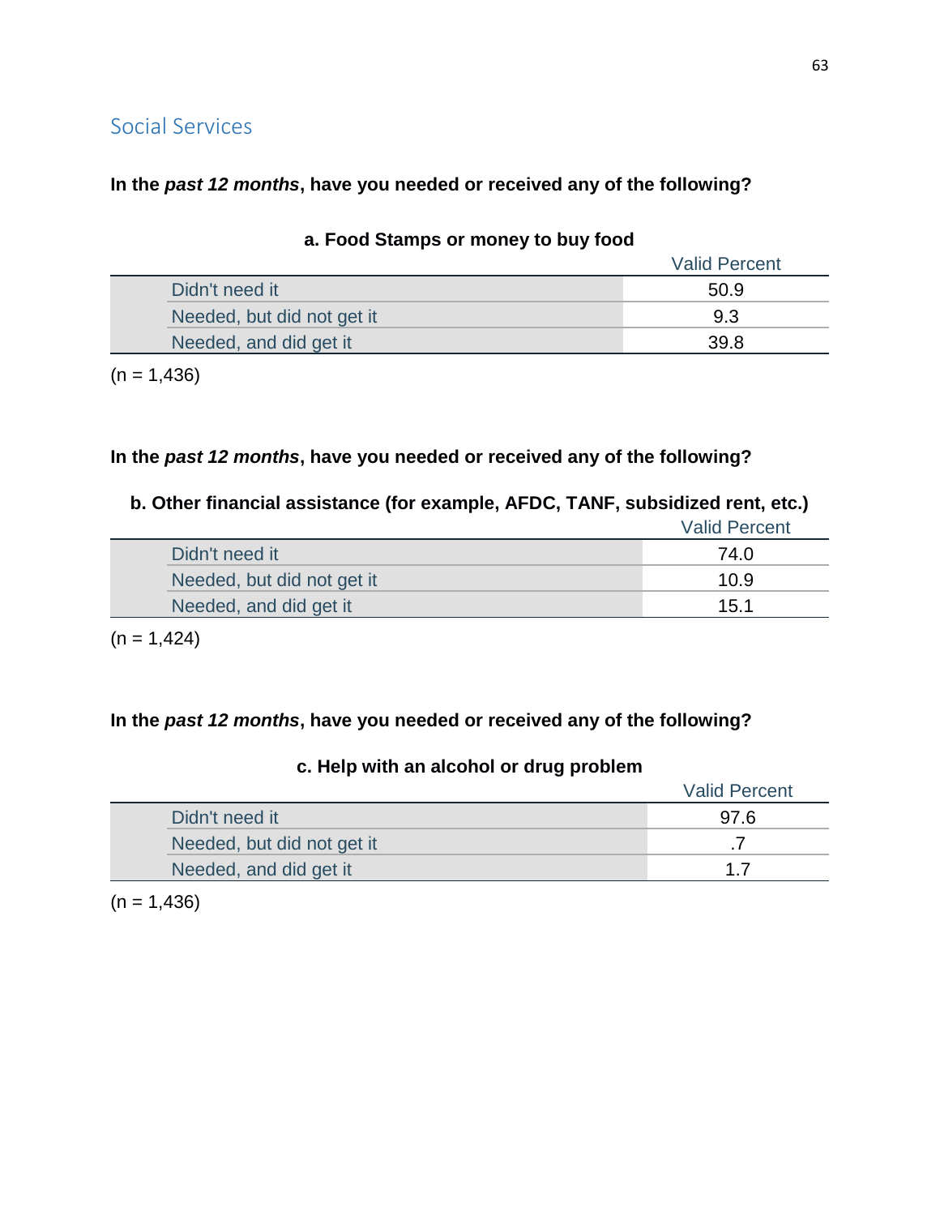## Social Services

**In the *past 12 months*, have you needed or received any of the following?**

**a. Food Stamps or money to buy food**

| | Valid Percent |
|---|---|
| Didn't need it | 50.9 |
| Needed, but did not get it | 9.3 |
| Needed, and did get it | 39.8 |

(n = 1,436)

**In the *past 12 months*, have you needed or received any of the following?**

**b. Other financial assistance (for example, AFDC, TANF, subsidized rent, etc.)**

| | Valid Percent |
|---|---|
| Didn't need it | 74.0 |
| Needed, but did not get it | 10.9 |
| Needed, and did get it | 15.1 |

(n = 1,424)

**In the *past 12 months*, have you needed or received any of the following?**

**c. Help with an alcohol or drug problem**

| | Valid Percent |
|---|---|
| Didn't need it | 97.6 |
| Needed, but did not get it | .7 |
| Needed, and did get it | 1.7 |

(n = 1,436)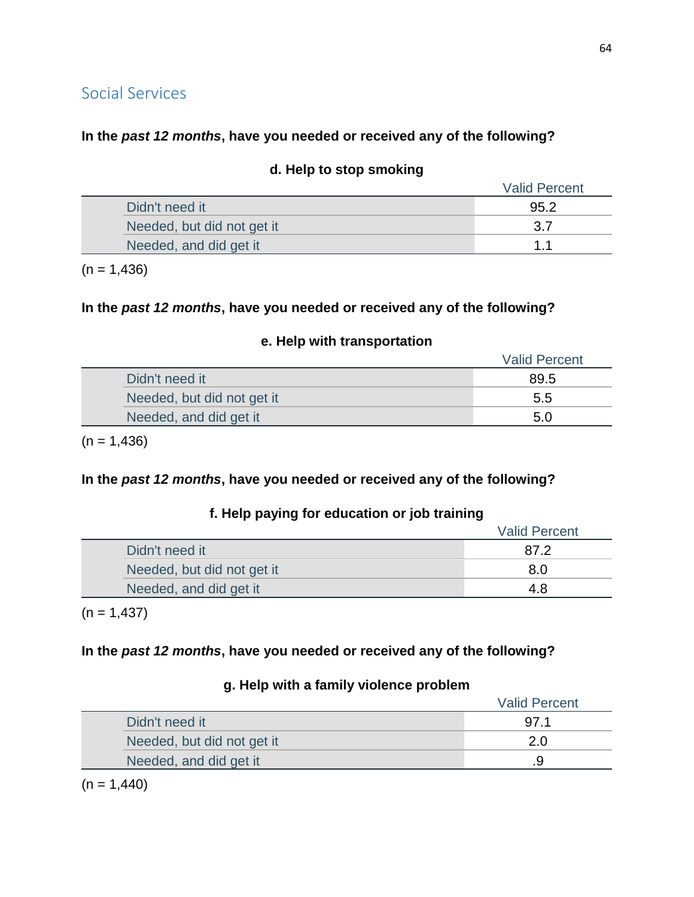## Social Services

**In the *past 12 months*, have you needed or received any of the following?**

**d. Help to stop smoking**

| | Valid Percent |
|---|---|
| Didn't need it | 95.2 |
| Needed, but did not get it | 3.7 |
| Needed, and did get it | 1.1 |

(n = 1,436)

**In the *past 12 months*, have you needed or received any of the following?**

**e. Help with transportation**

| | Valid Percent |
|---|---|
| Didn't need it | 89.5 |
| Needed, but did not get it | 5.5 |
| Needed, and did get it | 5.0 |

(n = 1,436)

**In the *past 12 months*, have you needed or received any of the following?**

**f. Help paying for education or job training**

| | Valid Percent |
|---|---|
| Didn't need it | 87.2 |
| Needed, but did not get it | 8.0 |
| Needed, and did get it | 4.8 |

(n = 1,437)

**In the *past 12 months*, have you needed or received any of the following?**

**g. Help with a family violence problem**

| | Valid Percent |
|---|---|
| Didn't need it | 97.1 |
| Needed, but did not get it | 2.0 |
| Needed, and did get it | .9 |

(n = 1,440)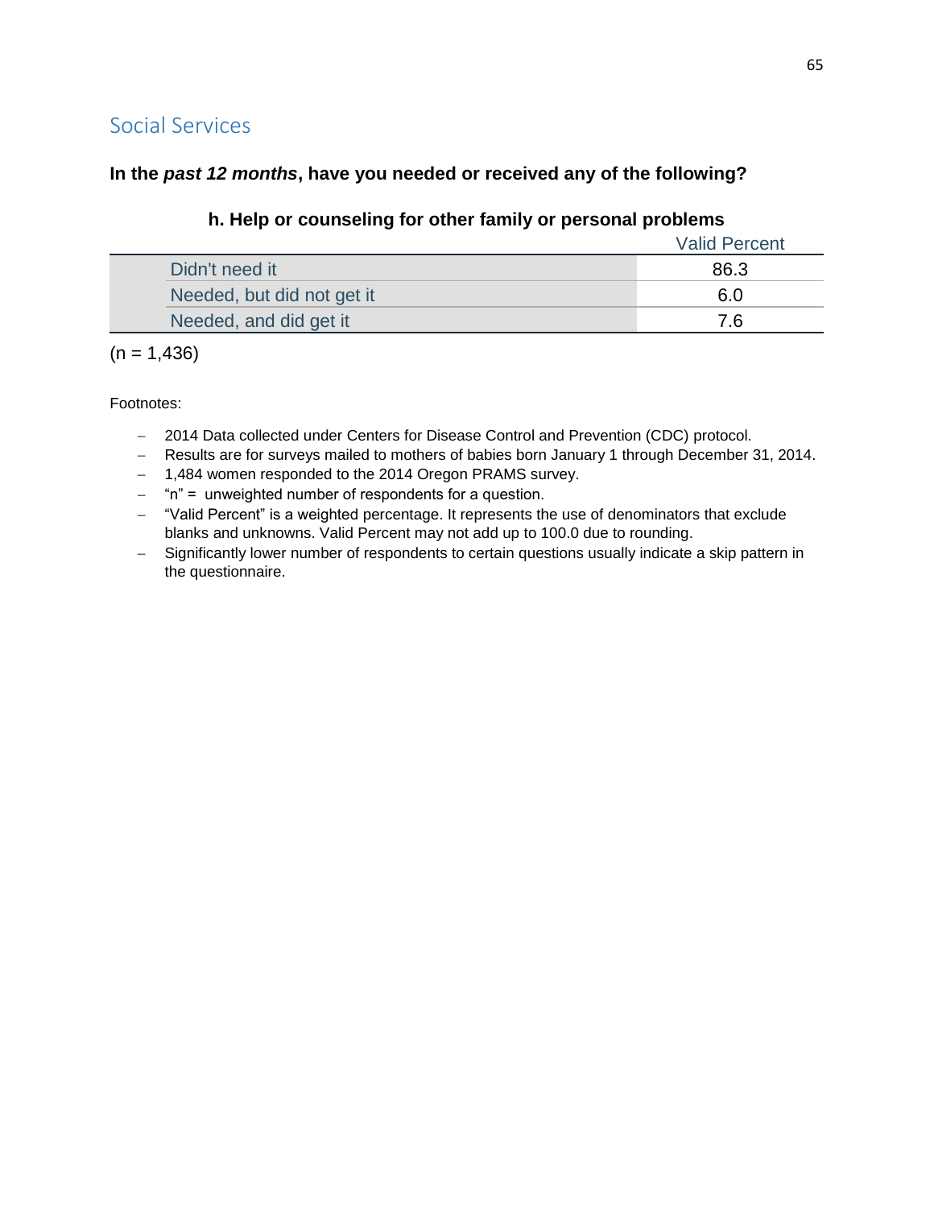## Social Services

**In the *past 12 months*, have you needed or received any of the following?**

### h. Help or counseling for other family or personal problems

| | Valid Percent |
|---|---|
| Didn't need it | 86.3 |
| Needed, but did not get it | 6.0 |
| Needed, and did get it | 7.6 |

(n = 1,436)

Footnotes:

- 2014 Data collected under Centers for Disease Control and Prevention (CDC) protocol.
- Results are for surveys mailed to mothers of babies born January 1 through December 31, 2014.
- 1,484 women responded to the 2014 Oregon PRAMS survey.
- "n" = unweighted number of respondents for a question.
- "Valid Percent" is a weighted percentage. It represents the use of denominators that exclude blanks and unknowns. Valid Percent may not add up to 100.0 due to rounding.
- Significantly lower number of respondents to certain questions usually indicate a skip pattern in the questionnaire.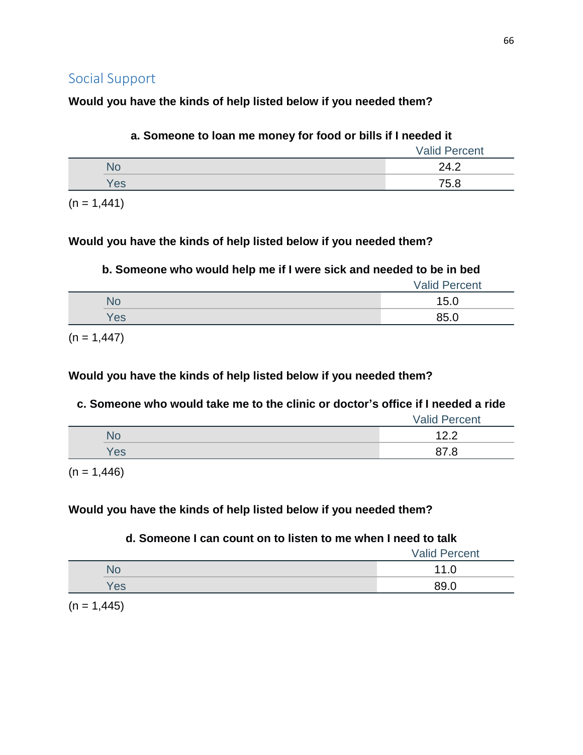## Social Support

**Would you have the kinds of help listed below if you needed them?**

**a. Someone to loan me money for food or bills if I needed it**

| | Valid Percent |
|---|---|
| No | 24.2 |
| Yes | 75.8 |

(n = 1,441)

**Would you have the kinds of help listed below if you needed them?**

**b. Someone who would help me if I were sick and needed to be in bed**

| | Valid Percent |
|---|---|
| No | 15.0 |
| Yes | 85.0 |

(n = 1,447)

**Would you have the kinds of help listed below if you needed them?**

**c. Someone who would take me to the clinic or doctor's office if I needed a ride**

| | Valid Percent |
|---|---|
| No | 12.2 |
| Yes | 87.8 |

(n = 1,446)

**Would you have the kinds of help listed below if you needed them?**

**d. Someone I can count on to listen to me when I need to talk**

| | Valid Percent |
|---|---|
| No | 11.0 |
| Yes | 89.0 |

(n = 1,445)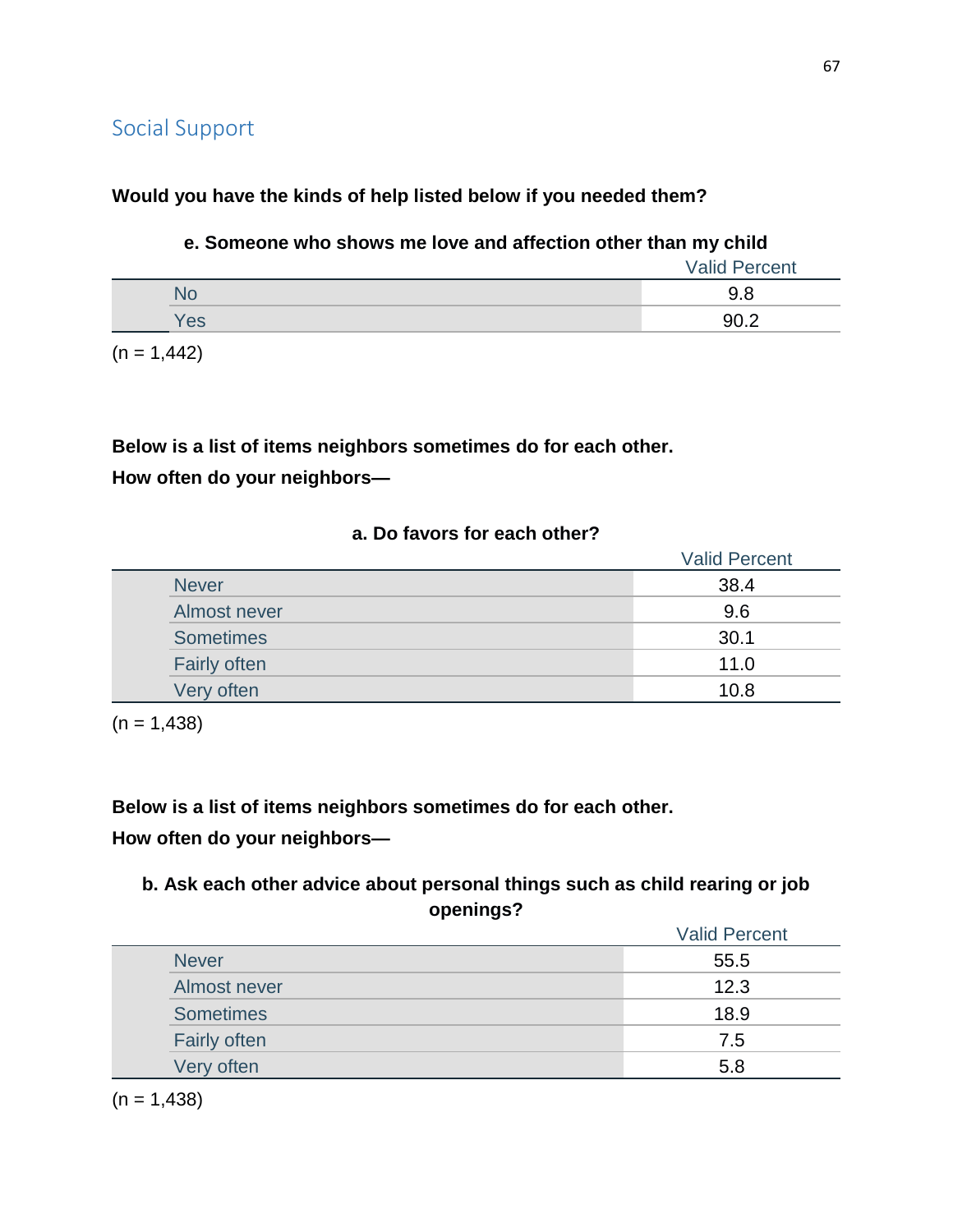## Social Support

**Would you have the kinds of help listed below if you needed them?**

**e. Someone who shows me love and affection other than my child**

| | Valid Percent |
|---|---|
| No | 9.8 |
| Yes | 90.2 |

(n = 1,442)

**Below is a list of items neighbors sometimes do for each other.**
**How often do your neighbors—**

**a. Do favors for each other?**

| | Valid Percent |
|---|---|
| Never | 38.4 |
| Almost never | 9.6 |
| Sometimes | 30.1 |
| Fairly often | 11.0 |
| Very often | 10.8 |

(n = 1,438)

**Below is a list of items neighbors sometimes do for each other.**
**How often do your neighbors—**

**b. Ask each other advice about personal things such as child rearing or job openings?**

| | Valid Percent |
|---|---|
| Never | 55.5 |
| Almost never | 12.3 |
| Sometimes | 18.9 |
| Fairly often | 7.5 |
| Very often | 5.8 |

(n = 1,438)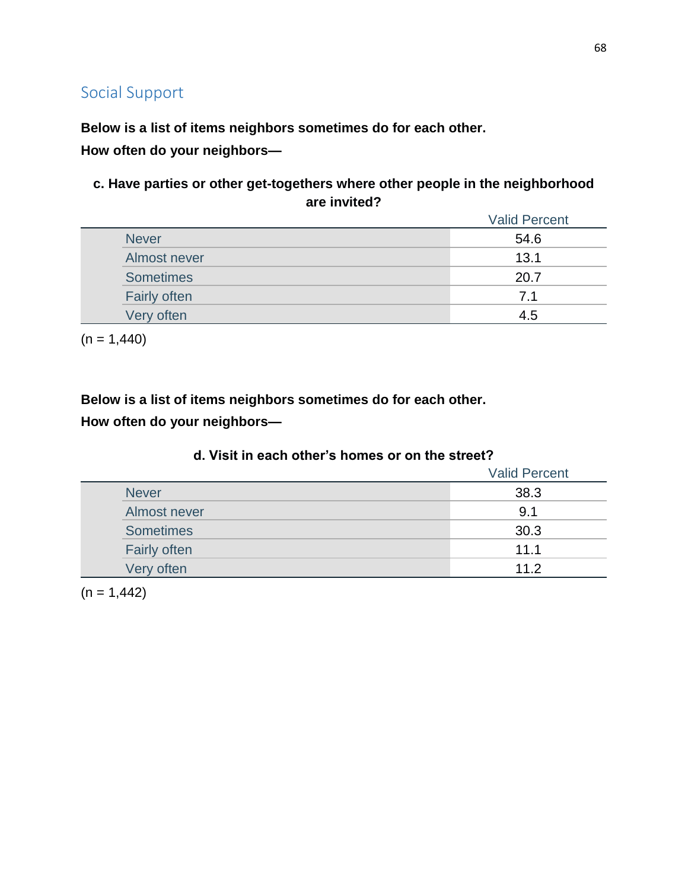## Social Support

**Below is a list of items neighbors sometimes do for each other.**

**How often do your neighbors—**

**c. Have parties or other get-togethers where other people in the neighborhood are invited?**

| | Valid Percent |
|---|---|
| Never | 54.6 |
| Almost never | 13.1 |
| Sometimes | 20.7 |
| Fairly often | 7.1 |
| Very often | 4.5 |

(n = 1,440)

**Below is a list of items neighbors sometimes do for each other.**

**How often do your neighbors—**

**d. Visit in each other's homes or on the street?**

| | Valid Percent |
|---|---|
| Never | 38.3 |
| Almost never | 9.1 |
| Sometimes | 30.3 |
| Fairly often | 11.1 |
| Very often | 11.2 |

(n = 1,442)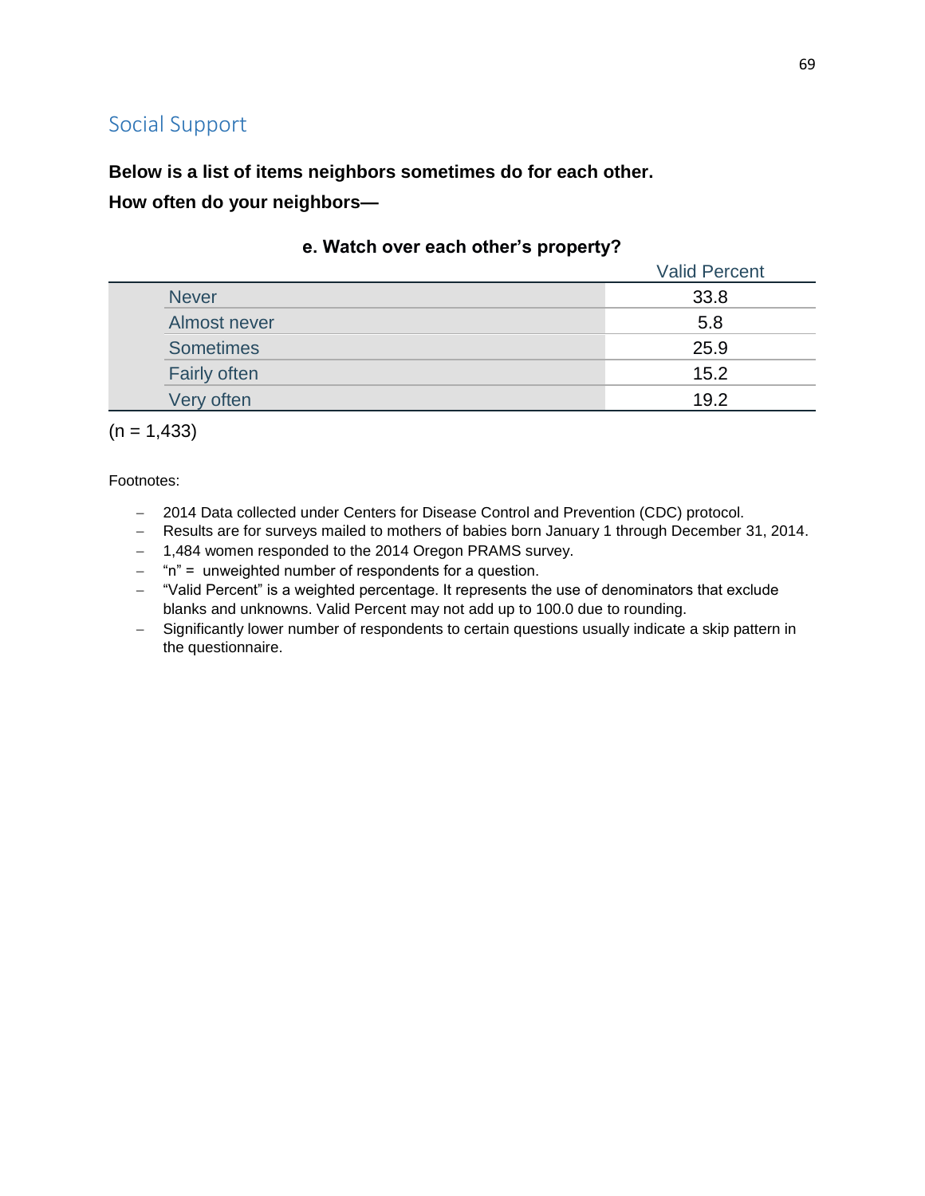## Social Support

**Below is a list of items neighbors sometimes do for each other.**

**How often do your neighbors—**

**e. Watch over each other's property?**

| | Valid Percent |
|---|---|
| Never | 33.8 |
| Almost never | 5.8 |
| Sometimes | 25.9 |
| Fairly often | 15.2 |
| Very often | 19.2 |

(n = 1,433)

Footnotes:

- 2014 Data collected under Centers for Disease Control and Prevention (CDC) protocol.
- Results are for surveys mailed to mothers of babies born January 1 through December 31, 2014.
- 1,484 women responded to the 2014 Oregon PRAMS survey.
- "n" = unweighted number of respondents for a question.
- "Valid Percent" is a weighted percentage. It represents the use of denominators that exclude blanks and unknowns. Valid Percent may not add up to 100.0 due to rounding.
- Significantly lower number of respondents to certain questions usually indicate a skip pattern in the questionnaire.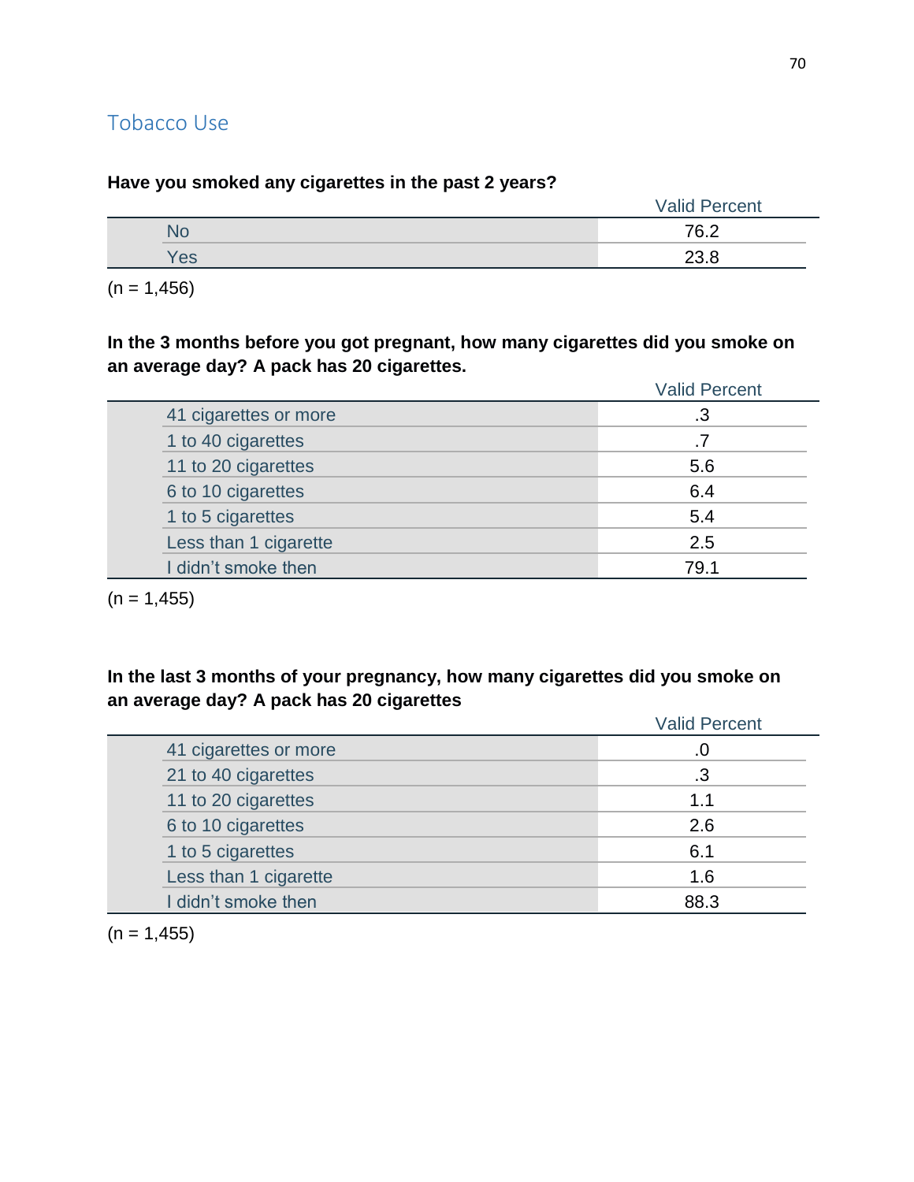## Tobacco Use

**Have you smoked any cigarettes in the past 2 years?**

| | Valid Percent |
|---|---|
| No | 76.2 |
| Yes | 23.8 |

(n = 1,456)

**In the 3 months before you got pregnant, how many cigarettes did you smoke on an average day? A pack has 20 cigarettes.**

| | Valid Percent |
|---|---|
| 41 cigarettes or more | .3 |
| 1 to 40 cigarettes | .7 |
| 11 to 20 cigarettes | 5.6 |
| 6 to 10 cigarettes | 6.4 |
| 1 to 5 cigarettes | 5.4 |
| Less than 1 cigarette | 2.5 |
| I didn't smoke then | 79.1 |

(n = 1,455)

**In the last 3 months of your pregnancy, how many cigarettes did you smoke on an average day? A pack has 20 cigarettes**

| | Valid Percent |
|---|---|
| 41 cigarettes or more | .0 |
| 21 to 40 cigarettes | .3 |
| 11 to 20 cigarettes | 1.1 |
| 6 to 10 cigarettes | 2.6 |
| 1 to 5 cigarettes | 6.1 |
| Less than 1 cigarette | 1.6 |
| I didn't smoke then | 88.3 |

(n = 1,455)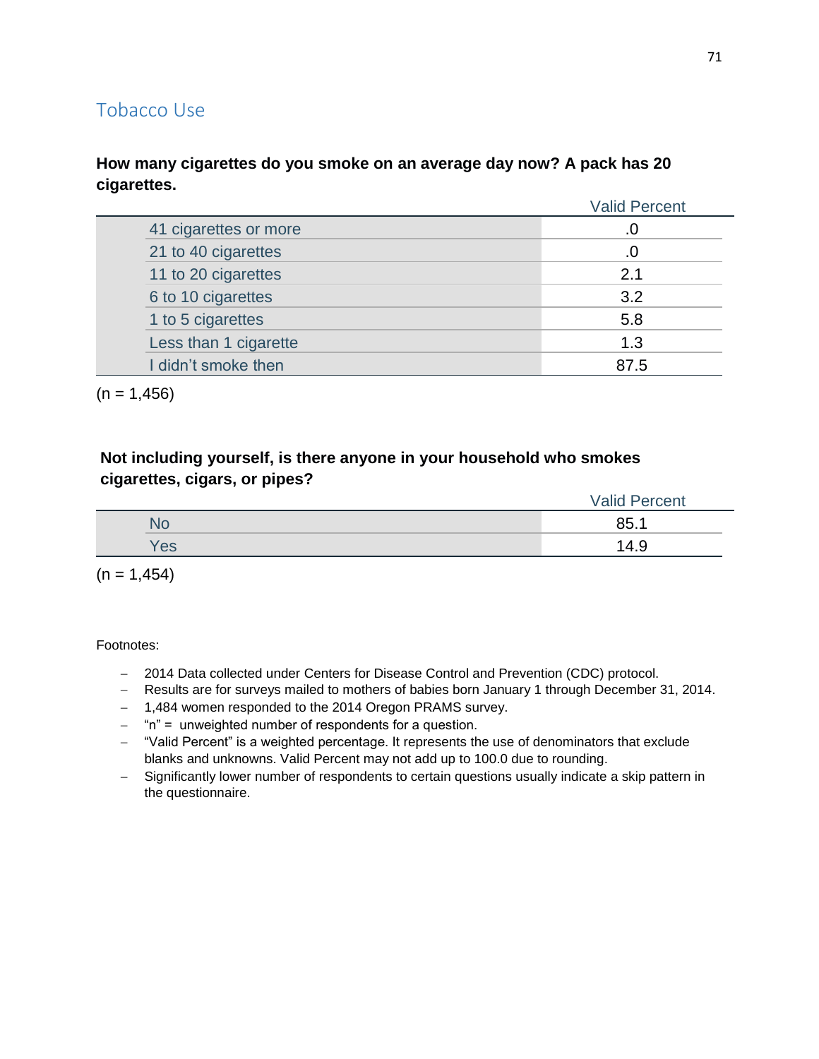## Tobacco Use

**How many cigarettes do you smoke on an average day now? A pack has 20 cigarettes.**

| | Valid Percent |
|---|---|
| 41 cigarettes or more | .0 |
| 21 to 40 cigarettes | .0 |
| 11 to 20 cigarettes | 2.1 |
| 6 to 10 cigarettes | 3.2 |
| 1 to 5 cigarettes | 5.8 |
| Less than 1 cigarette | 1.3 |
| I didn't smoke then | 87.5 |

(n = 1,456)

**Not including yourself, is there anyone in your household who smokes cigarettes, cigars, or pipes?**

| | Valid Percent |
|---|---|
| No | 85.1 |
| Yes | 14.9 |

(n = 1,454)

Footnotes:

- 2014 Data collected under Centers for Disease Control and Prevention (CDC) protocol.
- Results are for surveys mailed to mothers of babies born January 1 through December 31, 2014.
- 1,484 women responded to the 2014 Oregon PRAMS survey.
- "n" = unweighted number of respondents for a question.
- "Valid Percent" is a weighted percentage. It represents the use of denominators that exclude blanks and unknowns. Valid Percent may not add up to 100.0 due to rounding.
- Significantly lower number of respondents to certain questions usually indicate a skip pattern in the questionnaire.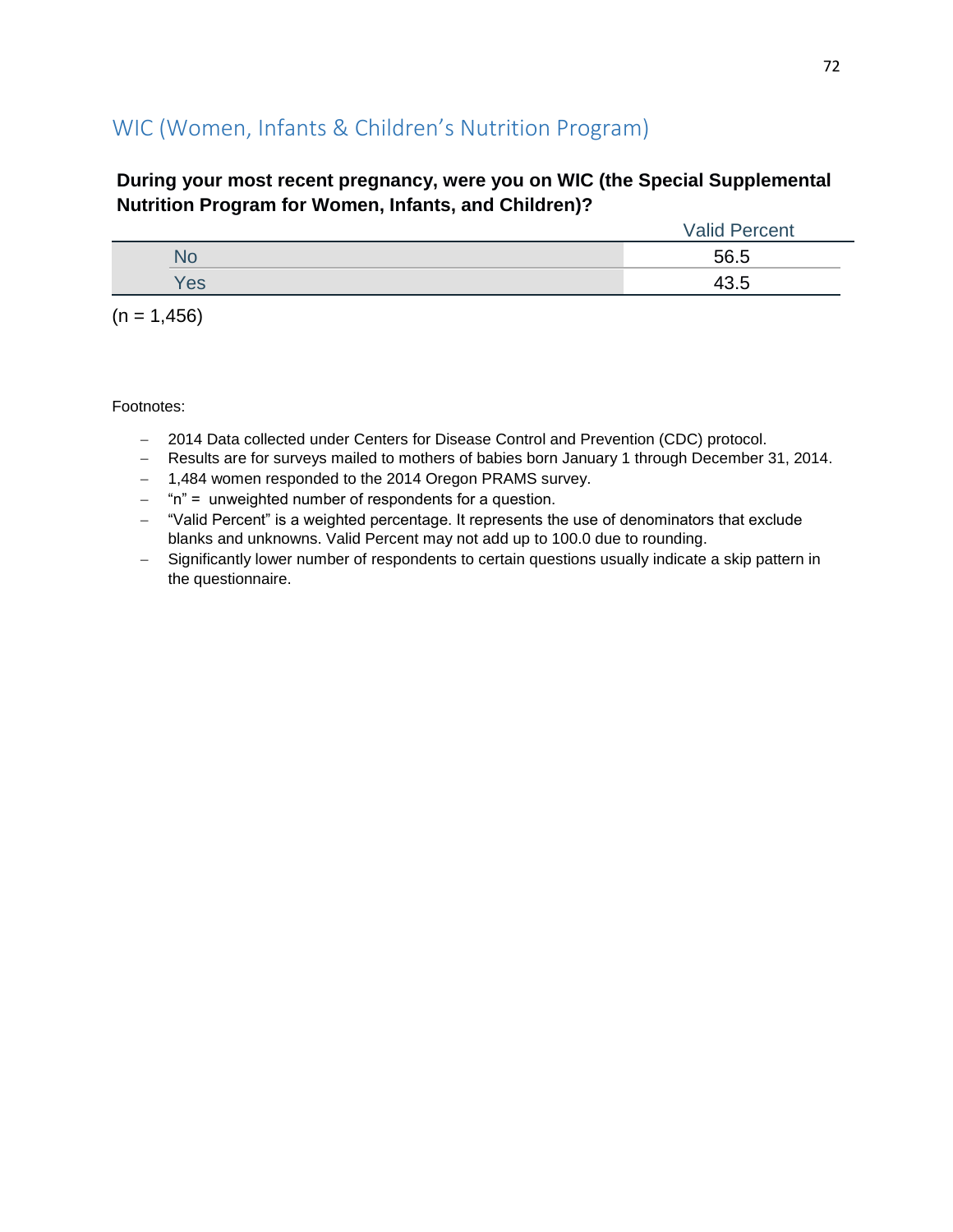## WIC (Women, Infants & Children's Nutrition Program)

**During your most recent pregnancy, were you on WIC (the Special Supplemental Nutrition Program for Women, Infants, and Children)?**

| | Valid Percent |
|---|---|
| No | 56.5 |
| Yes | 43.5 |

(n = 1,456)

Footnotes:

- 2014 Data collected under Centers for Disease Control and Prevention (CDC) protocol.
- Results are for surveys mailed to mothers of babies born January 1 through December 31, 2014.
- 1,484 women responded to the 2014 Oregon PRAMS survey.
- "n" = unweighted number of respondents for a question.
- "Valid Percent" is a weighted percentage. It represents the use of denominators that exclude blanks and unknowns. Valid Percent may not add up to 100.0 due to rounding.
- Significantly lower number of respondents to certain questions usually indicate a skip pattern in the questionnaire.